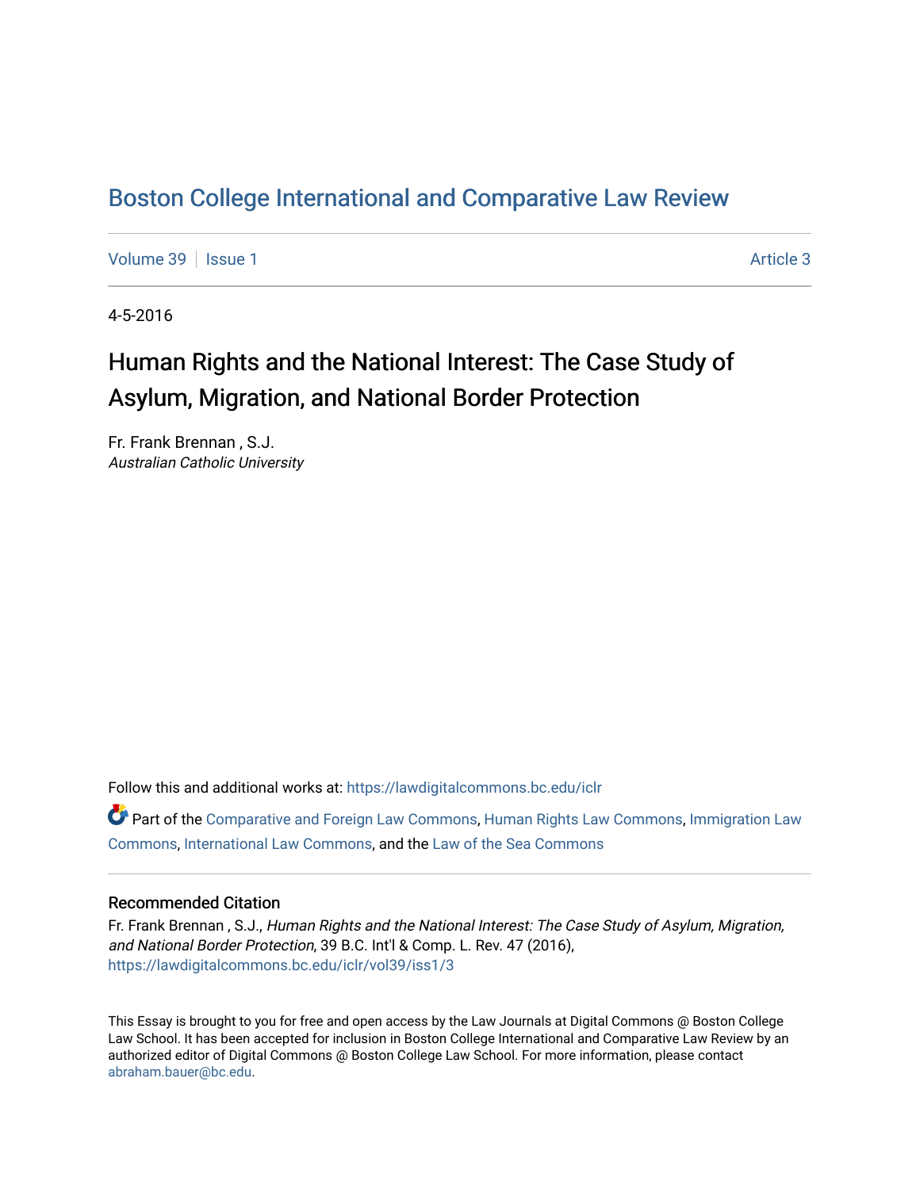# Boston College International and Comparative Law Review

Volume 39 | Issue 1 — Article 3

4-5-2016

## Human Rights and the National Interest: The Case Study of Asylum, Migration, and National Border Protection

Fr. Frank Brennan , S.J.
*Australian Catholic University*

Follow this and additional works at: https://lawdigitalcommons.bc.edu/iclr

Part of the Comparative and Foreign Law Commons, Human Rights Law Commons, Immigration Law Commons, International Law Commons, and the Law of the Sea Commons

### Recommended Citation

Fr. Frank Brennan , S.J., *Human Rights and the National Interest: The Case Study of Asylum, Migration, and National Border Protection*, 39 B.C. Int'l & Comp. L. Rev. 47 (2016), https://lawdigitalcommons.bc.edu/iclr/vol39/iss1/3

This Essay is brought to you for free and open access by the Law Journals at Digital Commons @ Boston College Law School. It has been accepted for inclusion in Boston College International and Comparative Law Review by an authorized editor of Digital Commons @ Boston College Law School. For more information, please contact abraham.bauer@bc.edu.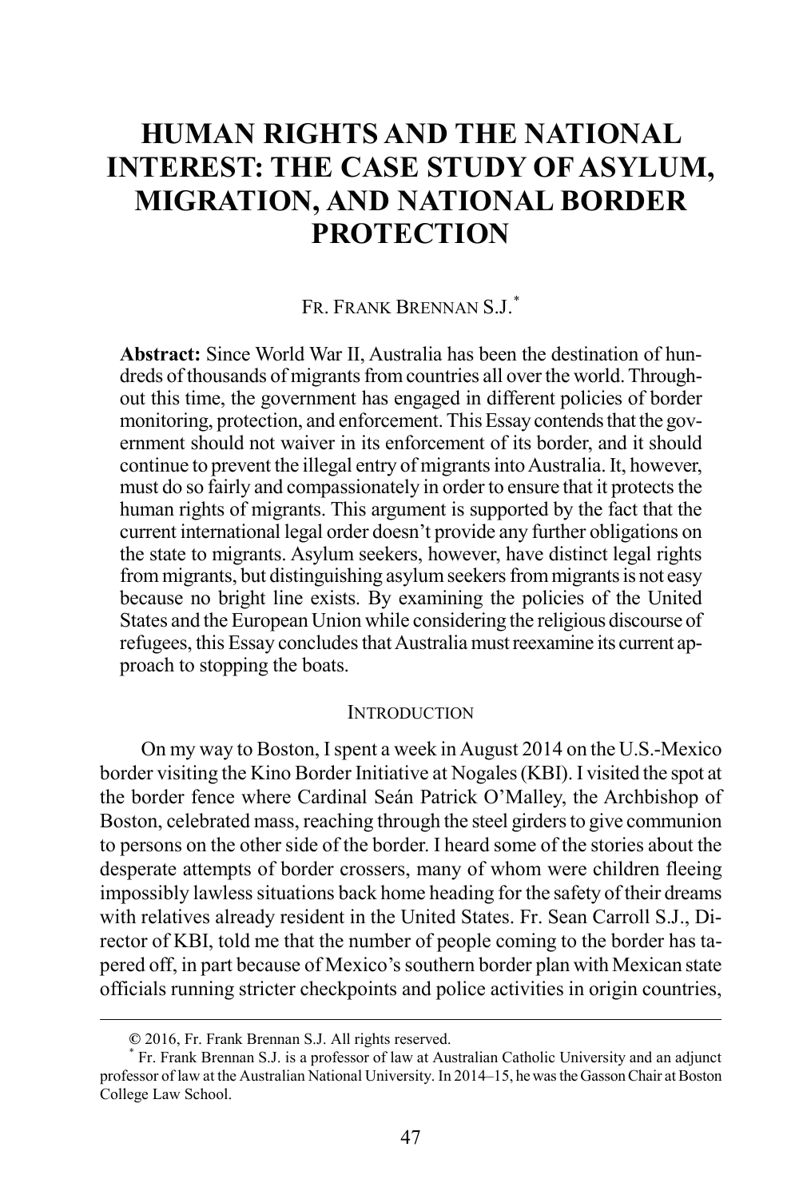# HUMAN RIGHTS AND THE NATIONAL INTEREST: THE CASE STUDY OF ASYLUM, MIGRATION, AND NATIONAL BORDER PROTECTION

FR. FRANK BRENNAN S.J.*

**Abstract:** Since World War II, Australia has been the destination of hundreds of thousands of migrants from countries all over the world. Throughout this time, the government has engaged in different policies of border monitoring, protection, and enforcement. This Essay contends that the government should not waiver in its enforcement of its border, and it should continue to prevent the illegal entry of migrants into Australia. It, however, must do so fairly and compassionately in order to ensure that it protects the human rights of migrants. This argument is supported by the fact that the current international legal order doesn't provide any further obligations on the state to migrants. Asylum seekers, however, have distinct legal rights from migrants, but distinguishing asylum seekers from migrants is not easy because no bright line exists. By examining the policies of the United States and the European Union while considering the religious discourse of refugees, this Essay concludes that Australia must reexamine its current approach to stopping the boats.

## INTRODUCTION

On my way to Boston, I spent a week in August 2014 on the U.S.-Mexico border visiting the Kino Border Initiative at Nogales (KBI). I visited the spot at the border fence where Cardinal Seán Patrick O'Malley, the Archbishop of Boston, celebrated mass, reaching through the steel girders to give communion to persons on the other side of the border. I heard some of the stories about the desperate attempts of border crossers, many of whom were children fleeing impossibly lawless situations back home heading for the safety of their dreams with relatives already resident in the United States. Fr. Sean Carroll S.J., Director of KBI, told me that the number of people coming to the border has tapered off, in part because of Mexico's southern border plan with Mexican state officials running stricter checkpoints and police activities in origin countries,

---

© 2016, Fr. Frank Brennan S.J. All rights reserved.

* Fr. Frank Brennan S.J. is a professor of law at Australian Catholic University and an adjunct professor of law at the Australian National University. In 2014–15, he was the Gasson Chair at Boston College Law School.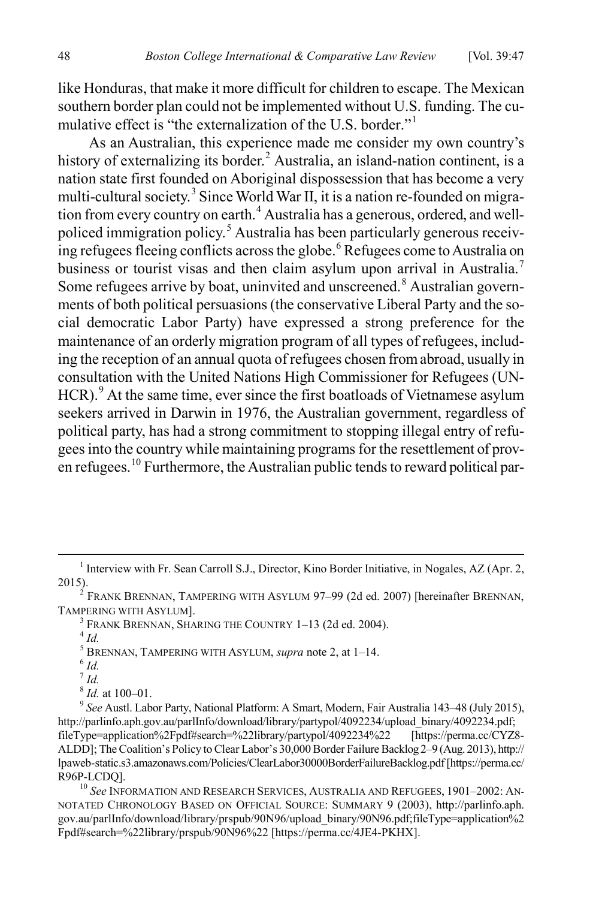like Honduras, that make it more difficult for children to escape. The Mexican southern border plan could not be implemented without U.S. funding. The cumulative effect is "the externalization of the U.S. border."[1]

As an Australian, this experience made me consider my own country's history of externalizing its border.[2] Australia, an island-nation continent, is a nation state first founded on Aboriginal dispossession that has become a very multi-cultural society.[3] Since World War II, it is a nation re-founded on migration from every country on earth.[4] Australia has a generous, ordered, and well-policed immigration policy.[5] Australia has been particularly generous receiving refugees fleeing conflicts across the globe.[6] Refugees come to Australia on business or tourist visas and then claim asylum upon arrival in Australia.[7] Some refugees arrive by boat, uninvited and unscreened.[8] Australian governments of both political persuasions (the conservative Liberal Party and the social democratic Labor Party) have expressed a strong preference for the maintenance of an orderly migration program of all types of refugees, including the reception of an annual quota of refugees chosen from abroad, usually in consultation with the United Nations High Commissioner for Refugees (UNHCR).[9] At the same time, ever since the first boatloads of Vietnamese asylum seekers arrived in Darwin in 1976, the Australian government, regardless of political party, has had a strong commitment to stopping illegal entry of refugees into the country while maintaining programs for the resettlement of proven refugees.[10] Furthermore, the Australian public tends to reward political par-

---

[1] Interview with Fr. Sean Carroll S.J., Director, Kino Border Initiative, in Nogales, AZ (Apr. 2, 2015).

[2] FRANK BRENNAN, TAMPERING WITH ASYLUM 97–99 (2d ed. 2007) [hereinafter BRENNAN, TAMPERING WITH ASYLUM].

[3] FRANK BRENNAN, SHARING THE COUNTRY 1–13 (2d ed. 2004).

[4] *Id.*

[5] BRENNAN, TAMPERING WITH ASYLUM, *supra* note 2, at 1–14.

[6] *Id.*

[7] *Id.*

[8] *Id.* at 100–01.

[9] *See* Austl. Labor Party, National Platform: A Smart, Modern, Fair Australia 143–48 (July 2015), http://parlinfo.aph.gov.au/parlInfo/download/library/partypol/4092234/upload_binary/4092234.pdf;fileType=application%2Fpdf#search=%22library/partypol/4092234%22 [https://perma.cc/CYZ8-ALDD]; The Coalition's Policy to Clear Labor's 30,000 Border Failure Backlog 2–9 (Aug. 2013), http://lpaweb-static.s3.amazonaws.com/Policies/ClearLabor30000BorderFailureBacklog.pdf [https://perma.cc/R96P-LCDQ].

[10] *See* INFORMATION AND RESEARCH SERVICES, AUSTRALIA AND REFUGEES, 1901–2002: ANNOTATED CHRONOLOGY BASED ON OFFICIAL SOURCE: SUMMARY 9 (2003), http://parlinfo.aph.gov.au/parlInfo/download/library/prspub/90N96/upload_binary/90N96.pdf;fileType=application%2Fpdf#search=%22library/prspub/90N96%22 [https://perma.cc/4JE4-PKHX].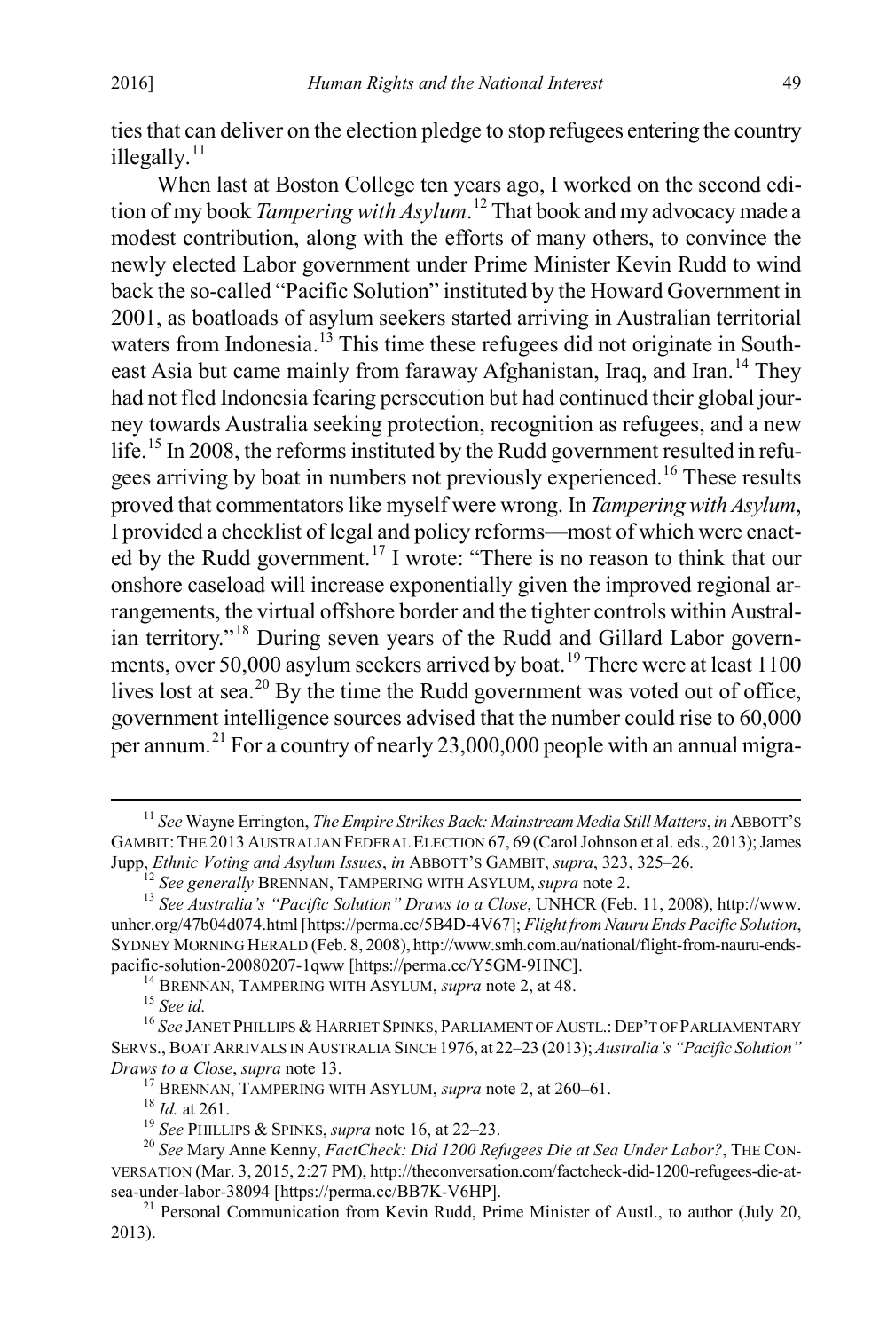ties that can deliver on the election pledge to stop refugees entering the country illegally.[11]

When last at Boston College ten years ago, I worked on the second edition of my book *Tampering with Asylum*.[12] That book and my advocacy made a modest contribution, along with the efforts of many others, to convince the newly elected Labor government under Prime Minister Kevin Rudd to wind back the so-called "Pacific Solution" instituted by the Howard Government in 2001, as boatloads of asylum seekers started arriving in Australian territorial waters from Indonesia.[13] This time these refugees did not originate in Southeast Asia but came mainly from faraway Afghanistan, Iraq, and Iran.[14] They had not fled Indonesia fearing persecution but had continued their global journey towards Australia seeking protection, recognition as refugees, and a new life.[15] In 2008, the reforms instituted by the Rudd government resulted in refugees arriving by boat in numbers not previously experienced.[16] These results proved that commentators like myself were wrong. In *Tampering with Asylum*, I provided a checklist of legal and policy reforms—most of which were enacted by the Rudd government.[17] I wrote: "There is no reason to think that our onshore caseload will increase exponentially given the improved regional arrangements, the virtual offshore border and the tighter controls within Australian territory."[18] During seven years of the Rudd and Gillard Labor governments, over 50,000 asylum seekers arrived by boat.[19] There were at least 1100 lives lost at sea.[20] By the time the Rudd government was voted out of office, government intelligence sources advised that the number could rise to 60,000 per annum.[21] For a country of nearly 23,000,000 people with an annual migra-

---

[11] *See* Wayne Errington, *The Empire Strikes Back: Mainstream Media Still Matters*, *in* ABBOTT'S GAMBIT: THE 2013 AUSTRALIAN FEDERAL ELECTION 67, 69 (Carol Johnson et al. eds., 2013); James Jupp, *Ethnic Voting and Asylum Issues*, *in* ABBOTT'S GAMBIT, *supra*, 323, 325–26.

[12] *See generally* BRENNAN, TAMPERING WITH ASYLUM, *supra* note 2.

[13] *See Australia's "Pacific Solution" Draws to a Close*, UNHCR (Feb. 11, 2008), http://www.unhcr.org/47b04d074.html [https://perma.cc/5B4D-4V67]; *Flight from Nauru Ends Pacific Solution*, SYDNEY MORNING HERALD (Feb. 8, 2008), http://www.smh.com.au/national/flight-from-nauru-ends-pacific-solution-20080207-1qww [https://perma.cc/Y5GM-9HNC].

[14] BRENNAN, TAMPERING WITH ASYLUM, *supra* note 2, at 48.

[15] *See id.*

[16] *See* JANET PHILLIPS & HARRIET SPINKS, PARLIAMENT OF AUSTL.: DEP'T OF PARLIAMENTARY SERVS., BOAT ARRIVALS IN AUSTRALIA SINCE 1976, at 22–23 (2013); *Australia's "Pacific Solution" Draws to a Close*, *supra* note 13.

[17] BRENNAN, TAMPERING WITH ASYLUM, *supra* note 2, at 260–61.

[18] *Id.* at 261.

[19] *See* PHILLIPS & SPINKS, *supra* note 16, at 22–23.

[20] *See* Mary Anne Kenny, *FactCheck: Did 1200 Refugees Die at Sea Under Labor?*, THE CONVERSATION (Mar. 3, 2015, 2:27 PM), http://theconversation.com/factcheck-did-1200-refugees-die-at-sea-under-labor-38094 [https://perma.cc/BB7K-V6HP].

[21] Personal Communication from Kevin Rudd, Prime Minister of Austl., to author (July 20, 2013).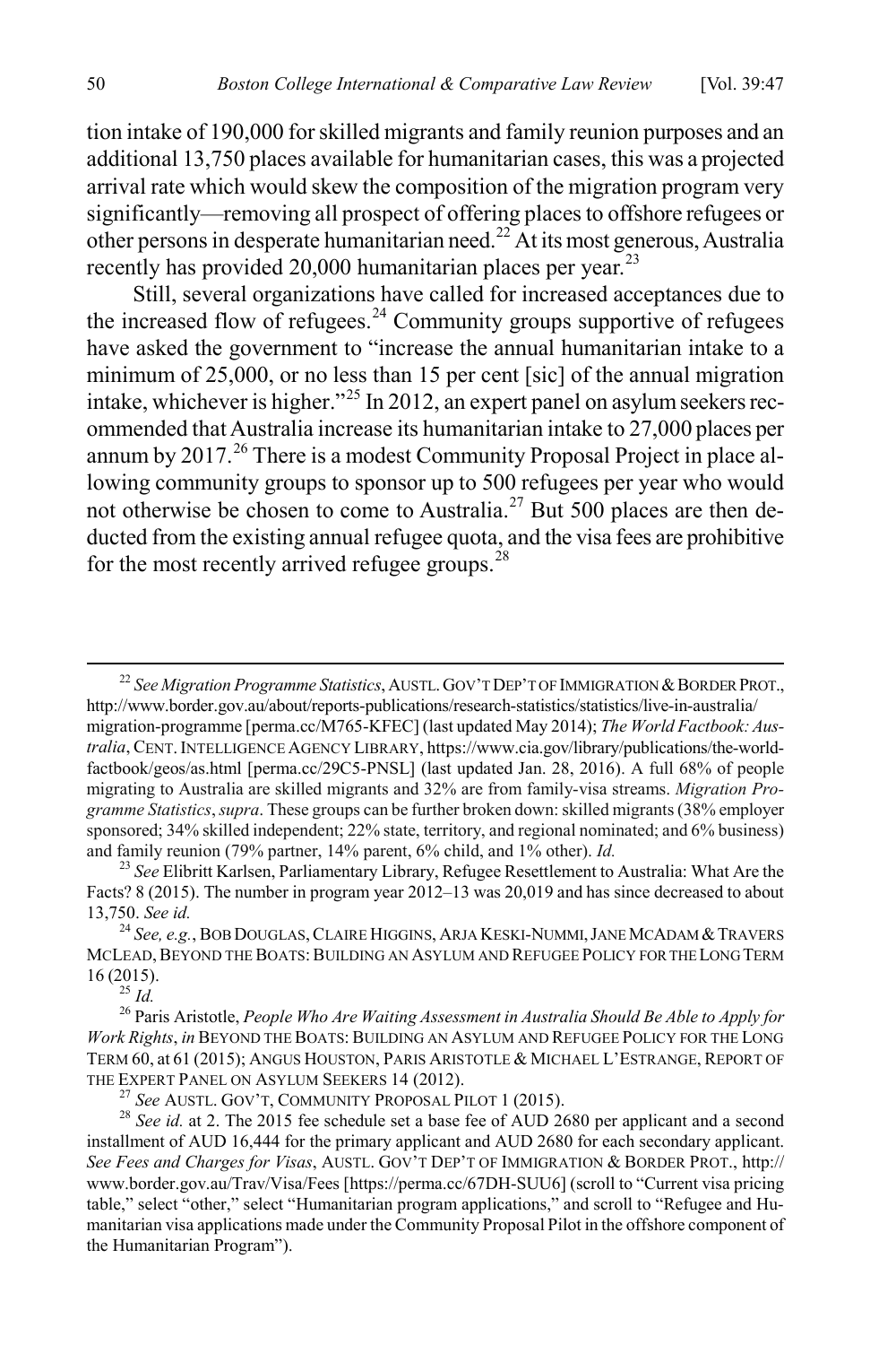tion intake of 190,000 for skilled migrants and family reunion purposes and an additional 13,750 places available for humanitarian cases, this was a projected arrival rate which would skew the composition of the migration program very significantly—removing all prospect of offering places to offshore refugees or other persons in desperate humanitarian need.[22] At its most generous, Australia recently has provided 20,000 humanitarian places per year.[23]

Still, several organizations have called for increased acceptances due to the increased flow of refugees.[24] Community groups supportive of refugees have asked the government to "increase the annual humanitarian intake to a minimum of 25,000, or no less than 15 per cent [sic] of the annual migration intake, whichever is higher."[25] In 2012, an expert panel on asylum seekers recommended that Australia increase its humanitarian intake to 27,000 places per annum by 2017.[26] There is a modest Community Proposal Project in place allowing community groups to sponsor up to 500 refugees per year who would not otherwise be chosen to come to Australia.[27] But 500 places are then deducted from the existing annual refugee quota, and the visa fees are prohibitive for the most recently arrived refugee groups.[28]

---

[22] *See Migration Programme Statistics*, AUSTL. GOV'T DEP'T OF IMMIGRATION & BORDER PROT., http://www.border.gov.au/about/reports-publications/research-statistics/statistics/live-in-australia/migration-programme [perma.cc/M765-KFEC] (last updated May 2014); *The World Factbook: Australia*, CENT. INTELLIGENCE AGENCY LIBRARY, https://www.cia.gov/library/publications/the-world-factbook/geos/as.html [perma.cc/29C5-PNSL] (last updated Jan. 28, 2016). A full 68% of people migrating to Australia are skilled migrants and 32% are from family-visa streams. *Migration Programme Statistics*, *supra*. These groups can be further broken down: skilled migrants (38% employer sponsored; 34% skilled independent; 22% state, territory, and regional nominated; and 6% business) and family reunion (79% partner, 14% parent, 6% child, and 1% other). *Id.*

[23] *See* Elibritt Karlsen, Parliamentary Library, Refugee Resettlement to Australia: What Are the Facts? 8 (2015). The number in program year 2012–13 was 20,019 and has since decreased to about 13,750. *See id.*

[24] *See, e.g.*, BOB DOUGLAS, CLAIRE HIGGINS, ARJA KESKI-NUMMI, JANE MCADAM & TRAVERS MCLEAD, BEYOND THE BOATS: BUILDING AN ASYLUM AND REFUGEE POLICY FOR THE LONG TERM 16 (2015).

[25] *Id.*

[26] Paris Aristotle, *People Who Are Waiting Assessment in Australia Should Be Able to Apply for Work Rights*, *in* BEYOND THE BOATS: BUILDING AN ASYLUM AND REFUGEE POLICY FOR THE LONG TERM 60, at 61 (2015); ANGUS HOUSTON, PARIS ARISTOTLE & MICHAEL L'ESTRANGE, REPORT OF THE EXPERT PANEL ON ASYLUM SEEKERS 14 (2012).

[27] *See* AUSTL. GOV'T, COMMUNITY PROPOSAL PILOT 1 (2015).

[28] *See id.* at 2. The 2015 fee schedule set a base fee of AUD 2680 per applicant and a second installment of AUD 16,444 for the primary applicant and AUD 2680 for each secondary applicant. *See Fees and Charges for Visas*, AUSTL. GOV'T DEP'T OF IMMIGRATION & BORDER PROT., http://www.border.gov.au/Trav/Visa/Fees [https://perma.cc/67DH-SUU6] (scroll to "Current visa pricing table," select "other," select "Humanitarian program applications," and scroll to "Refugee and Humanitarian visa applications made under the Community Proposal Pilot in the offshore component of the Humanitarian Program").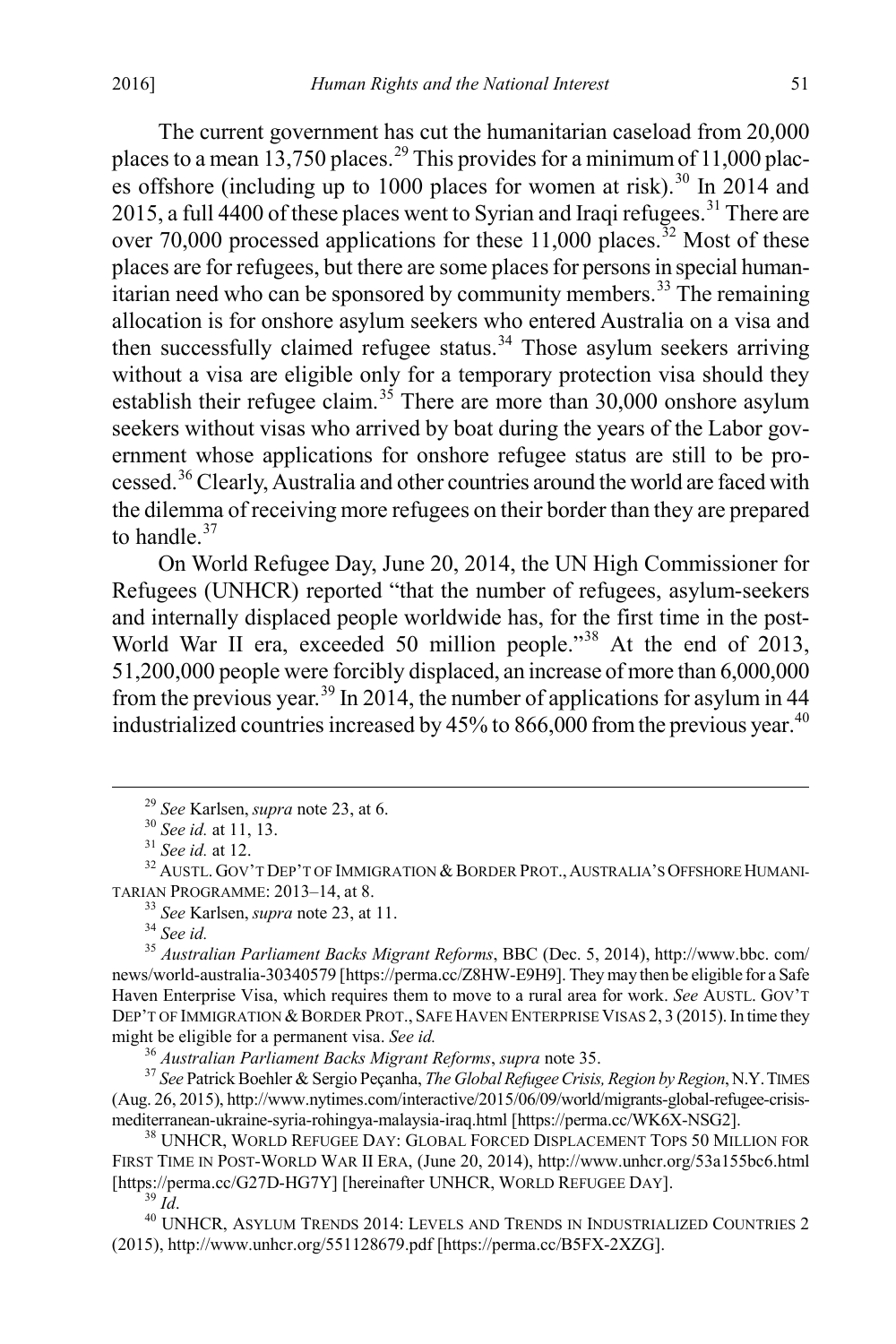The current government has cut the humanitarian caseload from 20,000 places to a mean 13,750 places.[29] This provides for a minimum of 11,000 places offshore (including up to 1000 places for women at risk).[30] In 2014 and 2015, a full 4400 of these places went to Syrian and Iraqi refugees.[31] There are over 70,000 processed applications for these 11,000 places.[32] Most of these places are for refugees, but there are some places for persons in special humanitarian need who can be sponsored by community members.[33] The remaining allocation is for onshore asylum seekers who entered Australia on a visa and then successfully claimed refugee status.[34] Those asylum seekers arriving without a visa are eligible only for a temporary protection visa should they establish their refugee claim.[35] There are more than 30,000 onshore asylum seekers without visas who arrived by boat during the years of the Labor government whose applications for onshore refugee status are still to be processed.[36] Clearly, Australia and other countries around the world are faced with the dilemma of receiving more refugees on their border than they are prepared to handle.[37]

On World Refugee Day, June 20, 2014, the UN High Commissioner for Refugees (UNHCR) reported "that the number of refugees, asylum-seekers and internally displaced people worldwide has, for the first time in the post-World War II era, exceeded 50 million people."[38] At the end of 2013, 51,200,000 people were forcibly displaced, an increase of more than 6,000,000 from the previous year.[39] In 2014, the number of applications for asylum in 44 industrialized countries increased by 45% to 866,000 from the previous year.[40]

---

[29] *See* Karlsen, *supra* note 23, at 6.

[30] *See id.* at 11, 13.

[31] *See id.* at 12.

[32] AUSTL. GOV'T DEP'T OF IMMIGRATION & BORDER PROT., AUSTRALIA'S OFFSHORE HUMANITARIAN PROGRAMME: 2013–14, at 8.

[33] *See* Karlsen, *supra* note 23, at 11.

[34] *See id.*

[35] *Australian Parliament Backs Migrant Reforms*, BBC (Dec. 5, 2014), http://www.bbc.com/news/world-australia-30340579 [https://perma.cc/Z8HW-E9H9]. They may then be eligible for a Safe Haven Enterprise Visa, which requires them to move to a rural area for work. *See* AUSTL. GOV'T DEP'T OF IMMIGRATION & BORDER PROT., SAFE HAVEN ENTERPRISE VISAS 2, 3 (2015). In time they might be eligible for a permanent visa. *See id.*

[36] *Australian Parliament Backs Migrant Reforms*, *supra* note 35.

[37] *See* Patrick Boehler & Sergio Peçanha, *The Global Refugee Crisis, Region by Region*, N.Y. TIMES (Aug. 26, 2015), http://www.nytimes.com/interactive/2015/06/09/world/migrants-global-refugee-crisis-mediterranean-ukraine-syria-rohingya-malaysia-iraq.html [https://perma.cc/WK6X-NSG2].

[38] UNHCR, WORLD REFUGEE DAY: GLOBAL FORCED DISPLACEMENT TOPS 50 MILLION FOR FIRST TIME IN POST-WORLD WAR II ERA, (June 20, 2014), http://www.unhcr.org/53a155bc6.html [https://perma.cc/G27D-HG7Y] [hereinafter UNHCR, WORLD REFUGEE DAY].

[39] *Id.*

[40] UNHCR, ASYLUM TRENDS 2014: LEVELS AND TRENDS IN INDUSTRIALIZED COUNTRIES 2 (2015), http://www.unhcr.org/551128679.pdf [https://perma.cc/B5FX-2XZG].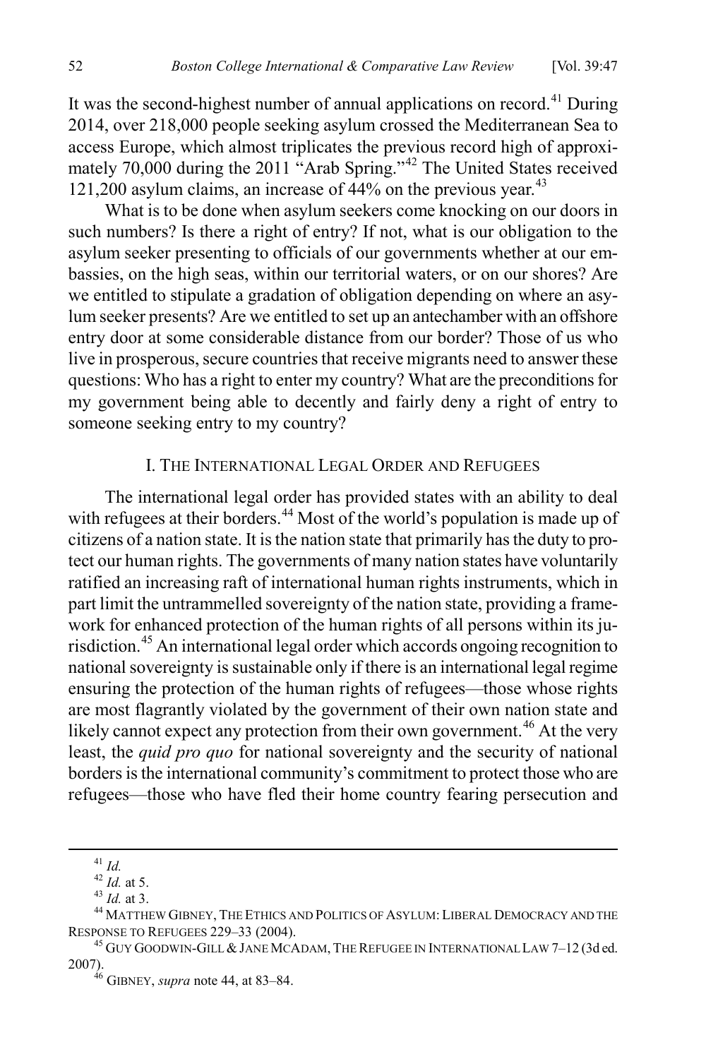It was the second-highest number of annual applications on record.[41] During 2014, over 218,000 people seeking asylum crossed the Mediterranean Sea to access Europe, which almost triplicates the previous record high of approximately 70,000 during the 2011 "Arab Spring."[42] The United States received 121,200 asylum claims, an increase of 44% on the previous year.[43]

What is to be done when asylum seekers come knocking on our doors in such numbers? Is there a right of entry? If not, what is our obligation to the asylum seeker presenting to officials of our governments whether at our embassies, on the high seas, within our territorial waters, or on our shores? Are we entitled to stipulate a gradation of obligation depending on where an asylum seeker presents? Are we entitled to set up an antechamber with an offshore entry door at some considerable distance from our border? Those of us who live in prosperous, secure countries that receive migrants need to answer these questions: Who has a right to enter my country? What are the preconditions for my government being able to decently and fairly deny a right of entry to someone seeking entry to my country?

## I. The International Legal Order and Refugees

The international legal order has provided states with an ability to deal with refugees at their borders.[44] Most of the world's population is made up of citizens of a nation state. It is the nation state that primarily has the duty to protect our human rights. The governments of many nation states have voluntarily ratified an increasing raft of international human rights instruments, which in part limit the untrammelled sovereignty of the nation state, providing a framework for enhanced protection of the human rights of all persons within its jurisdiction.[45] An international legal order which accords ongoing recognition to national sovereignty is sustainable only if there is an international legal regime ensuring the protection of the human rights of refugees—those whose rights are most flagrantly violated by the government of their own nation state and likely cannot expect any protection from their own government.[46] At the very least, the *quid pro quo* for national sovereignty and the security of national borders is the international community's commitment to protect those who are refugees—those who have fled their home country fearing persecution and

---

[41] *Id.*

[42] *Id.* at 5.

[43] *Id.* at 3.

[44] Matthew Gibney, The Ethics and Politics of Asylum: Liberal Democracy and the Response to Refugees 229–33 (2004).

[45] Guy Goodwin-Gill & Jane McAdam, The Refugee in International Law 7–12 (3d ed. 2007).

[46] Gibney, *supra* note 44, at 83–84.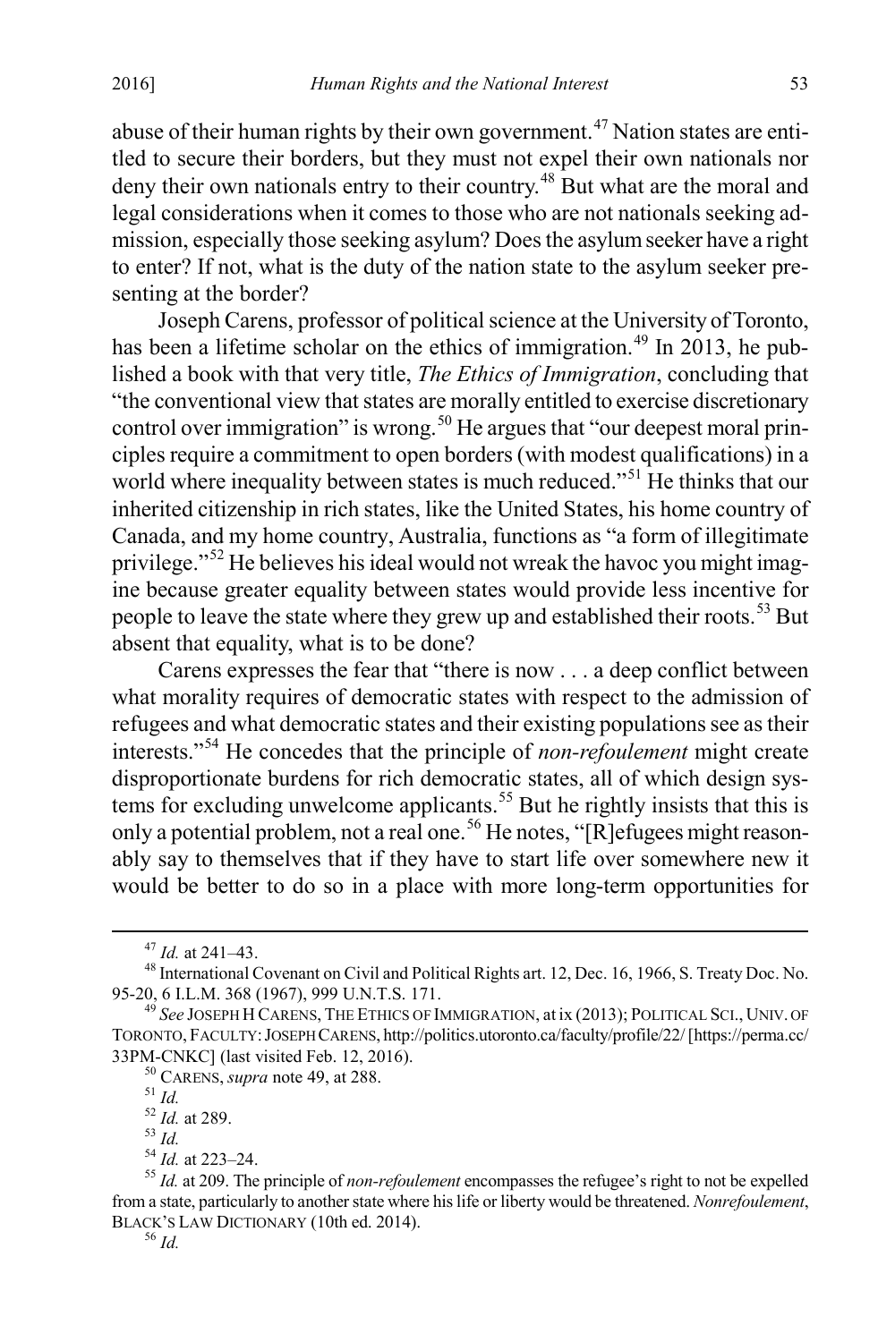abuse of their human rights by their own government.[47] Nation states are entitled to secure their borders, but they must not expel their own nationals nor deny their own nationals entry to their country.[48] But what are the moral and legal considerations when it comes to those who are not nationals seeking admission, especially those seeking asylum? Does the asylum seeker have a right to enter? If not, what is the duty of the nation state to the asylum seeker presenting at the border?

Joseph Carens, professor of political science at the University of Toronto, has been a lifetime scholar on the ethics of immigration.[49] In 2013, he published a book with that very title, *The Ethics of Immigration*, concluding that "the conventional view that states are morally entitled to exercise discretionary control over immigration" is wrong.[50] He argues that "our deepest moral principles require a commitment to open borders (with modest qualifications) in a world where inequality between states is much reduced."[51] He thinks that our inherited citizenship in rich states, like the United States, his home country of Canada, and my home country, Australia, functions as "a form of illegitimate privilege."[52] He believes his ideal would not wreak the havoc you might imagine because greater equality between states would provide less incentive for people to leave the state where they grew up and established their roots.[53] But absent that equality, what is to be done?

Carens expresses the fear that "there is now . . . a deep conflict between what morality requires of democratic states with respect to the admission of refugees and what democratic states and their existing populations see as their interests."[54] He concedes that the principle of *non-refoulement* might create disproportionate burdens for rich democratic states, all of which design systems for excluding unwelcome applicants.[55] But he rightly insists that this is only a potential problem, not a real one.[56] He notes, "[R]efugees might reasonably say to themselves that if they have to start life over somewhere new it would be better to do so in a place with more long-term opportunities for

---

[47] *Id.* at 241–43.

[48] International Covenant on Civil and Political Rights art. 12, Dec. 16, 1966, S. Treaty Doc. No. 95-20, 6 I.L.M. 368 (1967), 999 U.N.T.S. 171.

[49] *See* JOSEPH H CARENS, THE ETHICS OF IMMIGRATION, at ix (2013); POLITICAL SCI., UNIV. OF TORONTO, FACULTY: JOSEPH CARENS, http://politics.utoronto.ca/faculty/profile/22/ [https://perma.cc/33PM-CNKC] (last visited Feb. 12, 2016).

[50] CARENS, *supra* note 49, at 288.

[51] *Id.*

[52] *Id.* at 289.

[53] *Id.*

[54] *Id.* at 223–24.

[55] *Id.* at 209. The principle of *non-refoulement* encompasses the refugee's right to not be expelled from a state, particularly to another state where his life or liberty would be threatened. *Nonrefoulement*, BLACK'S LAW DICTIONARY (10th ed. 2014).

[56] *Id.*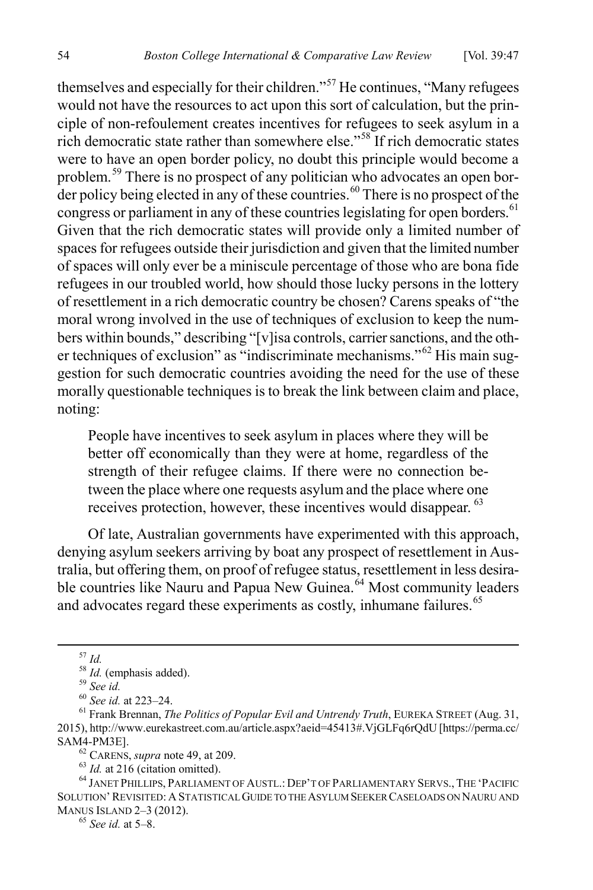themselves and especially for their children."[57] He continues, "Many refugees would not have the resources to act upon this sort of calculation, but the principle of non-refoulement creates incentives for refugees to seek asylum in a rich democratic state rather than somewhere else."[58] If rich democratic states were to have an open border policy, no doubt this principle would become a problem.[59] There is no prospect of any politician who advocates an open border policy being elected in any of these countries.[60] There is no prospect of the congress or parliament in any of these countries legislating for open borders.[61] Given that the rich democratic states will provide only a limited number of spaces for refugees outside their jurisdiction and given that the limited number of spaces will only ever be a miniscule percentage of those who are bona fide refugees in our troubled world, how should those lucky persons in the lottery of resettlement in a rich democratic country be chosen? Carens speaks of "the moral wrong involved in the use of techniques of exclusion to keep the numbers within bounds," describing "[v]isa controls, carrier sanctions, and the other techniques of exclusion" as "indiscriminate mechanisms."[62] His main suggestion for such democratic countries avoiding the need for the use of these morally questionable techniques is to break the link between claim and place, noting:

> People have incentives to seek asylum in places where they will be better off economically than they were at home, regardless of the strength of their refugee claims. If there were no connection between the place where one requests asylum and the place where one receives protection, however, these incentives would disappear.[63]

Of late, Australian governments have experimented with this approach, denying asylum seekers arriving by boat any prospect of resettlement in Australia, but offering them, on proof of refugee status, resettlement in less desirable countries like Nauru and Papua New Guinea.[64] Most community leaders and advocates regard these experiments as costly, inhumane failures.[65]

---

[57] *Id.*

[58] *Id.* (emphasis added).

[59] *See id.*

[60] *See id.* at 223–24.

[61] Frank Brennan, *The Politics of Popular Evil and Untrendy Truth*, EUREKA STREET (Aug. 31, 2015), http://www.eurekastreet.com.au/article.aspx?aeid=45413#.VjGLFq6rQdU [https://perma.cc/SAM4-PM3E].

[62] CARENS, *supra* note 49, at 209.

[63] *Id.* at 216 (citation omitted).

[64] JANET PHILLIPS, PARLIAMENT OF AUSTL.: DEP'T OF PARLIAMENTARY SERVS., THE 'PACIFIC SOLUTION' REVISITED: A STATISTICAL GUIDE TO THE ASYLUM SEEKER CASELOADS ON NAURU AND MANUS ISLAND 2–3 (2012).

[65] *See id.* at 5–8.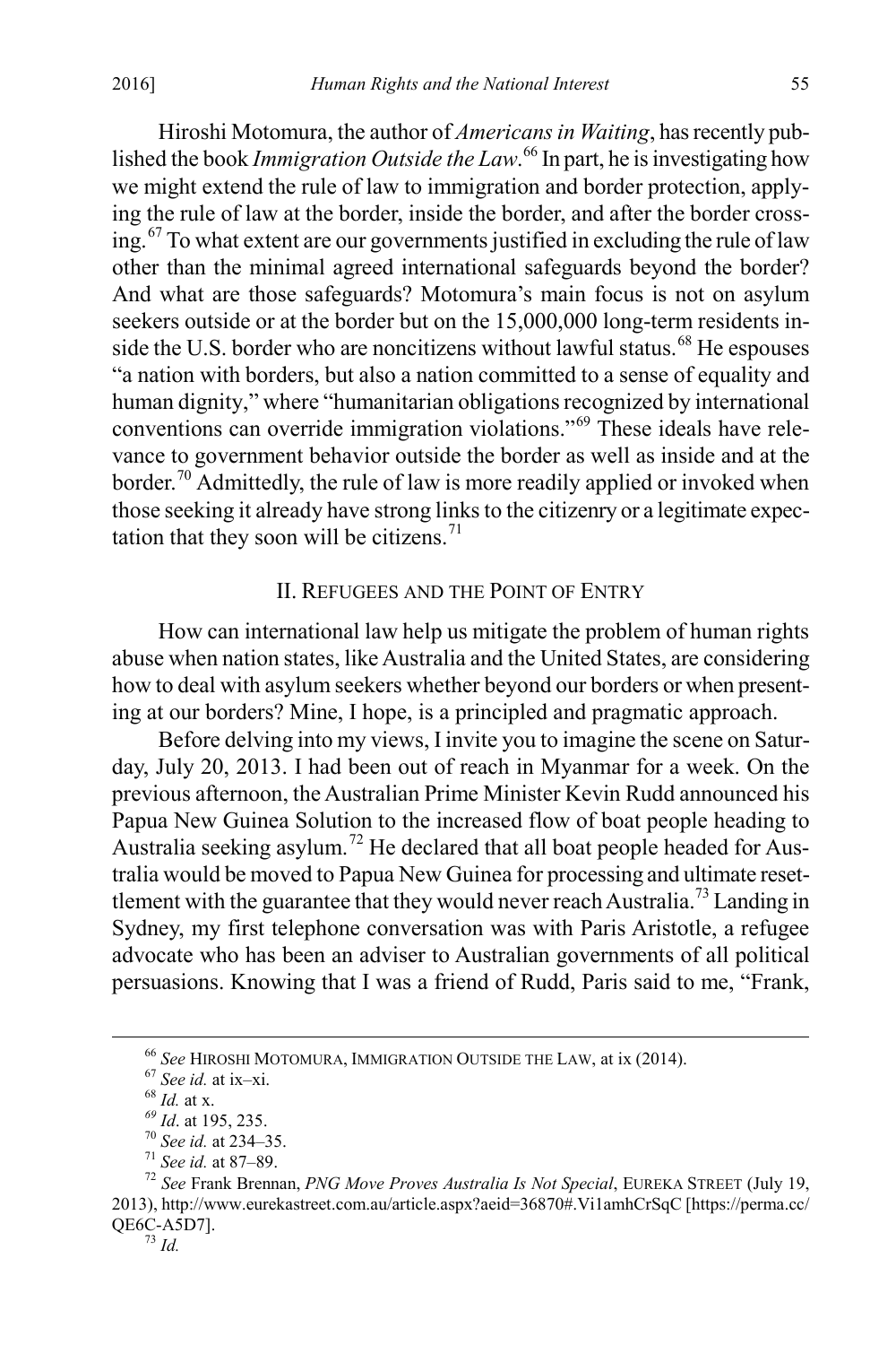Hiroshi Motomura, the author of *Americans in Waiting*, has recently published the book *Immigration Outside the Law*.[66] In part, he is investigating how we might extend the rule of law to immigration and border protection, applying the rule of law at the border, inside the border, and after the border crossing.[67] To what extent are our governments justified in excluding the rule of law other than the minimal agreed international safeguards beyond the border? And what are those safeguards? Motomura's main focus is not on asylum seekers outside or at the border but on the 15,000,000 long-term residents inside the U.S. border who are noncitizens without lawful status.[68] He espouses "a nation with borders, but also a nation committed to a sense of equality and human dignity," where "humanitarian obligations recognized by international conventions can override immigration violations."[69] These ideals have relevance to government behavior outside the border as well as inside and at the border.[70] Admittedly, the rule of law is more readily applied or invoked when those seeking it already have strong links to the citizenry or a legitimate expectation that they soon will be citizens.[71]

## II. Refugees and the Point of Entry

How can international law help us mitigate the problem of human rights abuse when nation states, like Australia and the United States, are considering how to deal with asylum seekers whether beyond our borders or when presenting at our borders? Mine, I hope, is a principled and pragmatic approach.

Before delving into my views, I invite you to imagine the scene on Saturday, July 20, 2013. I had been out of reach in Myanmar for a week. On the previous afternoon, the Australian Prime Minister Kevin Rudd announced his Papua New Guinea Solution to the increased flow of boat people heading to Australia seeking asylum.[72] He declared that all boat people headed for Australia would be moved to Papua New Guinea for processing and ultimate resettlement with the guarantee that they would never reach Australia.[73] Landing in Sydney, my first telephone conversation was with Paris Aristotle, a refugee advocate who has been an adviser to Australian governments of all political persuasions. Knowing that I was a friend of Rudd, Paris said to me, "Frank,

---

[66] *See* Hiroshi Motomura, Immigration Outside the Law, at ix (2014).

[67] *See id.* at ix–xi.

[68] *Id.* at x.

[69] *Id*. at 195, 235.

[70] *See id.* at 234–35.

[71] *See id.* at 87–89.

[72] *See* Frank Brennan, *PNG Move Proves Australia Is Not Special*, Eureka Street (July 19, 2013), http://www.eurekastreet.com.au/article.aspx?aeid=36870#.Vi1amhCrSqC [https://perma.cc/QE6C-A5D7].

[73] *Id.*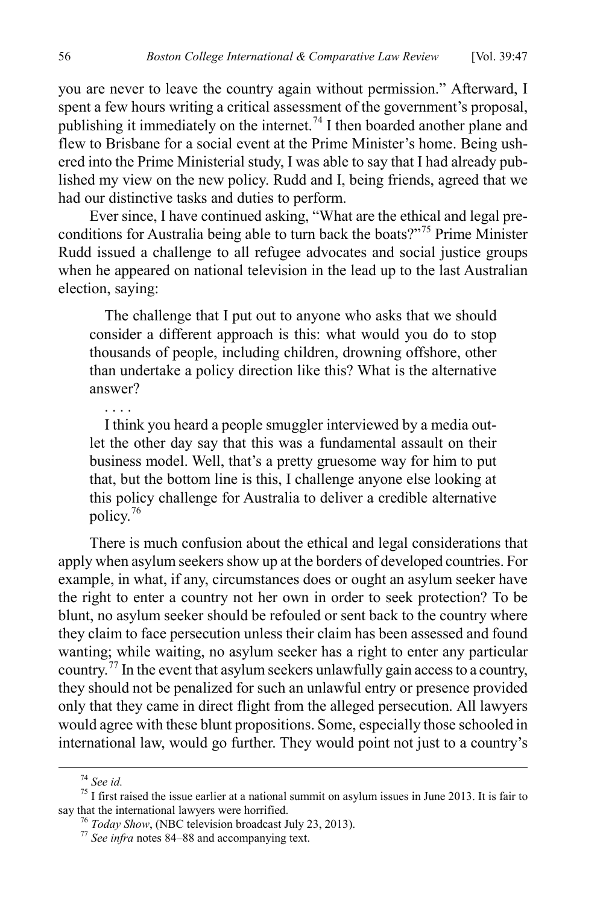you are never to leave the country again without permission." Afterward, I spent a few hours writing a critical assessment of the government's proposal, publishing it immediately on the internet.[74] I then boarded another plane and flew to Brisbane for a social event at the Prime Minister's home. Being ushered into the Prime Ministerial study, I was able to say that I had already published my view on the new policy. Rudd and I, being friends, agreed that we had our distinctive tasks and duties to perform.

Ever since, I have continued asking, "What are the ethical and legal preconditions for Australia being able to turn back the boats?"[75] Prime Minister Rudd issued a challenge to all refugee advocates and social justice groups when he appeared on national television in the lead up to the last Australian election, saying:

> The challenge that I put out to anyone who asks that we should consider a different approach is this: what would you do to stop thousands of people, including children, drowning offshore, other than undertake a policy direction like this? What is the alternative answer?
>
> . . . .
>
> I think you heard a people smuggler interviewed by a media outlet the other day say that this was a fundamental assault on their business model. Well, that's a pretty gruesome way for him to put that, but the bottom line is this, I challenge anyone else looking at this policy challenge for Australia to deliver a credible alternative policy.[76]

There is much confusion about the ethical and legal considerations that apply when asylum seekers show up at the borders of developed countries. For example, in what, if any, circumstances does or ought an asylum seeker have the right to enter a country not her own in order to seek protection? To be blunt, no asylum seeker should be refouled or sent back to the country where they claim to face persecution unless their claim has been assessed and found wanting; while waiting, no asylum seeker has a right to enter any particular country.[77] In the event that asylum seekers unlawfully gain access to a country, they should not be penalized for such an unlawful entry or presence provided only that they came in direct flight from the alleged persecution. All lawyers would agree with these blunt propositions. Some, especially those schooled in international law, would go further. They would point not just to a country's

---

[74] *See id.*

[75] I first raised the issue earlier at a national summit on asylum issues in June 2013. It is fair to say that the international lawyers were horrified.

[76] *Today Show*, (NBC television broadcast July 23, 2013).

[77] *See infra* notes 84–88 and accompanying text.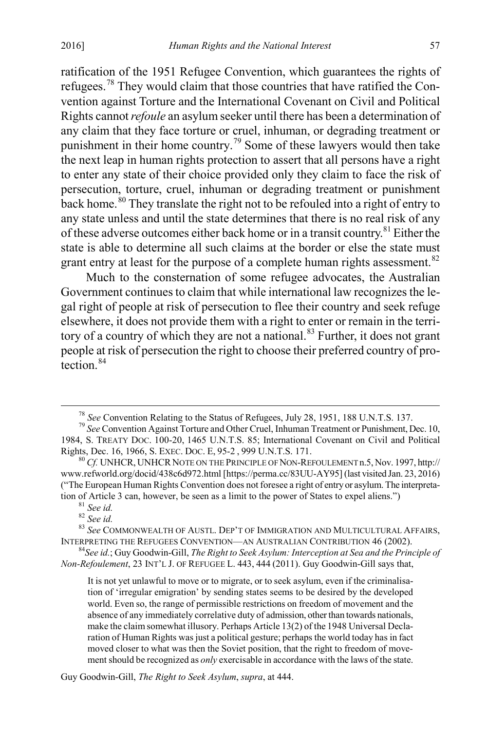ratification of the 1951 Refugee Convention, which guarantees the rights of refugees.[78] They would claim that those countries that have ratified the Convention against Torture and the International Covenant on Civil and Political Rights cannot *refoule* an asylum seeker until there has been a determination of any claim that they face torture or cruel, inhuman, or degrading treatment or punishment in their home country.[79] Some of these lawyers would then take the next leap in human rights protection to assert that all persons have a right to enter any state of their choice provided only they claim to face the risk of persecution, torture, cruel, inhuman or degrading treatment or punishment back home.[80] They translate the right not to be refouled into a right of entry to any state unless and until the state determines that there is no real risk of any of these adverse outcomes either back home or in a transit country.[81] Either the state is able to determine all such claims at the border or else the state must grant entry at least for the purpose of a complete human rights assessment.[82]

Much to the consternation of some refugee advocates, the Australian Government continues to claim that while international law recognizes the legal right of people at risk of persecution to flee their country and seek refuge elsewhere, it does not provide them with a right to enter or remain in the territory of a country of which they are not a national.[83] Further, it does not grant people at risk of persecution the right to choose their preferred country of protection.[84]

---

[78] *See* Convention Relating to the Status of Refugees, July 28, 1951, 188 U.N.T.S. 137.

[79] *See* Convention Against Torture and Other Cruel, Inhuman Treatment or Punishment, Dec. 10, 1984, S. TREATY DOC. 100-20, 1465 U.N.T.S. 85; International Covenant on Civil and Political Rights, Dec. 16, 1966, S. EXEC. DOC. E, 95-2 , 999 U.N.T.S. 171.

[80] *Cf.* UNHCR, UNHCR NOTE ON THE PRINCIPLE OF NON-REFOULEMENT n.5, Nov. 1997, http://www.refworld.org/docid/438c6d972.html [https://perma.cc/83UU-AY95] (last visited Jan. 23, 2016) ("The European Human Rights Convention does not foresee a right of entry or asylum. The interpretation of Article 3 can, however, be seen as a limit to the power of States to expel aliens.")

[81] *See id.*

[82] *See id.*

[83] *See* COMMONWEALTH OF AUSTL. DEP'T OF IMMIGRATION AND MULTICULTURAL AFFAIRS, INTERPRETING THE REFUGEES CONVENTION—AN AUSTRALIAN CONTRIBUTION 46 (2002).

[84] *See id.*; Guy Goodwin-Gill, *The Right to Seek Asylum: Interception at Sea and the Principle of Non-Refoulement*, 23 INT'L J. OF REFUGEE L. 443, 444 (2011). Guy Goodwin-Gill says that,

> It is not yet unlawful to move or to migrate, or to seek asylum, even if the criminalisation of 'irregular emigration' by sending states seems to be desired by the developed world. Even so, the range of permissible restrictions on freedom of movement and the absence of any immediately correlative duty of admission, other than towards nationals, make the claim somewhat illusory. Perhaps Article 13(2) of the 1948 Universal Declaration of Human Rights was just a political gesture; perhaps the world today has in fact moved closer to what was then the Soviet position, that the right to freedom of movement should be recognized as *only* exercisable in accordance with the laws of the state.

Guy Goodwin-Gill, *The Right to Seek Asylum*, *supra*, at 444.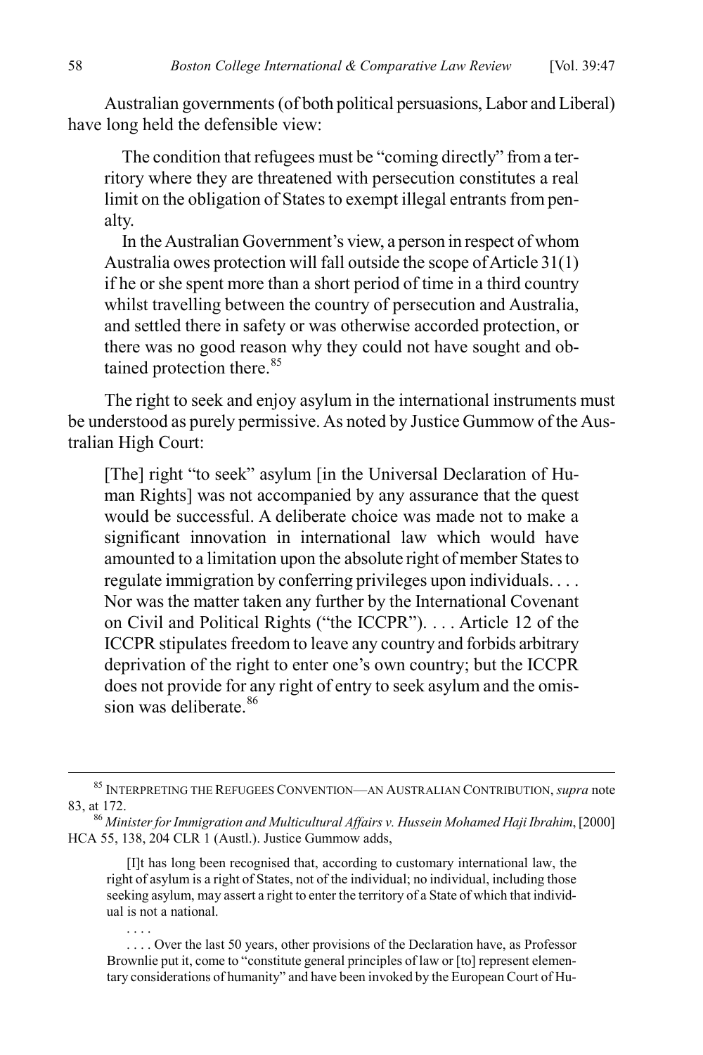Australian governments (of both political persuasions, Labor and Liberal) have long held the defensible view:

> The condition that refugees must be "coming directly" from a territory where they are threatened with persecution constitutes a real limit on the obligation of States to exempt illegal entrants from penalty.
>
> In the Australian Government's view, a person in respect of whom Australia owes protection will fall outside the scope of Article 31(1) if he or she spent more than a short period of time in a third country whilst travelling between the country of persecution and Australia, and settled there in safety or was otherwise accorded protection, or there was no good reason why they could not have sought and obtained protection there.[85]

The right to seek and enjoy asylum in the international instruments must be understood as purely permissive. As noted by Justice Gummow of the Australian High Court:

> [The] right "to seek" asylum [in the Universal Declaration of Human Rights] was not accompanied by any assurance that the quest would be successful. A deliberate choice was made not to make a significant innovation in international law which would have amounted to a limitation upon the absolute right of member States to regulate immigration by conferring privileges upon individuals. . . . Nor was the matter taken any further by the International Covenant on Civil and Political Rights ("the ICCPR"). . . . Article 12 of the ICCPR stipulates freedom to leave any country and forbids arbitrary deprivation of the right to enter one's own country; but the ICCPR does not provide for any right of entry to seek asylum and the omission was deliberate.[86]

---

[85] INTERPRETING THE REFUGEES CONVENTION—AN AUSTRALIAN CONTRIBUTION, *supra* note 83, at 172.

[86] *Minister for Immigration and Multicultural Affairs v. Hussein Mohamed Haji Ibrahim*, [2000] HCA 55, 138, 204 CLR 1 (Austl.). Justice Gummow adds,

> [I]t has long been recognised that, according to customary international law, the right of asylum is a right of States, not of the individual; no individual, including those seeking asylum, may assert a right to enter the territory of a State of which that individual is not a national.
>
> . . . .
>
> . . . . Over the last 50 years, other provisions of the Declaration have, as Professor Brownlie put it, come to "constitute general principles of law or [to] represent elementary considerations of humanity" and have been invoked by the European Court of Hu-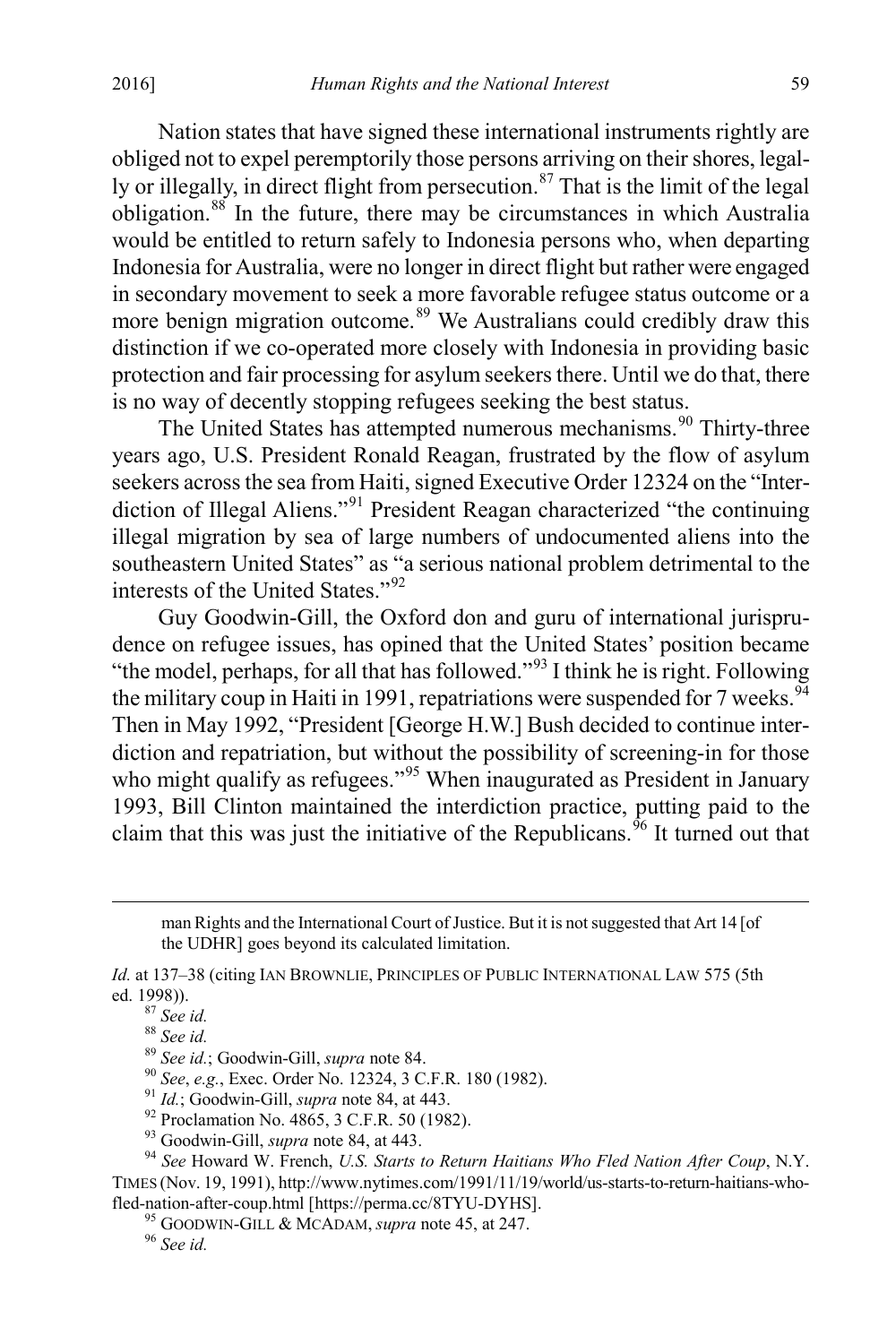Nation states that have signed these international instruments rightly are obliged not to expel peremptorily those persons arriving on their shores, legally or illegally, in direct flight from persecution.[87] That is the limit of the legal obligation.[88] In the future, there may be circumstances in which Australia would be entitled to return safely to Indonesia persons who, when departing Indonesia for Australia, were no longer in direct flight but rather were engaged in secondary movement to seek a more favorable refugee status outcome or a more benign migration outcome.[89] We Australians could credibly draw this distinction if we co-operated more closely with Indonesia in providing basic protection and fair processing for asylum seekers there. Until we do that, there is no way of decently stopping refugees seeking the best status.

The United States has attempted numerous mechanisms.[90] Thirty-three years ago, U.S. President Ronald Reagan, frustrated by the flow of asylum seekers across the sea from Haiti, signed Executive Order 12324 on the "Interdiction of Illegal Aliens."[91] President Reagan characterized "the continuing illegal migration by sea of large numbers of undocumented aliens into the southeastern United States" as "a serious national problem detrimental to the interests of the United States."[92]

Guy Goodwin-Gill, the Oxford don and guru of international jurisprudence on refugee issues, has opined that the United States' position became "the model, perhaps, for all that has followed."[93] I think he is right. Following the military coup in Haiti in 1991, repatriations were suspended for 7 weeks.[94] Then in May 1992, "President [George H.W.] Bush decided to continue interdiction and repatriation, but without the possibility of screening-in for those who might qualify as refugees."[95] When inaugurated as President in January 1993, Bill Clinton maintained the interdiction practice, putting paid to the claim that this was just the initiative of the Republicans.[96] It turned out that

---

man Rights and the International Court of Justice. But it is not suggested that Art 14 [of the UDHR] goes beyond its calculated limitation.

*Id.* at 137–38 (citing IAN BROWNLIE, PRINCIPLES OF PUBLIC INTERNATIONAL LAW 575 (5th ed. 1998)).

[87] *See id.*

[88] *See id.*

[89] *See id.*; Goodwin-Gill, *supra* note 84.

[90] *See*, *e.g.*, Exec. Order No. 12324, 3 C.F.R. 180 (1982).

[91] *Id.*; Goodwin-Gill, *supra* note 84, at 443.

[92] Proclamation No. 4865, 3 C.F.R. 50 (1982).

[93] Goodwin-Gill, *supra* note 84, at 443.

[94] *See* Howard W. French, *U.S. Starts to Return Haitians Who Fled Nation After Coup*, N.Y. TIMES (Nov. 19, 1991), http://www.nytimes.com/1991/11/19/world/us-starts-to-return-haitians-who-fled-nation-after-coup.html [https://perma.cc/8TYU-DYHS].

[95] GOODWIN-GILL & MCADAM, *supra* note 45, at 247.

[96] *See id.*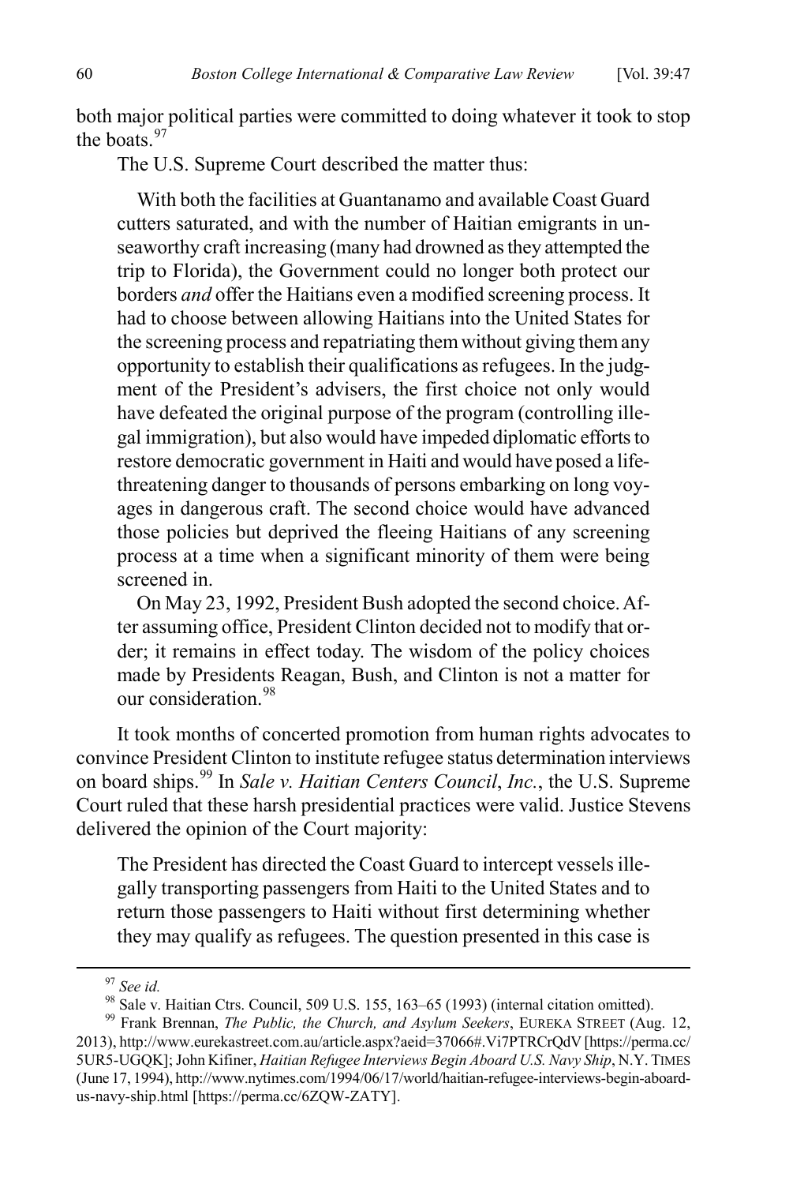both major political parties were committed to doing whatever it took to stop the boats.[97]

The U.S. Supreme Court described the matter thus:

> With both the facilities at Guantanamo and available Coast Guard cutters saturated, and with the number of Haitian emigrants in unseaworthy craft increasing (many had drowned as they attempted the trip to Florida), the Government could no longer both protect our borders *and* offer the Haitians even a modified screening process. It had to choose between allowing Haitians into the United States for the screening process and repatriating them without giving them any opportunity to establish their qualifications as refugees. In the judgment of the President's advisers, the first choice not only would have defeated the original purpose of the program (controlling illegal immigration), but also would have impeded diplomatic efforts to restore democratic government in Haiti and would have posed a life-threatening danger to thousands of persons embarking on long voyages in dangerous craft. The second choice would have advanced those policies but deprived the fleeing Haitians of any screening process at a time when a significant minority of them were being screened in.
>
> On May 23, 1992, President Bush adopted the second choice. After assuming office, President Clinton decided not to modify that order; it remains in effect today. The wisdom of the policy choices made by Presidents Reagan, Bush, and Clinton is not a matter for our consideration.[98]

It took months of concerted promotion from human rights advocates to convince President Clinton to institute refugee status determination interviews on board ships.[99] In *Sale v. Haitian Centers Council*, *Inc.*, the U.S. Supreme Court ruled that these harsh presidential practices were valid. Justice Stevens delivered the opinion of the Court majority:

> The President has directed the Coast Guard to intercept vessels illegally transporting passengers from Haiti to the United States and to return those passengers to Haiti without first determining whether they may qualify as refugees. The question presented in this case is

---

[97] *See id.*

[98] Sale v. Haitian Ctrs. Council, 509 U.S. 155, 163–65 (1993) (internal citation omitted).

[99] Frank Brennan, *The Public, the Church, and Asylum Seekers*, EUREKA STREET (Aug. 12, 2013), http://www.eurekastreet.com.au/article.aspx?aeid=37066#.Vi7PTRCrQdV [https://perma.cc/5UR5-UGQK]; John Kifner, *Haitian Refugee Interviews Begin Aboard U.S. Navy Ship*, N.Y. TIMES (June 17, 1994), http://www.nytimes.com/1994/06/17/world/haitian-refugee-interviews-begin-aboard-us-navy-ship.html [https://perma.cc/6ZQW-ZATY].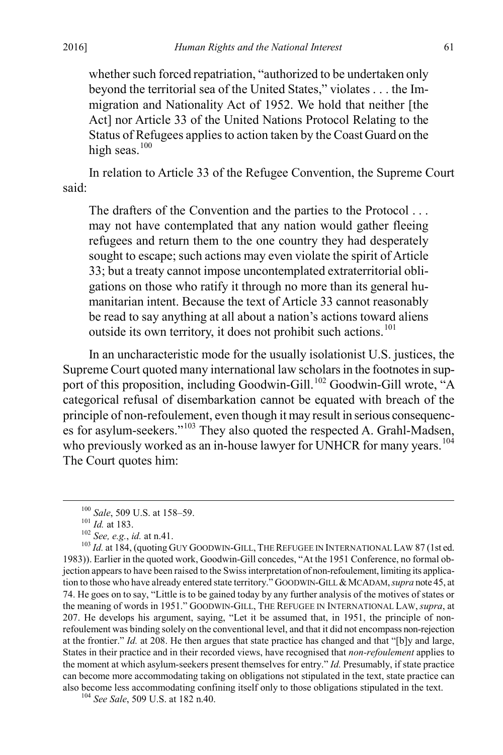whether such forced repatriation, "authorized to be undertaken only beyond the territorial sea of the United States," violates . . . the Immigration and Nationality Act of 1952. We hold that neither [the Act] nor Article 33 of the United Nations Protocol Relating to the Status of Refugees applies to action taken by the Coast Guard on the high seas.[100]

In relation to Article 33 of the Refugee Convention, the Supreme Court said:

> The drafters of the Convention and the parties to the Protocol . . . may not have contemplated that any nation would gather fleeing refugees and return them to the one country they had desperately sought to escape; such actions may even violate the spirit of Article 33; but a treaty cannot impose uncontemplated extraterritorial obligations on those who ratify it through no more than its general humanitarian intent. Because the text of Article 33 cannot reasonably be read to say anything at all about a nation's actions toward aliens outside its own territory, it does not prohibit such actions.[101]

In an uncharacteristic mode for the usually isolationist U.S. justices, the Supreme Court quoted many international law scholars in the footnotes in support of this proposition, including Goodwin-Gill.[102] Goodwin-Gill wrote, "A categorical refusal of disembarkation cannot be equated with breach of the principle of non-refoulement, even though it may result in serious consequences for asylum-seekers."[103] They also quoted the respected A. Grahl-Madsen, who previously worked as an in-house lawyer for UNHCR for many years.[104] The Court quotes him:

---

[100] *Sale*, 509 U.S. at 158–59.

[101] *Id.* at 183.

[102] *See, e.g.*, *id.* at n.41.

[103] *Id.* at 184, (quoting GUY GOODWIN-GILL, THE REFUGEE IN INTERNATIONAL LAW 87 (1st ed. 1983)). Earlier in the quoted work, Goodwin-Gill concedes, "At the 1951 Conference, no formal objection appears to have been raised to the Swiss interpretation of non-refoulement, limiting its application to those who have already entered state territory." GOODWIN-GILL & MCADAM, *supra* note 45, at 74. He goes on to say, "Little is to be gained today by any further analysis of the motives of states or the meaning of words in 1951." GOODWIN-GILL, THE REFUGEE IN INTERNATIONAL LAW, *supra*, at 207. He develops his argument, saying, "Let it be assumed that, in 1951, the principle of non-refoulement was binding solely on the conventional level, and that it did not encompass non-rejection at the frontier." *Id.* at 208. He then argues that state practice has changed and that "[b]y and large, States in their practice and in their recorded views, have recognised that *non-refoulement* applies to the moment at which asylum-seekers present themselves for entry." *Id.* Presumably, if state practice can become more accommodating taking on obligations not stipulated in the text, state practice can also become less accommodating confining itself only to those obligations stipulated in the text.

[104] *See Sale*, 509 U.S. at 182 n.40.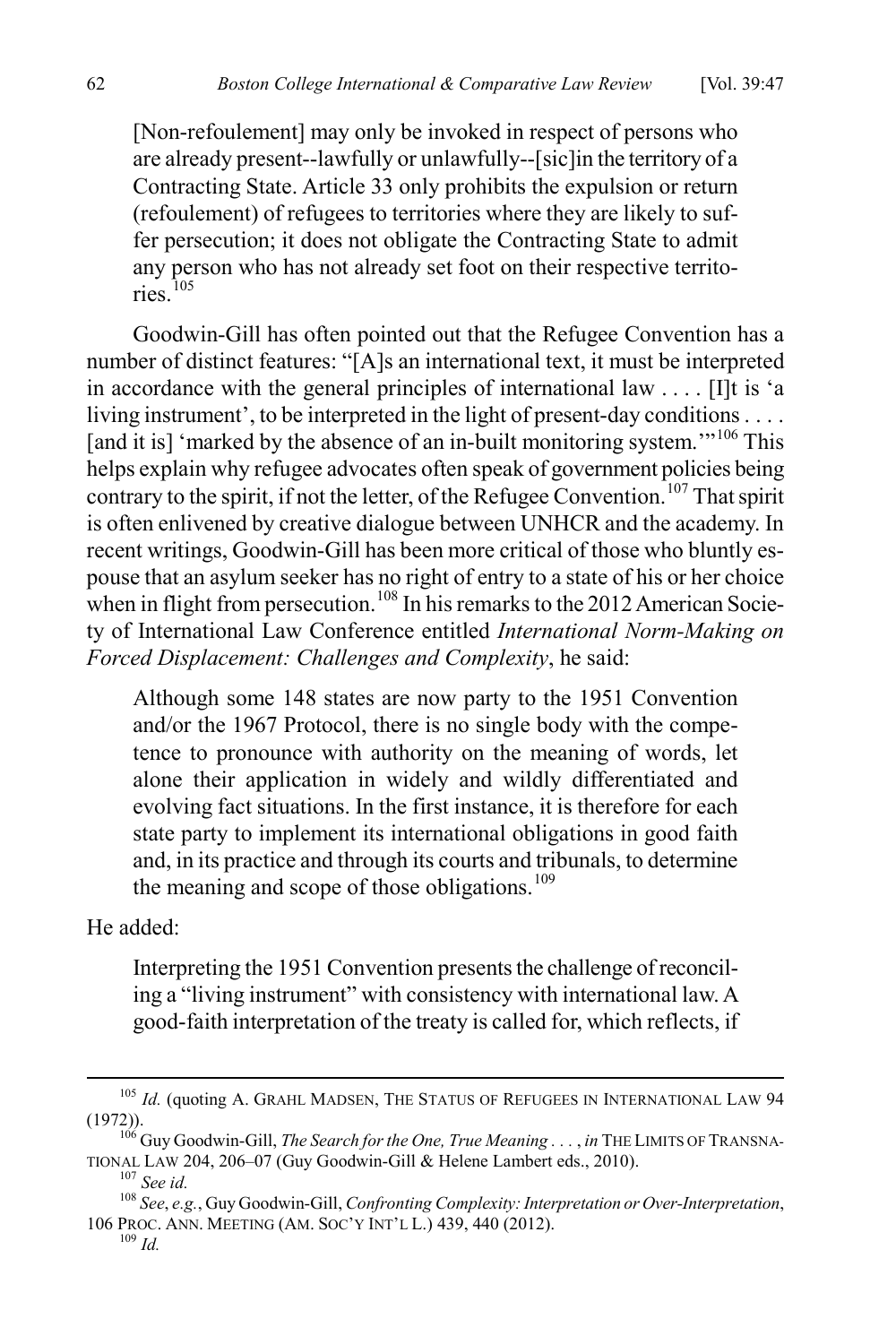> [Non-refoulement] may only be invoked in respect of persons who are already present--lawfully or unlawfully--[sic]in the territory of a Contracting State. Article 33 only prohibits the expulsion or return (refoulement) of refugees to territories where they are likely to suffer persecution; it does not obligate the Contracting State to admit any person who has not already set foot on their respective territories.[105]

Goodwin-Gill has often pointed out that the Refugee Convention has a number of distinct features: "[A]s an international text, it must be interpreted in accordance with the general principles of international law . . . . [I]t is 'a living instrument', to be interpreted in the light of present-day conditions . . . . [and it is] 'marked by the absence of an in-built monitoring system.'"[106] This helps explain why refugee advocates often speak of government policies being contrary to the spirit, if not the letter, of the Refugee Convention.[107] That spirit is often enlivened by creative dialogue between UNHCR and the academy. In recent writings, Goodwin-Gill has been more critical of those who bluntly espouse that an asylum seeker has no right of entry to a state of his or her choice when in flight from persecution.[108] In his remarks to the 2012 American Society of International Law Conference entitled *International Norm-Making on Forced Displacement: Challenges and Complexity*, he said:

> Although some 148 states are now party to the 1951 Convention and/or the 1967 Protocol, there is no single body with the competence to pronounce with authority on the meaning of words, let alone their application in widely and wildly differentiated and evolving fact situations. In the first instance, it is therefore for each state party to implement its international obligations in good faith and, in its practice and through its courts and tribunals, to determine the meaning and scope of those obligations.[109]

He added:

> Interpreting the 1951 Convention presents the challenge of reconciling a "living instrument" with consistency with international law. A good-faith interpretation of the treaty is called for, which reflects, if

---

[105] *Id.* (quoting A. GRAHL MADSEN, THE STATUS OF REFUGEES IN INTERNATIONAL LAW 94 (1972)).

[106] Guy Goodwin-Gill, *The Search for the One, True Meaning . . .* , *in* THE LIMITS OF TRANSNATIONAL LAW 204, 206–07 (Guy Goodwin-Gill & Helene Lambert eds., 2010).

[107] *See id.*

[108] *See*, *e.g.*, Guy Goodwin-Gill, *Confronting Complexity: Interpretation or Over-Interpretation*, 106 PROC. ANN. MEETING (AM. SOC'Y INT'L L.) 439, 440 (2012).

[109] *Id.*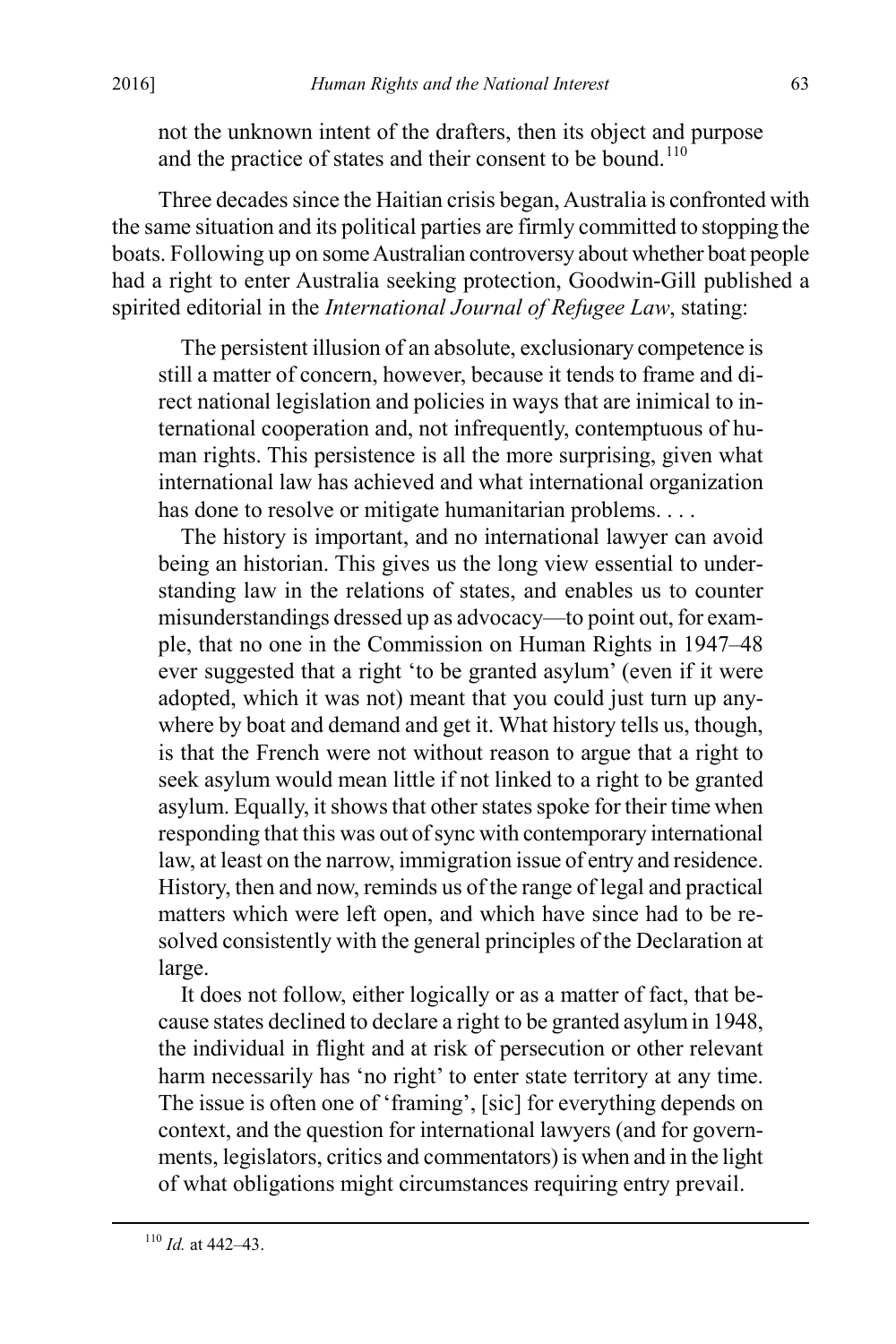not the unknown intent of the drafters, then its object and purpose and the practice of states and their consent to be bound.[110]

Three decades since the Haitian crisis began, Australia is confronted with the same situation and its political parties are firmly committed to stopping the boats. Following up on some Australian controversy about whether boat people had a right to enter Australia seeking protection, Goodwin-Gill published a spirited editorial in the *International Journal of Refugee Law*, stating:

> The persistent illusion of an absolute, exclusionary competence is still a matter of concern, however, because it tends to frame and direct national legislation and policies in ways that are inimical to international cooperation and, not infrequently, contemptuous of human rights. This persistence is all the more surprising, given what international law has achieved and what international organization has done to resolve or mitigate humanitarian problems. . . .
>
> The history is important, and no international lawyer can avoid being an historian. This gives us the long view essential to understanding law in the relations of states, and enables us to counter misunderstandings dressed up as advocacy—to point out, for example, that no one in the Commission on Human Rights in 1947–48 ever suggested that a right 'to be granted asylum' (even if it were adopted, which it was not) meant that you could just turn up anywhere by boat and demand and get it. What history tells us, though, is that the French were not without reason to argue that a right to seek asylum would mean little if not linked to a right to be granted asylum. Equally, it shows that other states spoke for their time when responding that this was out of sync with contemporary international law, at least on the narrow, immigration issue of entry and residence. History, then and now, reminds us of the range of legal and practical matters which were left open, and which have since had to be resolved consistently with the general principles of the Declaration at large.
>
> It does not follow, either logically or as a matter of fact, that because states declined to declare a right to be granted asylum in 1948, the individual in flight and at risk of persecution or other relevant harm necessarily has 'no right' to enter state territory at any time. The issue is often one of 'framing', [sic] for everything depends on context, and the question for international lawyers (and for governments, legislators, critics and commentators) is when and in the light of what obligations might circumstances requiring entry prevail.

[110] *Id.* at 442–43.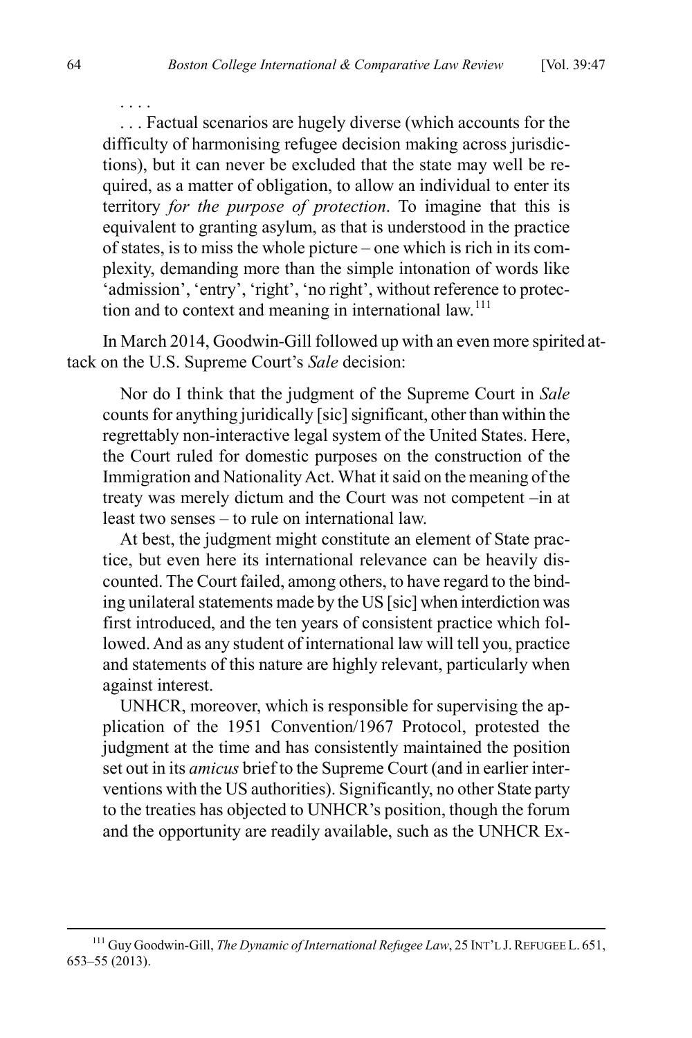. . . .

> . . . Factual scenarios are hugely diverse (which accounts for the difficulty of harmonising refugee decision making across jurisdictions), but it can never be excluded that the state may well be required, as a matter of obligation, to allow an individual to enter its territory *for the purpose of protection*. To imagine that this is equivalent to granting asylum, as that is understood in the practice of states, is to miss the whole picture – one which is rich in its complexity, demanding more than the simple intonation of words like 'admission', 'entry', 'right', 'no right', without reference to protection and to context and meaning in international law.[111]

In March 2014, Goodwin-Gill followed up with an even more spirited attack on the U.S. Supreme Court's *Sale* decision:

> Nor do I think that the judgment of the Supreme Court in *Sale* counts for anything juridically [sic] significant, other than within the regrettably non-interactive legal system of the United States. Here, the Court ruled for domestic purposes on the construction of the Immigration and Nationality Act. What it said on the meaning of the treaty was merely dictum and the Court was not competent –in at least two senses – to rule on international law.
>
> At best, the judgment might constitute an element of State practice, but even here its international relevance can be heavily discounted. The Court failed, among others, to have regard to the binding unilateral statements made by the US [sic] when interdiction was first introduced, and the ten years of consistent practice which followed. And as any student of international law will tell you, practice and statements of this nature are highly relevant, particularly when against interest.
>
> UNHCR, moreover, which is responsible for supervising the application of the 1951 Convention/1967 Protocol, protested the judgment at the time and has consistently maintained the position set out in its *amicus* brief to the Supreme Court (and in earlier interventions with the US authorities). Significantly, no other State party to the treaties has objected to UNHCR's position, though the forum and the opportunity are readily available, such as the UNHCR Ex-

[111] Guy Goodwin-Gill, *The Dynamic of International Refugee Law*, 25 INT'L J. REFUGEE L. 651, 653–55 (2013).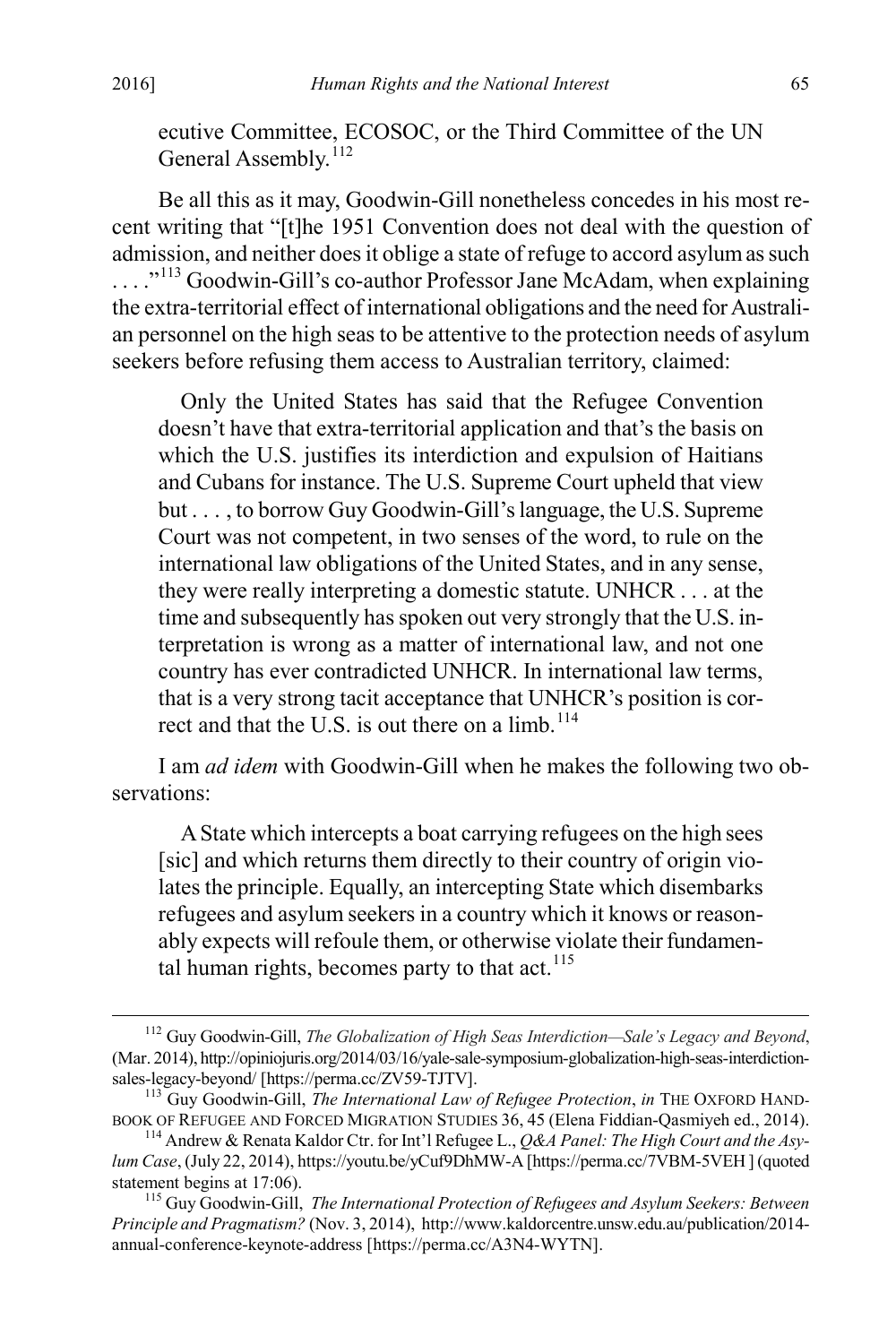ecutive Committee, ECOSOC, or the Third Committee of the UN General Assembly.[112]

Be all this as it may, Goodwin-Gill nonetheless concedes in his most recent writing that "[t]he 1951 Convention does not deal with the question of admission, and neither does it oblige a state of refuge to accord asylum as such . . . ."[113] Goodwin-Gill's co-author Professor Jane McAdam, when explaining the extra-territorial effect of international obligations and the need for Australian personnel on the high seas to be attentive to the protection needs of asylum seekers before refusing them access to Australian territory, claimed:

> Only the United States has said that the Refugee Convention doesn't have that extra-territorial application and that's the basis on which the U.S. justifies its interdiction and expulsion of Haitians and Cubans for instance. The U.S. Supreme Court upheld that view but . . . , to borrow Guy Goodwin-Gill's language, the U.S. Supreme Court was not competent, in two senses of the word, to rule on the international law obligations of the United States, and in any sense, they were really interpreting a domestic statute. UNHCR . . . at the time and subsequently has spoken out very strongly that the U.S. interpretation is wrong as a matter of international law, and not one country has ever contradicted UNHCR. In international law terms, that is a very strong tacit acceptance that UNHCR's position is correct and that the U.S. is out there on a limb.[114]

I am *ad idem* with Goodwin-Gill when he makes the following two observations:

> A State which intercepts a boat carrying refugees on the high sees [sic] and which returns them directly to their country of origin violates the principle. Equally, an intercepting State which disembarks refugees and asylum seekers in a country which it knows or reasonably expects will refoule them, or otherwise violate their fundamental human rights, becomes party to that act.[115]

---

[112] Guy Goodwin-Gill, *The Globalization of High Seas Interdiction—Sale's Legacy and Beyond*, (Mar. 2014), http://opiniojuris.org/2014/03/16/yale-sale-symposium-globalization-high-seas-interdiction-sales-legacy-beyond/ [https://perma.cc/ZV59-TJTV].

[113] Guy Goodwin-Gill, *The International Law of Refugee Protection*, *in* THE OXFORD HANDBOOK OF REFUGEE AND FORCED MIGRATION STUDIES 36, 45 (Elena Fiddian-Qasmiyeh ed., 2014).

[114] Andrew & Renata Kaldor Ctr. for Int'l Refugee L., *Q&A Panel: The High Court and the Asylum Case*, (July 22, 2014), https://youtu.be/yCuf9DhMW-A [https://perma.cc/7VBM-5VEH ] (quoted statement begins at 17:06).

[115] Guy Goodwin-Gill, *The International Protection of Refugees and Asylum Seekers: Between Principle and Pragmatism?* (Nov. 3, 2014), http://www.kaldorcentre.unsw.edu.au/publication/2014-annual-conference-keynote-address [https://perma.cc/A3N4-WYTN].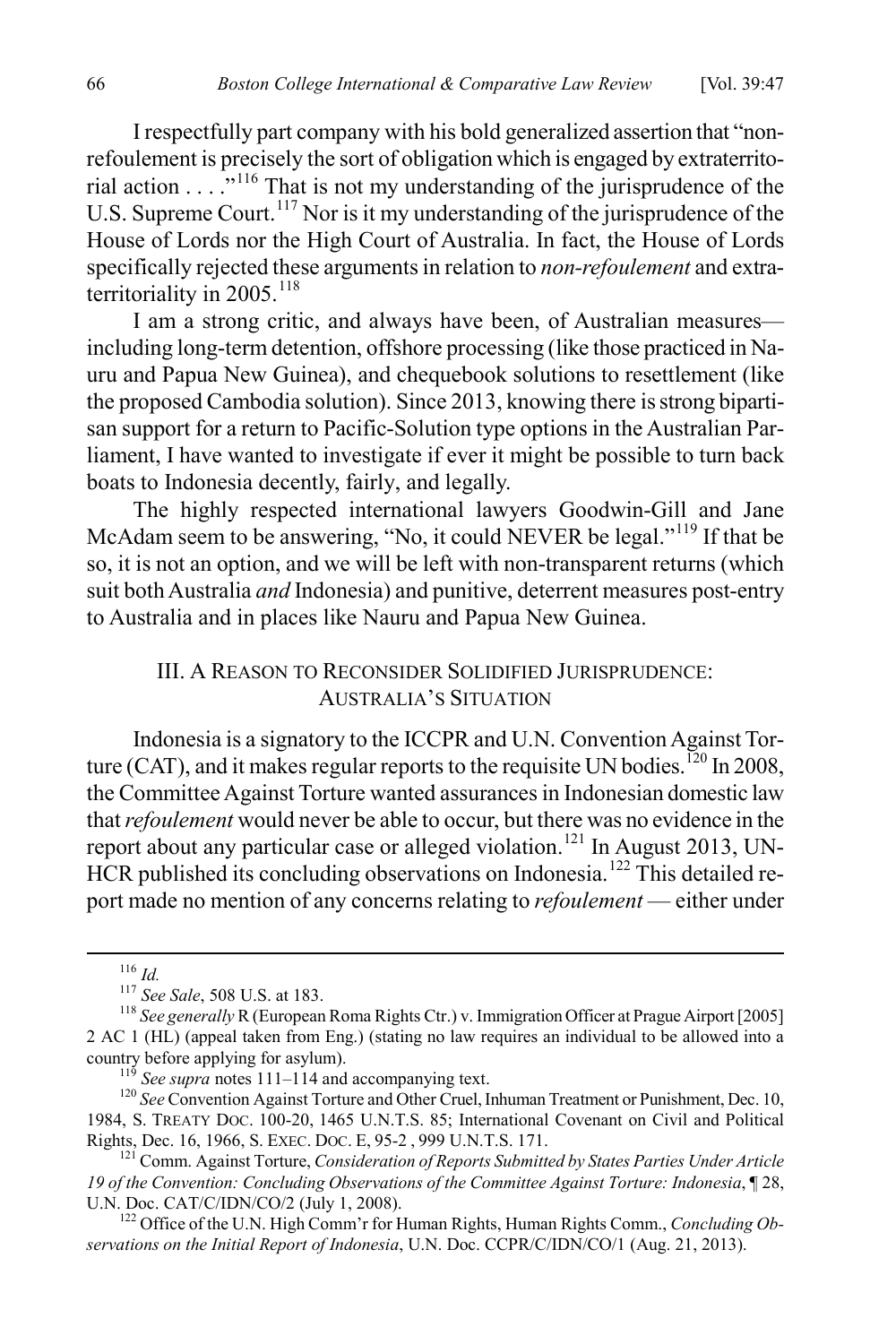I respectfully part company with his bold generalized assertion that "non-refoulement is precisely the sort of obligation which is engaged by extraterritorial action . . . ."[116] That is not my understanding of the jurisprudence of the U.S. Supreme Court.[117] Nor is it my understanding of the jurisprudence of the House of Lords nor the High Court of Australia. In fact, the House of Lords specifically rejected these arguments in relation to *non-refoulement* and extraterritoriality in 2005.[118]

I am a strong critic, and always have been, of Australian measures—including long-term detention, offshore processing (like those practiced in Nauru and Papua New Guinea), and chequebook solutions to resettlement (like the proposed Cambodia solution). Since 2013, knowing there is strong bipartisan support for a return to Pacific-Solution type options in the Australian Parliament, I have wanted to investigate if ever it might be possible to turn back boats to Indonesia decently, fairly, and legally.

The highly respected international lawyers Goodwin-Gill and Jane McAdam seem to be answering, "No, it could NEVER be legal."[119] If that be so, it is not an option, and we will be left with non-transparent returns (which suit both Australia *and* Indonesia) and punitive, deterrent measures post-entry to Australia and in places like Nauru and Papua New Guinea.

## III. A Reason to Reconsider Solidified Jurisprudence: Australia's Situation

Indonesia is a signatory to the ICCPR and U.N. Convention Against Torture (CAT), and it makes regular reports to the requisite UN bodies.[120] In 2008, the Committee Against Torture wanted assurances in Indonesian domestic law that *refoulement* would never be able to occur, but there was no evidence in the report about any particular case or alleged violation.[121] In August 2013, UNHCR published its concluding observations on Indonesia.[122] This detailed report made no mention of any concerns relating to *refoulement* — either under

---

[116] *Id.*

[117] *See Sale*, 508 U.S. at 183.

[118] *See generally* R (European Roma Rights Ctr.) v. Immigration Officer at Prague Airport [2005] 2 AC 1 (HL) (appeal taken from Eng.) (stating no law requires an individual to be allowed into a country before applying for asylum).

[119] *See supra* notes 111–114 and accompanying text.

[120] *See* Convention Against Torture and Other Cruel, Inhuman Treatment or Punishment, Dec. 10, 1984, S. Treaty Doc. 100-20, 1465 U.N.T.S. 85; International Covenant on Civil and Political Rights, Dec. 16, 1966, S. Exec. Doc. E, 95-2 , 999 U.N.T.S. 171.

[121] Comm. Against Torture, *Consideration of Reports Submitted by States Parties Under Article 19 of the Convention: Concluding Observations of the Committee Against Torture: Indonesia*, ¶ 28, U.N. Doc. CAT/C/IDN/CO/2 (July 1, 2008).

[122] Office of the U.N. High Comm'r for Human Rights, Human Rights Comm., *Concluding Observations on the Initial Report of Indonesia*, U.N. Doc. CCPR/C/IDN/CO/1 (Aug. 21, 2013).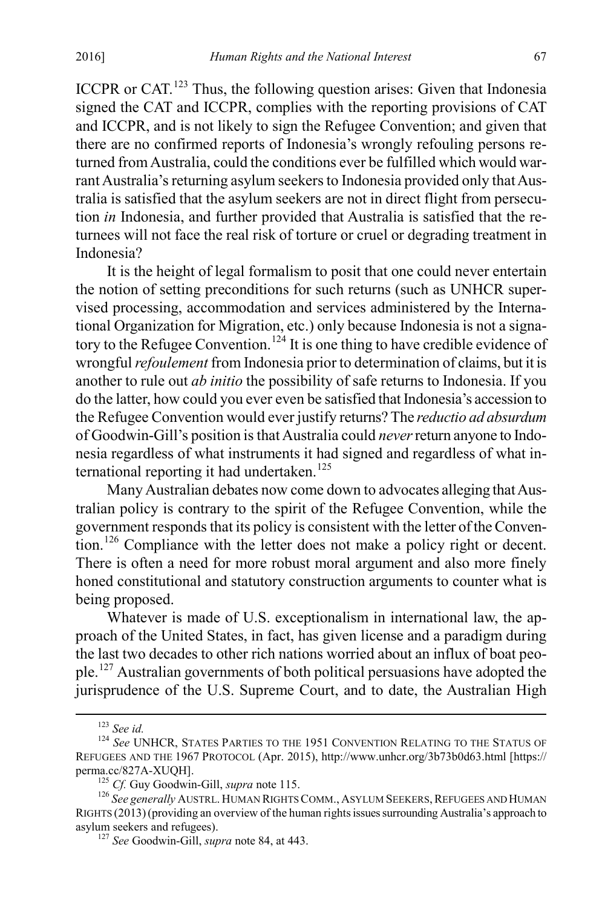ICCPR or CAT.[123] Thus, the following question arises: Given that Indonesia signed the CAT and ICCPR, complies with the reporting provisions of CAT and ICCPR, and is not likely to sign the Refugee Convention; and given that there are no confirmed reports of Indonesia's wrongly refouling persons returned from Australia, could the conditions ever be fulfilled which would warrant Australia's returning asylum seekers to Indonesia provided only that Australia is satisfied that the asylum seekers are not in direct flight from persecution *in* Indonesia, and further provided that Australia is satisfied that the returnees will not face the real risk of torture or cruel or degrading treatment in Indonesia?

It is the height of legal formalism to posit that one could never entertain the notion of setting preconditions for such returns (such as UNHCR supervised processing, accommodation and services administered by the International Organization for Migration, etc.) only because Indonesia is not a signatory to the Refugee Convention.[124] It is one thing to have credible evidence of wrongful *refoulement* from Indonesia prior to determination of claims, but it is another to rule out *ab initio* the possibility of safe returns to Indonesia. If you do the latter, how could you ever even be satisfied that Indonesia's accession to the Refugee Convention would ever justify returns? The *reductio ad absurdum* of Goodwin-Gill's position is that Australia could *never* return anyone to Indonesia regardless of what instruments it had signed and regardless of what international reporting it had undertaken.[125]

Many Australian debates now come down to advocates alleging that Australian policy is contrary to the spirit of the Refugee Convention, while the government responds that its policy is consistent with the letter of the Convention.[126] Compliance with the letter does not make a policy right or decent. There is often a need for more robust moral argument and also more finely honed constitutional and statutory construction arguments to counter what is being proposed.

Whatever is made of U.S. exceptionalism in international law, the approach of the United States, in fact, has given license and a paradigm during the last two decades to other rich nations worried about an influx of boat people.[127] Australian governments of both political persuasions have adopted the jurisprudence of the U.S. Supreme Court, and to date, the Australian High

---

[123] *See id.*

[124] *See* UNHCR, STATES PARTIES TO THE 1951 CONVENTION RELATING TO THE STATUS OF REFUGEES AND THE 1967 PROTOCOL (Apr. 2015), http://www.unhcr.org/3b73b0d63.html [https://perma.cc/827A-XUQH].

[125] *Cf.* Guy Goodwin-Gill, *supra* note 115.

[126] *See generally* AUSTRL. HUMAN RIGHTS COMM., ASYLUM SEEKERS, REFUGEES AND HUMAN RIGHTS (2013) (providing an overview of the human rights issues surrounding Australia's approach to asylum seekers and refugees).

[127] *See* Goodwin-Gill, *supra* note 84, at 443.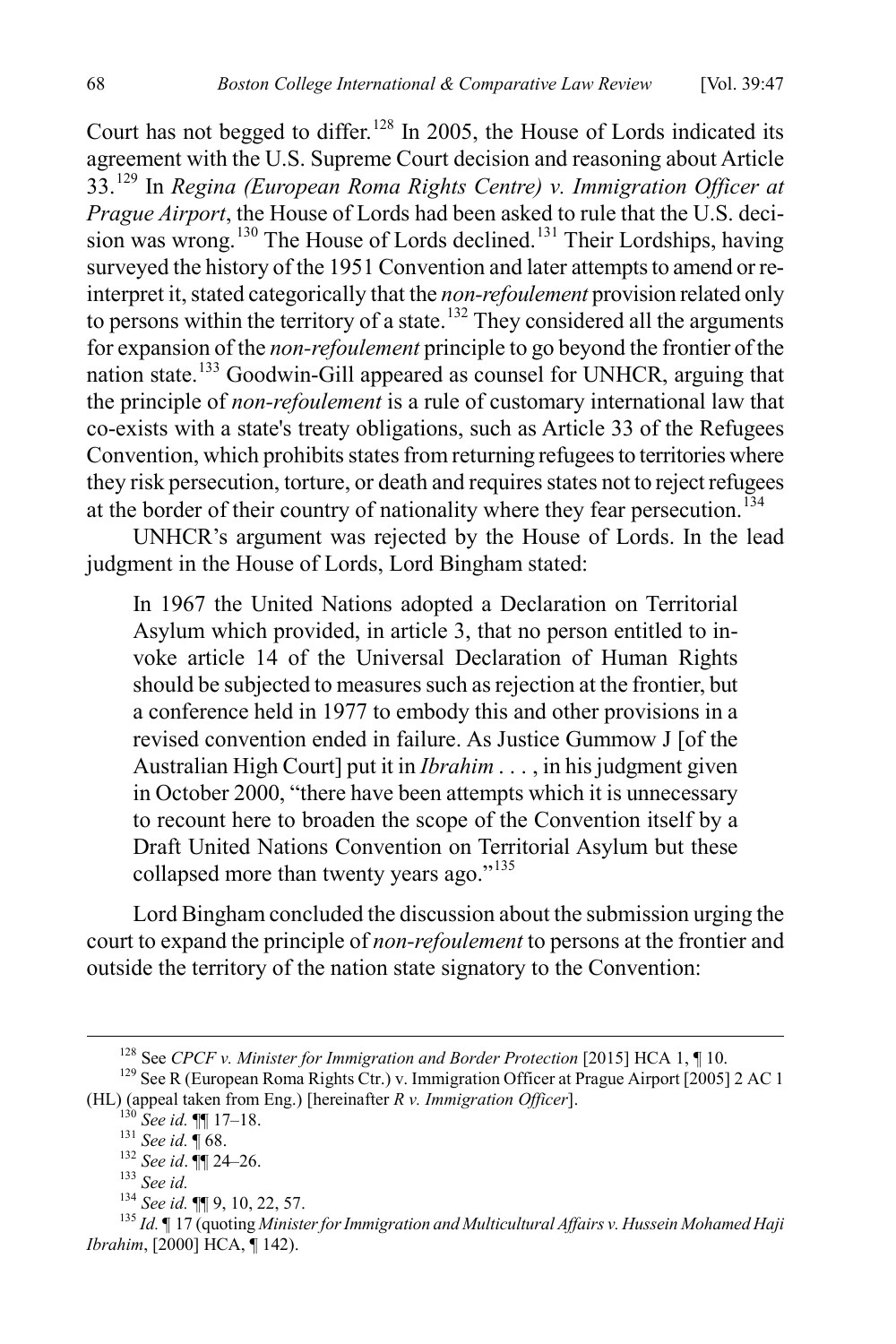Court has not begged to differ.[128] In 2005, the House of Lords indicated its agreement with the U.S. Supreme Court decision and reasoning about Article 33.[129] In *Regina (European Roma Rights Centre) v. Immigration Officer at Prague Airport*, the House of Lords had been asked to rule that the U.S. decision was wrong.[130] The House of Lords declined.[131] Their Lordships, having surveyed the history of the 1951 Convention and later attempts to amend or reinterpret it, stated categorically that the *non-refoulement* provision related only to persons within the territory of a state.[132] They considered all the arguments for expansion of the *non-refoulement* principle to go beyond the frontier of the nation state.[133] Goodwin-Gill appeared as counsel for UNHCR, arguing that the principle of *non-refoulement* is a rule of customary international law that co-exists with a state's treaty obligations, such as Article 33 of the Refugees Convention, which prohibits states from returning refugees to territories where they risk persecution, torture, or death and requires states not to reject refugees at the border of their country of nationality where they fear persecution.[134]

UNHCR's argument was rejected by the House of Lords. In the lead judgment in the House of Lords, Lord Bingham stated:

> In 1967 the United Nations adopted a Declaration on Territorial Asylum which provided, in article 3, that no person entitled to invoke article 14 of the Universal Declaration of Human Rights should be subjected to measures such as rejection at the frontier, but a conference held in 1977 to embody this and other provisions in a revised convention ended in failure. As Justice Gummow J [of the Australian High Court] put it in *Ibrahim* . . . , in his judgment given in October 2000, "there have been attempts which it is unnecessary to recount here to broaden the scope of the Convention itself by a Draft United Nations Convention on Territorial Asylum but these collapsed more than twenty years ago."[135]

Lord Bingham concluded the discussion about the submission urging the court to expand the principle of *non-refoulement* to persons at the frontier and outside the territory of the nation state signatory to the Convention:

---

[128] See *CPCF v. Minister for Immigration and Border Protection* [2015] HCA 1, ¶ 10.

[129] See R (European Roma Rights Ctr.) v. Immigration Officer at Prague Airport [2005] 2 AC 1 (HL) (appeal taken from Eng.) [hereinafter *R v. Immigration Officer*].

[130] *See id.* ¶¶ 17–18.

[131] *See id.* ¶ 68.

[132] *See id*. ¶¶ 24–26.

[133] *See id.*

[134] *See id.* ¶¶ 9, 10, 22, 57.

[135] *Id.* ¶ 17 (quoting *Minister for Immigration and Multicultural Affairs v. Hussein Mohamed Haji Ibrahim*, [2000] HCA, ¶ 142).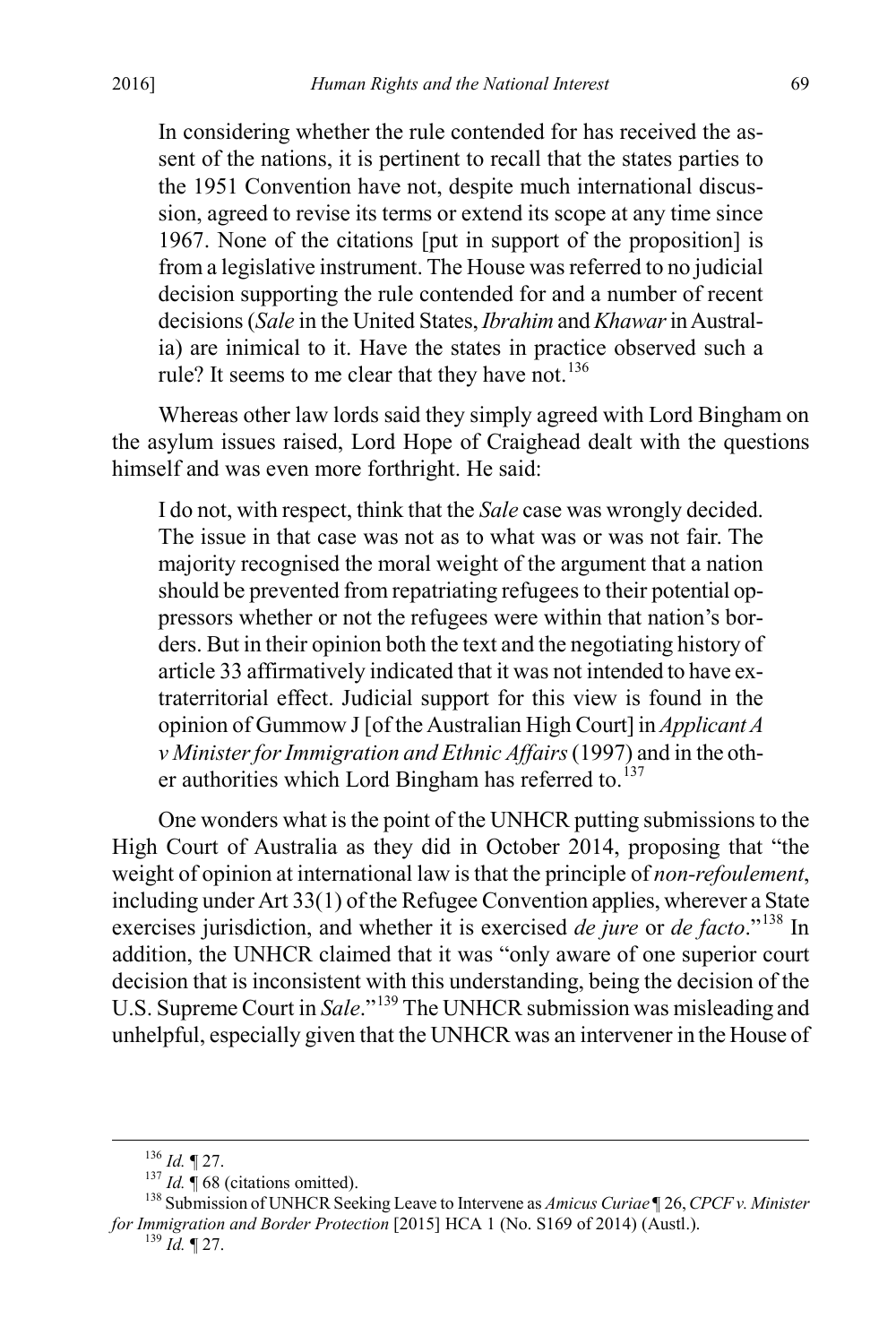> In considering whether the rule contended for has received the assent of the nations, it is pertinent to recall that the states parties to the 1951 Convention have not, despite much international discussion, agreed to revise its terms or extend its scope at any time since 1967. None of the citations [put in support of the proposition] is from a legislative instrument. The House was referred to no judicial decision supporting the rule contended for and a number of recent decisions (*Sale* in the United States, *Ibrahim* and *Khawar* in Australia) are inimical to it. Have the states in practice observed such a rule? It seems to me clear that they have not.[136]

Whereas other law lords said they simply agreed with Lord Bingham on the asylum issues raised, Lord Hope of Craighead dealt with the questions himself and was even more forthright. He said:

> I do not, with respect, think that the *Sale* case was wrongly decided. The issue in that case was not as to what was or was not fair. The majority recognised the moral weight of the argument that a nation should be prevented from repatriating refugees to their potential oppressors whether or not the refugees were within that nation's borders. But in their opinion both the text and the negotiating history of article 33 affirmatively indicated that it was not intended to have extraterritorial effect. Judicial support for this view is found in the opinion of Gummow J [of the Australian High Court] in *Applicant A v Minister for Immigration and Ethnic Affairs* (1997) and in the other authorities which Lord Bingham has referred to.[137]

One wonders what is the point of the UNHCR putting submissions to the High Court of Australia as they did in October 2014, proposing that "the weight of opinion at international law is that the principle of *non-refoulement*, including under Art 33(1) of the Refugee Convention applies, wherever a State exercises jurisdiction, and whether it is exercised *de jure* or *de facto*."[138] In addition, the UNHCR claimed that it was "only aware of one superior court decision that is inconsistent with this understanding, being the decision of the U.S. Supreme Court in *Sale*."[139] The UNHCR submission was misleading and unhelpful, especially given that the UNHCR was an intervener in the House of

---

[136] *Id.* ¶ 27.

[137] *Id.* ¶ 68 (citations omitted).

[138] Submission of UNHCR Seeking Leave to Intervene as *Amicus Curiae* ¶ 26, *CPCF v. Minister for Immigration and Border Protection* [2015] HCA 1 (No. S169 of 2014) (Austl.).

[139] *Id.* ¶ 27.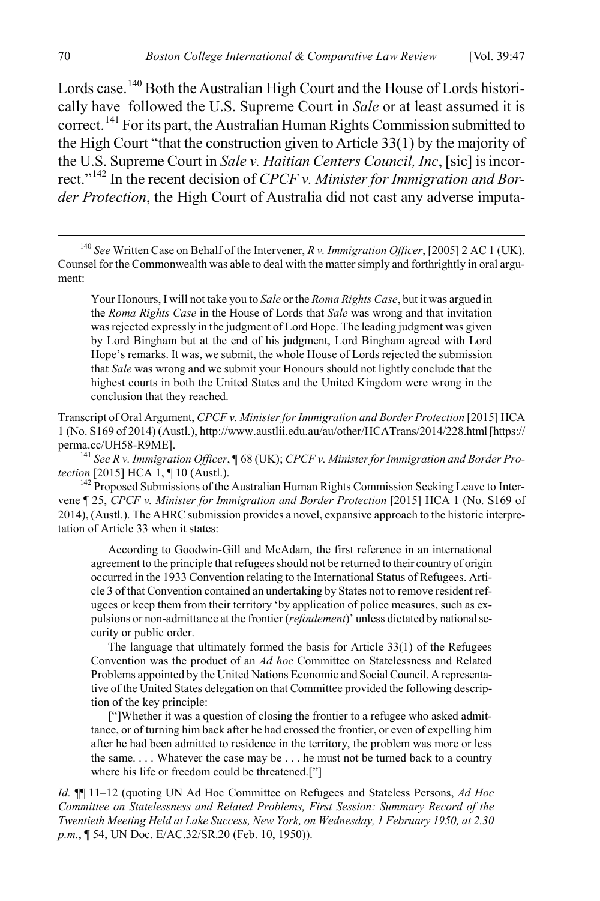Lords case.[140] Both the Australian High Court and the House of Lords historically have followed the U.S. Supreme Court in *Sale* or at least assumed it is correct.[141] For its part, the Australian Human Rights Commission submitted to the High Court "that the construction given to Article 33(1) by the majority of the U.S. Supreme Court in *Sale v. Haitian Centers Council, Inc*, [sic] is incorrect."[142] In the recent decision of *CPCF v. Minister for Immigration and Border Protection*, the High Court of Australia did not cast any adverse imputa-

---

[140] *See* Written Case on Behalf of the Intervener, *R v. Immigration Officer*, [2005] 2 AC 1 (UK). Counsel for the Commonwealth was able to deal with the matter simply and forthrightly in oral argument:

> Your Honours, I will not take you to *Sale* or the *Roma Rights Case*, but it was argued in the *Roma Rights Case* in the House of Lords that *Sale* was wrong and that invitation was rejected expressly in the judgment of Lord Hope. The leading judgment was given by Lord Bingham but at the end of his judgment, Lord Bingham agreed with Lord Hope's remarks. It was, we submit, the whole House of Lords rejected the submission that *Sale* was wrong and we submit your Honours should not lightly conclude that the highest courts in both the United States and the United Kingdom were wrong in the conclusion that they reached.

Transcript of Oral Argument, *CPCF v. Minister for Immigration and Border Protection* [2015] HCA 1 (No. S169 of 2014) (Austl.), http://www.austlii.edu.au/au/other/HCATrans/2014/228.html [https://perma.cc/UH58-R9ME].

[141] *See R v. Immigration Officer*, ¶ 68 (UK); *CPCF v. Minister for Immigration and Border Protection* [2015] HCA 1, ¶ 10 (Austl.).

[142] Proposed Submissions of the Australian Human Rights Commission Seeking Leave to Intervene ¶ 25, *CPCF v. Minister for Immigration and Border Protection* [2015] HCA 1 (No. S169 of 2014), (Austl.). The AHRC submission provides a novel, expansive approach to the historic interpretation of Article 33 when it states:

> According to Goodwin-Gill and McAdam, the first reference in an international agreement to the principle that refugees should not be returned to their country of origin occurred in the 1933 Convention relating to the International Status of Refugees. Article 3 of that Convention contained an undertaking by States not to remove resident refugees or keep them from their territory 'by application of police measures, such as expulsions or non-admittance at the frontier (*refoulement*)' unless dictated by national security or public order.
>
> The language that ultimately formed the basis for Article 33(1) of the Refugees Convention was the product of an *Ad hoc* Committee on Statelessness and Related Problems appointed by the United Nations Economic and Social Council. A representative of the United States delegation on that Committee provided the following description of the key principle:
>
> ["]Whether it was a question of closing the frontier to a refugee who asked admittance, or of turning him back after he had crossed the frontier, or even of expelling him after he had been admitted to residence in the territory, the problem was more or less the same. . . . Whatever the case may be . . . he must not be turned back to a country where his life or freedom could be threatened.["]

*Id.* ¶¶ 11–12 (quoting UN Ad Hoc Committee on Refugees and Stateless Persons, *Ad Hoc Committee on Statelessness and Related Problems, First Session: Summary Record of the Twentieth Meeting Held at Lake Success, New York, on Wednesday, 1 February 1950, at 2.30 p.m.*, ¶ 54, UN Doc. E/AC.32/SR.20 (Feb. 10, 1950)).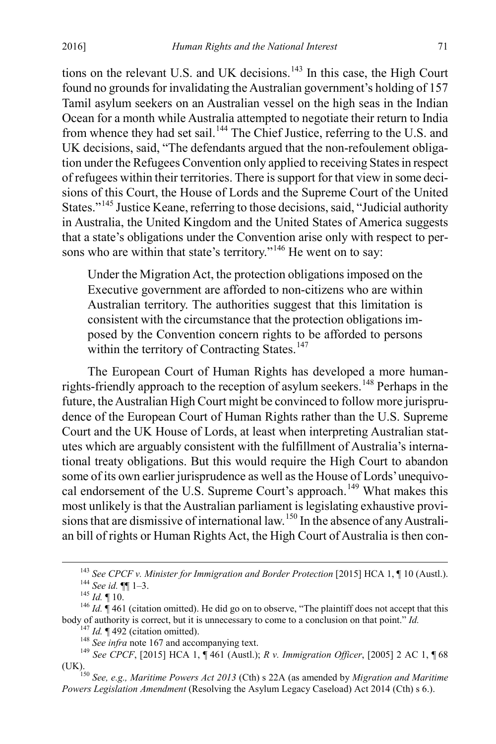tions on the relevant U.S. and UK decisions.[143] In this case, the High Court found no grounds for invalidating the Australian government's holding of 157 Tamil asylum seekers on an Australian vessel on the high seas in the Indian Ocean for a month while Australia attempted to negotiate their return to India from whence they had set sail.[144] The Chief Justice, referring to the U.S. and UK decisions, said, "The defendants argued that the non-refoulement obligation under the Refugees Convention only applied to receiving States in respect of refugees within their territories. There is support for that view in some decisions of this Court, the House of Lords and the Supreme Court of the United States."[145] Justice Keane, referring to those decisions, said, "Judicial authority in Australia, the United Kingdom and the United States of America suggests that a state's obligations under the Convention arise only with respect to persons who are within that state's territory."[146] He went on to say:

> Under the Migration Act, the protection obligations imposed on the Executive government are afforded to non-citizens who are within Australian territory. The authorities suggest that this limitation is consistent with the circumstance that the protection obligations imposed by the Convention concern rights to be afforded to persons within the territory of Contracting States.[147]

The European Court of Human Rights has developed a more human-rights-friendly approach to the reception of asylum seekers.[148] Perhaps in the future, the Australian High Court might be convinced to follow more jurisprudence of the European Court of Human Rights rather than the U.S. Supreme Court and the UK House of Lords, at least when interpreting Australian statutes which are arguably consistent with the fulfillment of Australia's international treaty obligations. But this would require the High Court to abandon some of its own earlier jurisprudence as well as the House of Lords' unequivocal endorsement of the U.S. Supreme Court's approach.[149] What makes this most unlikely is that the Australian parliament is legislating exhaustive provisions that are dismissive of international law.[150] In the absence of any Australian bill of rights or Human Rights Act, the High Court of Australia is then con-

---

[143] *See CPCF v. Minister for Immigration and Border Protection* [2015] HCA 1, ¶ 10 (Austl.).

[144] *See id.* ¶¶ 1–3.

[145] *Id.* ¶ 10.

[146] *Id.* ¶ 461 (citation omitted). He did go on to observe, "The plaintiff does not accept that this body of authority is correct, but it is unnecessary to come to a conclusion on that point." *Id.*

[147] *Id.* ¶ 492 (citation omitted).

[148] *See infra* note 167 and accompanying text.

[149] *See CPCF*, [2015] HCA 1, ¶ 461 (Austl.); *R v. Immigration Officer*, [2005] 2 AC 1, ¶ 68 (UK).

[150] *See, e.g., Maritime Powers Act 2013* (Cth) s 22A (as amended by *Migration and Maritime Powers Legislation Amendment* (Resolving the Asylum Legacy Caseload) Act 2014 (Cth) s 6.).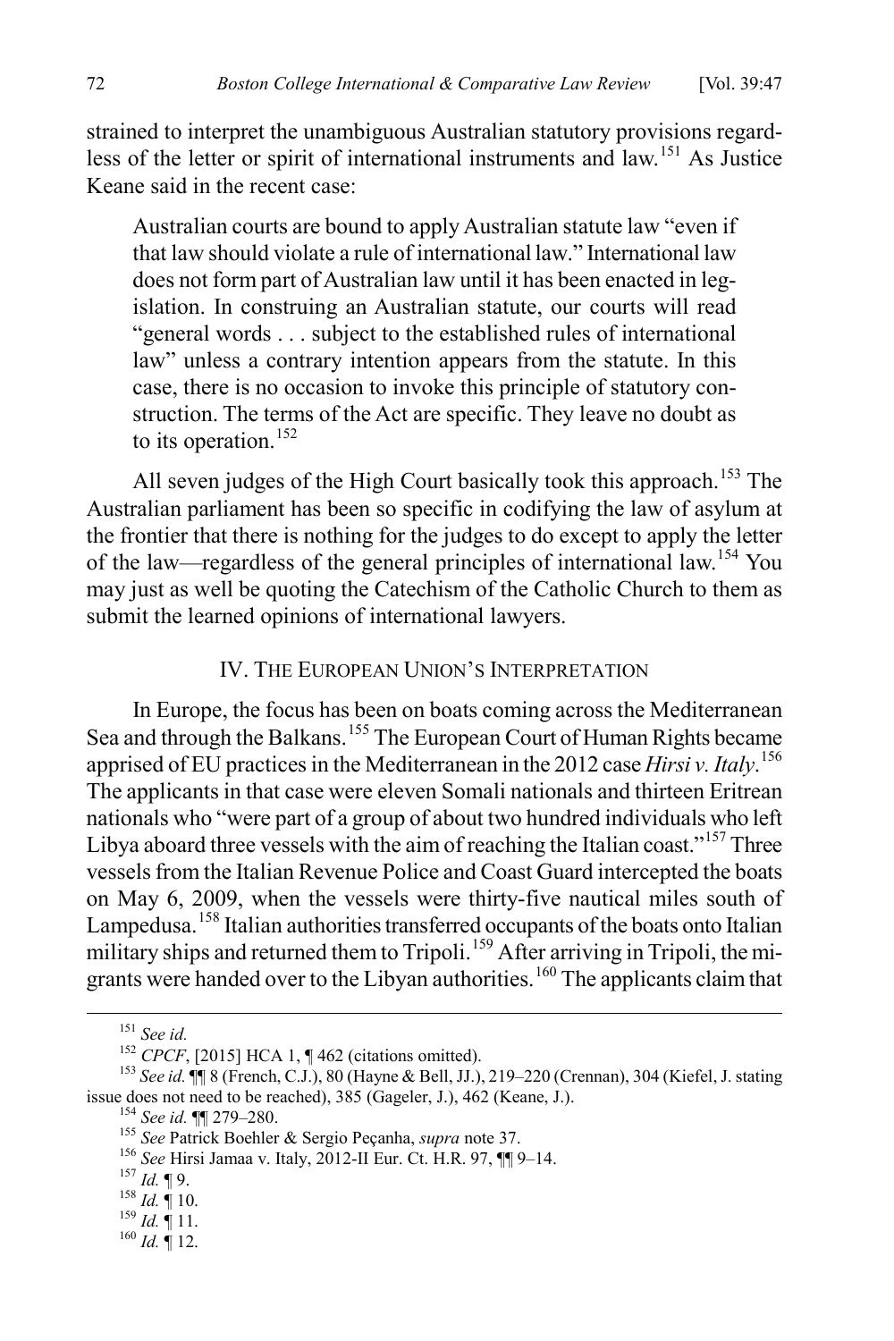strained to interpret the unambiguous Australian statutory provisions regardless of the letter or spirit of international instruments and law.[151] As Justice Keane said in the recent case:

> Australian courts are bound to apply Australian statute law "even if that law should violate a rule of international law." International law does not form part of Australian law until it has been enacted in legislation. In construing an Australian statute, our courts will read "general words . . . subject to the established rules of international law" unless a contrary intention appears from the statute. In this case, there is no occasion to invoke this principle of statutory construction. The terms of the Act are specific. They leave no doubt as to its operation.[152]

All seven judges of the High Court basically took this approach.[153] The Australian parliament has been so specific in codifying the law of asylum at the frontier that there is nothing for the judges to do except to apply the letter of the law—regardless of the general principles of international law.[154] You may just as well be quoting the Catechism of the Catholic Church to them as submit the learned opinions of international lawyers.

## IV. THE EUROPEAN UNION'S INTERPRETATION

In Europe, the focus has been on boats coming across the Mediterranean Sea and through the Balkans.[155] The European Court of Human Rights became apprised of EU practices in the Mediterranean in the 2012 case *Hirsi v. Italy*.[156] The applicants in that case were eleven Somali nationals and thirteen Eritrean nationals who "were part of a group of about two hundred individuals who left Libya aboard three vessels with the aim of reaching the Italian coast."[157] Three vessels from the Italian Revenue Police and Coast Guard intercepted the boats on May 6, 2009, when the vessels were thirty-five nautical miles south of Lampedusa.[158] Italian authorities transferred occupants of the boats onto Italian military ships and returned them to Tripoli.[159] After arriving in Tripoli, the migrants were handed over to the Libyan authorities.[160] The applicants claim that

---

[151] *See id.*

[152] *CPCF*, [2015] HCA 1, ¶ 462 (citations omitted).

[153] *See id.* ¶¶ 8 (French, C.J.), 80 (Hayne & Bell, JJ.), 219–220 (Crennan), 304 (Kiefel, J. stating issue does not need to be reached), 385 (Gageler, J.), 462 (Keane, J.).

[154] *See id.* ¶¶ 279–280.

[155] *See* Patrick Boehler & Sergio Peçanha, *supra* note 37.

[156] *See* Hirsi Jamaa v. Italy, 2012-II Eur. Ct. H.R. 97, ¶¶ 9–14.

[157] *Id.* ¶ 9.

[158] *Id.* ¶ 10.

[159] *Id.* ¶ 11.

[160] *Id.* ¶ 12.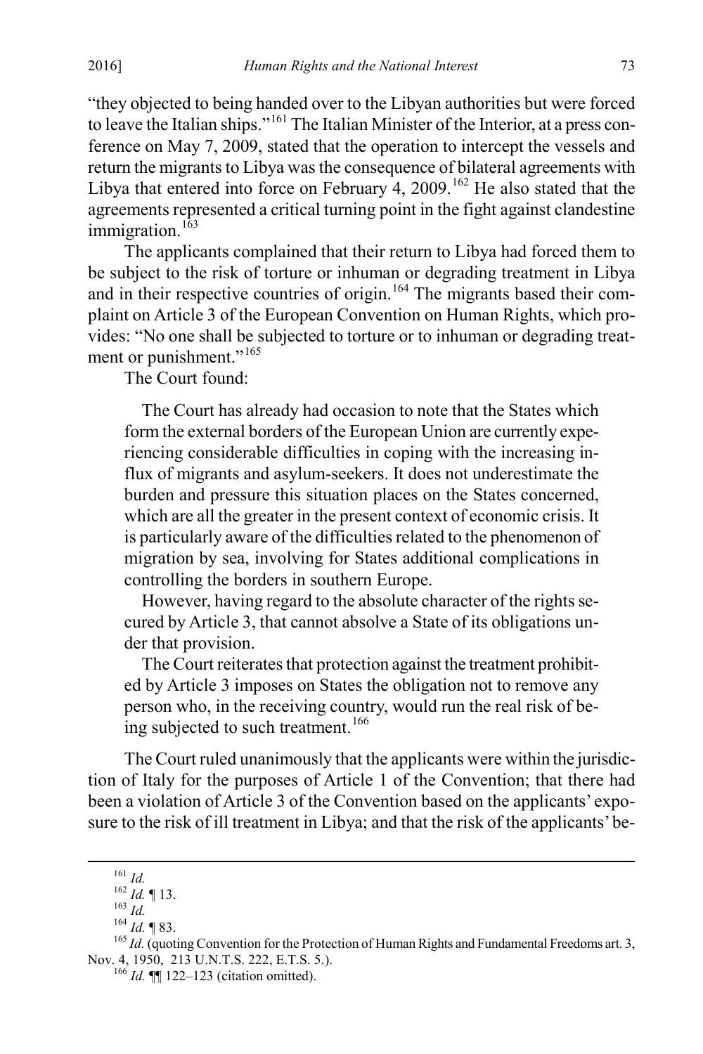"they objected to being handed over to the Libyan authorities but were forced to leave the Italian ships."[161] The Italian Minister of the Interior, at a press conference on May 7, 2009, stated that the operation to intercept the vessels and return the migrants to Libya was the consequence of bilateral agreements with Libya that entered into force on February 4, 2009.[162] He also stated that the agreements represented a critical turning point in the fight against clandestine immigration.[163]

The applicants complained that their return to Libya had forced them to be subject to the risk of torture or inhuman or degrading treatment in Libya and in their respective countries of origin.[164] The migrants based their complaint on Article 3 of the European Convention on Human Rights, which provides: "No one shall be subjected to torture or to inhuman or degrading treatment or punishment."[165]

The Court found:

> The Court has already had occasion to note that the States which form the external borders of the European Union are currently experiencing considerable difficulties in coping with the increasing influx of migrants and asylum-seekers. It does not underestimate the burden and pressure this situation places on the States concerned, which are all the greater in the present context of economic crisis. It is particularly aware of the difficulties related to the phenomenon of migration by sea, involving for States additional complications in controlling the borders in southern Europe.
>
> However, having regard to the absolute character of the rights secured by Article 3, that cannot absolve a State of its obligations under that provision.
>
> The Court reiterates that protection against the treatment prohibited by Article 3 imposes on States the obligation not to remove any person who, in the receiving country, would run the real risk of being subjected to such treatment.[166]

The Court ruled unanimously that the applicants were within the jurisdiction of Italy for the purposes of Article 1 of the Convention; that there had been a violation of Article 3 of the Convention based on the applicants' exposure to the risk of ill treatment in Libya; and that the risk of the applicants' be-

---

[161] *Id.*

[162] *Id.* ¶ 13.

[163] *Id.*

[164] *Id.* ¶ 83.

[165] *Id.* (quoting Convention for the Protection of Human Rights and Fundamental Freedoms art. 3, Nov. 4, 1950, 213 U.N.T.S. 222, E.T.S. 5.).

[166] *Id.* ¶¶ 122–123 (citation omitted).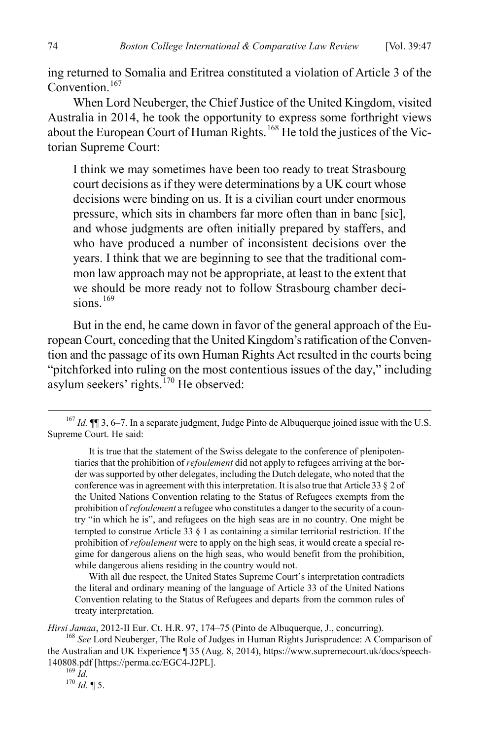ing returned to Somalia and Eritrea constituted a violation of Article 3 of the Convention.[167]

When Lord Neuberger, the Chief Justice of the United Kingdom, visited Australia in 2014, he took the opportunity to express some forthright views about the European Court of Human Rights.[168] He told the justices of the Victorian Supreme Court:

> I think we may sometimes have been too ready to treat Strasbourg court decisions as if they were determinations by a UK court whose decisions were binding on us. It is a civilian court under enormous pressure, which sits in chambers far more often than in banc [sic], and whose judgments are often initially prepared by staffers, and who have produced a number of inconsistent decisions over the years. I think that we are beginning to see that the traditional common law approach may not be appropriate, at least to the extent that we should be more ready not to follow Strasbourg chamber decisions.[169]

But in the end, he came down in favor of the general approach of the European Court, conceding that the United Kingdom's ratification of the Convention and the passage of its own Human Rights Act resulted in the courts being "pitchforked into ruling on the most contentious issues of the day," including asylum seekers' rights.[170] He observed:

---

[167] *Id.* ¶¶ 3, 6–7. In a separate judgment, Judge Pinto de Albuquerque joined issue with the U.S. Supreme Court. He said:

> It is true that the statement of the Swiss delegate to the conference of plenipotentiaries that the prohibition of *refoulement* did not apply to refugees arriving at the border was supported by other delegates, including the Dutch delegate, who noted that the conference was in agreement with this interpretation. It is also true that Article 33 § 2 of the United Nations Convention relating to the Status of Refugees exempts from the prohibition of *refoulement* a refugee who constitutes a danger to the security of a country "in which he is", and refugees on the high seas are in no country. One might be tempted to construe Article 33 § 1 as containing a similar territorial restriction. If the prohibition of *refoulement* were to apply on the high seas, it would create a special regime for dangerous aliens on the high seas, who would benefit from the prohibition, while dangerous aliens residing in the country would not.
>
> With all due respect, the United States Supreme Court's interpretation contradicts the literal and ordinary meaning of the language of Article 33 of the United Nations Convention relating to the Status of Refugees and departs from the common rules of treaty interpretation.

*Hirsi Jamaa*, 2012-II Eur. Ct. H.R. 97, 174–75 (Pinto de Albuquerque, J., concurring).

[168] *See* Lord Neuberger, The Role of Judges in Human Rights Jurisprudence: A Comparison of the Australian and UK Experience ¶ 35 (Aug. 8, 2014), https://www.supremecourt.uk/docs/speech-140808.pdf [https://perma.cc/EGC4-J2PL].

[169] *Id.*

[170] *Id.* ¶ 5.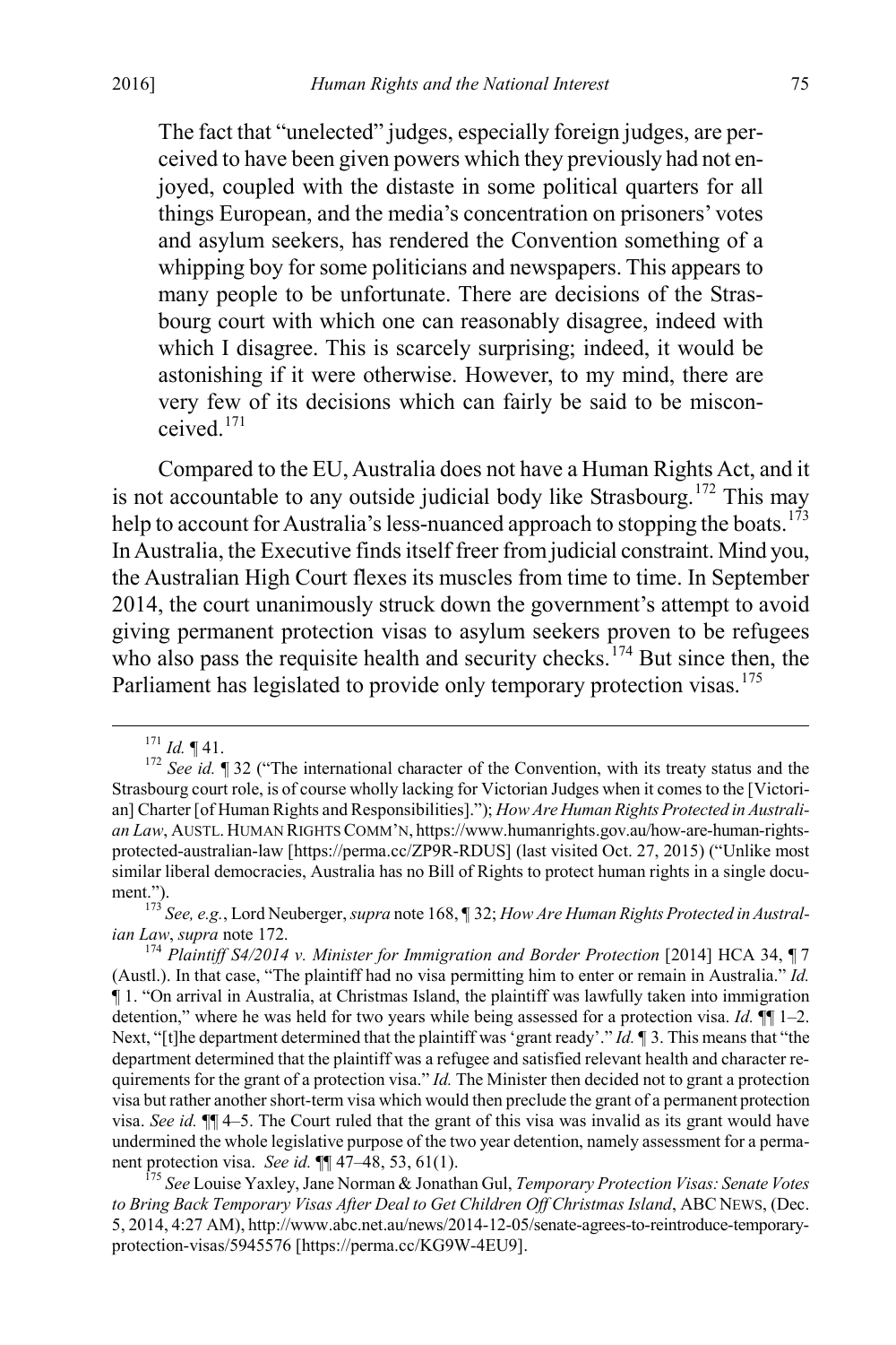> The fact that "unelected" judges, especially foreign judges, are perceived to have been given powers which they previously had not enjoyed, coupled with the distaste in some political quarters for all things European, and the media's concentration on prisoners' votes and asylum seekers, has rendered the Convention something of a whipping boy for some politicians and newspapers. This appears to many people to be unfortunate. There are decisions of the Strasbourg court with which one can reasonably disagree, indeed with which I disagree. This is scarcely surprising; indeed, it would be astonishing if it were otherwise. However, to my mind, there are very few of its decisions which can fairly be said to be misconceived.[171]

Compared to the EU, Australia does not have a Human Rights Act, and it is not accountable to any outside judicial body like Strasbourg.[172] This may help to account for Australia's less-nuanced approach to stopping the boats.[173] In Australia, the Executive finds itself freer from judicial constraint. Mind you, the Australian High Court flexes its muscles from time to time. In September 2014, the court unanimously struck down the government's attempt to avoid giving permanent protection visas to asylum seekers proven to be refugees who also pass the requisite health and security checks.[174] But since then, the Parliament has legislated to provide only temporary protection visas.[175]

---

[171] *Id.* ¶ 41.

[172] *See id.* ¶ 32 ("The international character of the Convention, with its treaty status and the Strasbourg court role, is of course wholly lacking for Victorian Judges when it comes to the [Victorian] Charter [of Human Rights and Responsibilities]."); *How Are Human Rights Protected in Australian Law*, AUSTL. HUMAN RIGHTS COMM'N, https://www.humanrights.gov.au/how-are-human-rights-protected-australian-law [https://perma.cc/ZP9R-RDUS] (last visited Oct. 27, 2015) ("Unlike most similar liberal democracies, Australia has no Bill of Rights to protect human rights in a single document.").

[173] *See, e.g.*, Lord Neuberger, *supra* note 168, ¶ 32; *How Are Human Rights Protected in Australian Law*, *supra* note 172.

[174] *Plaintiff S4/2014 v. Minister for Immigration and Border Protection* [2014] HCA 34, ¶ 7 (Austl.). In that case, "The plaintiff had no visa permitting him to enter or remain in Australia." *Id.* ¶ 1. "On arrival in Australia, at Christmas Island, the plaintiff was lawfully taken into immigration detention," where he was held for two years while being assessed for a protection visa. *Id.* ¶¶ 1–2. Next, "[t]he department determined that the plaintiff was 'grant ready'." *Id.* ¶ 3. This means that "the department determined that the plaintiff was a refugee and satisfied relevant health and character requirements for the grant of a protection visa." *Id.* The Minister then decided not to grant a protection visa but rather another short-term visa which would then preclude the grant of a permanent protection visa. *See id.* ¶¶ 4–5. The Court ruled that the grant of this visa was invalid as its grant would have undermined the whole legislative purpose of the two year detention, namely assessment for a permanent protection visa. *See id.* ¶¶ 47–48, 53, 61(1).

[175] *See* Louise Yaxley, Jane Norman & Jonathan Gul, *Temporary Protection Visas: Senate Votes to Bring Back Temporary Visas After Deal to Get Children Off Christmas Island*, ABC NEWS, (Dec. 5, 2014, 4:27 AM), http://www.abc.net.au/news/2014-12-05/senate-agrees-to-reintroduce-temporary-protection-visas/5945576 [https://perma.cc/KG9W-4EU9].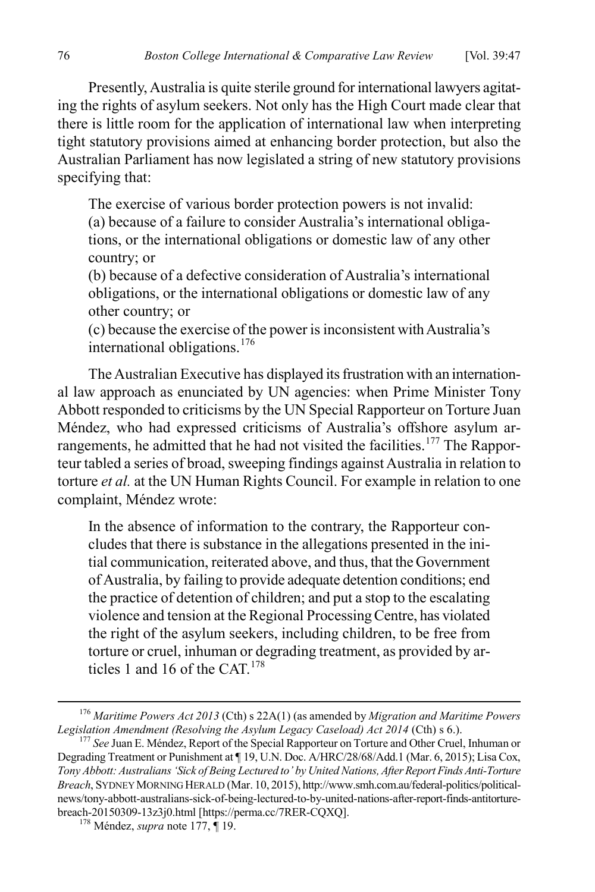Presently, Australia is quite sterile ground for international lawyers agitating the rights of asylum seekers. Not only has the High Court made clear that there is little room for the application of international law when interpreting tight statutory provisions aimed at enhancing border protection, but also the Australian Parliament has now legislated a string of new statutory provisions specifying that:

> The exercise of various border protection powers is not invalid:
> (a) because of a failure to consider Australia's international obligations, or the international obligations or domestic law of any other country; or
> (b) because of a defective consideration of Australia's international obligations, or the international obligations or domestic law of any other country; or
> (c) because the exercise of the power is inconsistent with Australia's international obligations.[176]

The Australian Executive has displayed its frustration with an international law approach as enunciated by UN agencies: when Prime Minister Tony Abbott responded to criticisms by the UN Special Rapporteur on Torture Juan Méndez, who had expressed criticisms of Australia's offshore asylum arrangements, he admitted that he had not visited the facilities.[177] The Rapporteur tabled a series of broad, sweeping findings against Australia in relation to torture *et al.* at the UN Human Rights Council. For example in relation to one complaint, Méndez wrote:

> In the absence of information to the contrary, the Rapporteur concludes that there is substance in the allegations presented in the initial communication, reiterated above, and thus, that the Government of Australia, by failing to provide adequate detention conditions; end the practice of detention of children; and put a stop to the escalating violence and tension at the Regional Processing Centre, has violated the right of the asylum seekers, including children, to be free from torture or cruel, inhuman or degrading treatment, as provided by articles 1 and 16 of the CAT.[178]

---

[176] *Maritime Powers Act 2013* (Cth) s 22A(1) (as amended by *Migration and Maritime Powers Legislation Amendment (Resolving the Asylum Legacy Caseload) Act 2014* (Cth) s 6.).

[177] *See* Juan E. Méndez, Report of the Special Rapporteur on Torture and Other Cruel, Inhuman or Degrading Treatment or Punishment at ¶ 19, U.N. Doc. A/HRC/28/68/Add.1 (Mar. 6, 2015); Lisa Cox, *Tony Abbott: Australians 'Sick of Being Lectured to' by United Nations, After Report Finds Anti-Torture Breach*, SYDNEY MORNING HERALD (Mar. 10, 2015), http://www.smh.com.au/federal-politics/political-news/tony-abbott-australians-sick-of-being-lectured-to-by-united-nations-after-report-finds-antitorture-breach-20150309-13z3j0.html [https://perma.cc/7RER-CQXQ].

[178] Méndez, *supra* note 177, ¶ 19.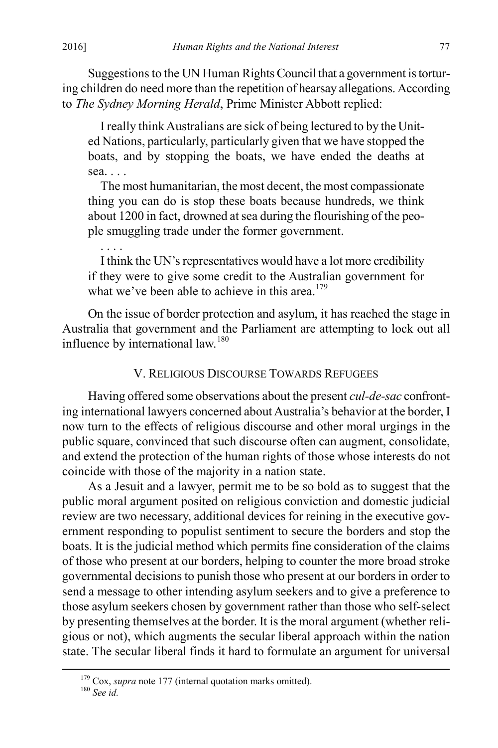Suggestions to the UN Human Rights Council that a government is torturing children do need more than the repetition of hearsay allegations. According to *The Sydney Morning Herald*, Prime Minister Abbott replied:

> I really think Australians are sick of being lectured to by the United Nations, particularly, particularly given that we have stopped the boats, and by stopping the boats, we have ended the deaths at sea. . . .
>
> The most humanitarian, the most decent, the most compassionate thing you can do is stop these boats because hundreds, we think about 1200 in fact, drowned at sea during the flourishing of the people smuggling trade under the former government.
>
> . . . .
>
> I think the UN's representatives would have a lot more credibility if they were to give some credit to the Australian government for what we've been able to achieve in this area.[179]

On the issue of border protection and asylum, it has reached the stage in Australia that government and the Parliament are attempting to lock out all influence by international law.[180]

## V. Religious Discourse Towards Refugees

Having offered some observations about the present *cul-de-sac* confronting international lawyers concerned about Australia's behavior at the border, I now turn to the effects of religious discourse and other moral urgings in the public square, convinced that such discourse often can augment, consolidate, and extend the protection of the human rights of those whose interests do not coincide with those of the majority in a nation state.

As a Jesuit and a lawyer, permit me to be so bold as to suggest that the public moral argument posited on religious conviction and domestic judicial review are two necessary, additional devices for reining in the executive government responding to populist sentiment to secure the borders and stop the boats. It is the judicial method which permits fine consideration of the claims of those who present at our borders, helping to counter the more broad stroke governmental decisions to punish those who present at our borders in order to send a message to other intending asylum seekers and to give a preference to those asylum seekers chosen by government rather than those who self-select by presenting themselves at the border. It is the moral argument (whether religious or not), which augments the secular liberal approach within the nation state. The secular liberal finds it hard to formulate an argument for universal

[179] Cox, *supra* note 177 (internal quotation marks omitted).

[180] *See id.*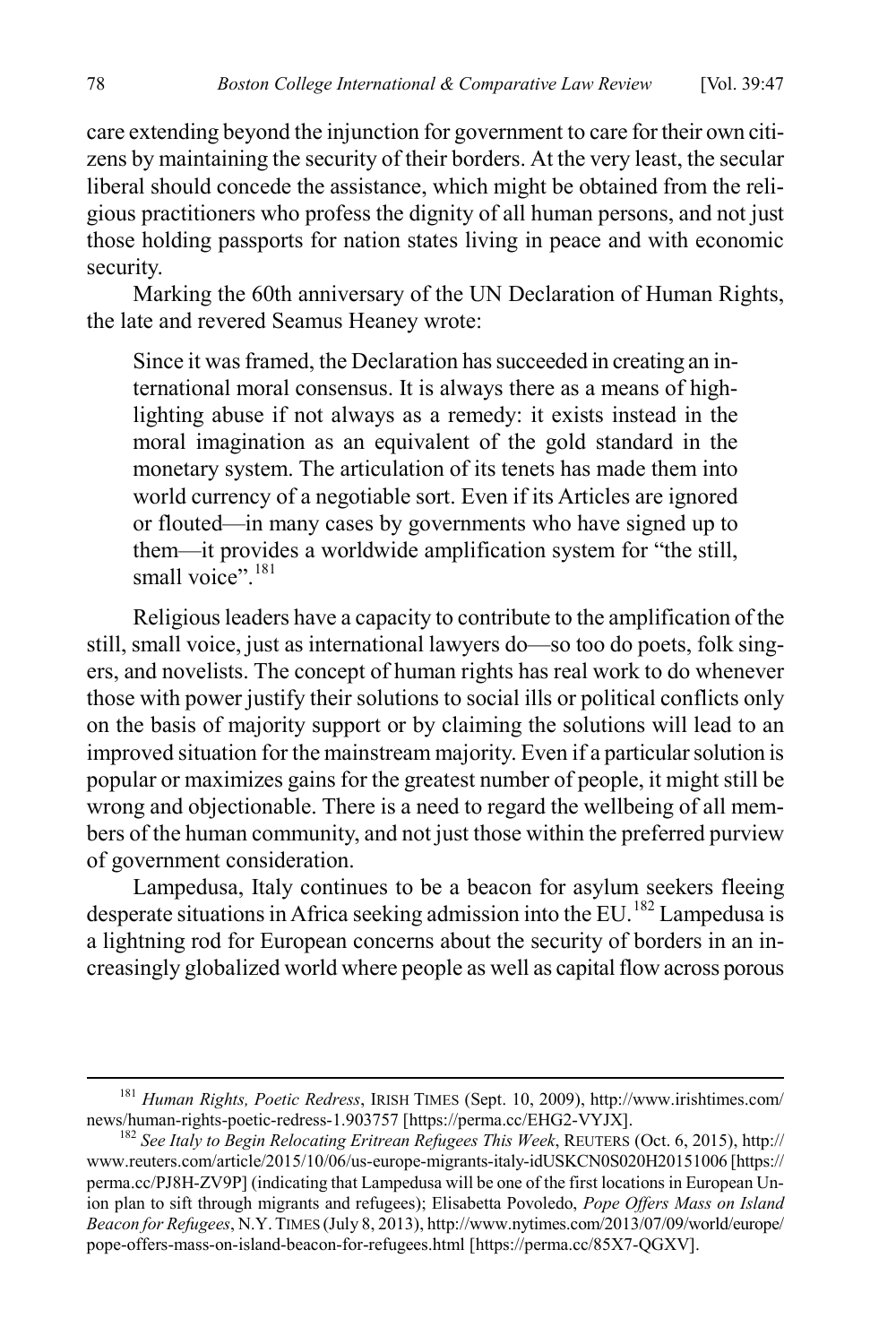care extending beyond the injunction for government to care for their own citizens by maintaining the security of their borders. At the very least, the secular liberal should concede the assistance, which might be obtained from the religious practitioners who profess the dignity of all human persons, and not just those holding passports for nation states living in peace and with economic security.

Marking the 60th anniversary of the UN Declaration of Human Rights, the late and revered Seamus Heaney wrote:

> Since it was framed, the Declaration has succeeded in creating an international moral consensus. It is always there as a means of highlighting abuse if not always as a remedy: it exists instead in the moral imagination as an equivalent of the gold standard in the monetary system. The articulation of its tenets has made them into world currency of a negotiable sort. Even if its Articles are ignored or flouted—in many cases by governments who have signed up to them—it provides a worldwide amplification system for "the still, small voice".[181]

Religious leaders have a capacity to contribute to the amplification of the still, small voice, just as international lawyers do—so too do poets, folk singers, and novelists. The concept of human rights has real work to do whenever those with power justify their solutions to social ills or political conflicts only on the basis of majority support or by claiming the solutions will lead to an improved situation for the mainstream majority. Even if a particular solution is popular or maximizes gains for the greatest number of people, it might still be wrong and objectionable. There is a need to regard the wellbeing of all members of the human community, and not just those within the preferred purview of government consideration.

Lampedusa, Italy continues to be a beacon for asylum seekers fleeing desperate situations in Africa seeking admission into the EU.[182] Lampedusa is a lightning rod for European concerns about the security of borders in an increasingly globalized world where people as well as capital flow across porous

---

[181] *Human Rights, Poetic Redress*, IRISH TIMES (Sept. 10, 2009), http://www.irishtimes.com/news/human-rights-poetic-redress-1.903757 [https://perma.cc/EHG2-VYJX].

[182] *See Italy to Begin Relocating Eritrean Refugees This Week*, REUTERS (Oct. 6, 2015), http://www.reuters.com/article/2015/10/06/us-europe-migrants-italy-idUSKCN0S020H20151006 [https://perma.cc/PJ8H-ZV9P] (indicating that Lampedusa will be one of the first locations in European Union plan to sift through migrants and refugees); Elisabetta Povoledo, *Pope Offers Mass on Island Beacon for Refugees*, N.Y. TIMES (July 8, 2013), http://www.nytimes.com/2013/07/09/world/europe/pope-offers-mass-on-island-beacon-for-refugees.html [https://perma.cc/85X7-QGXV].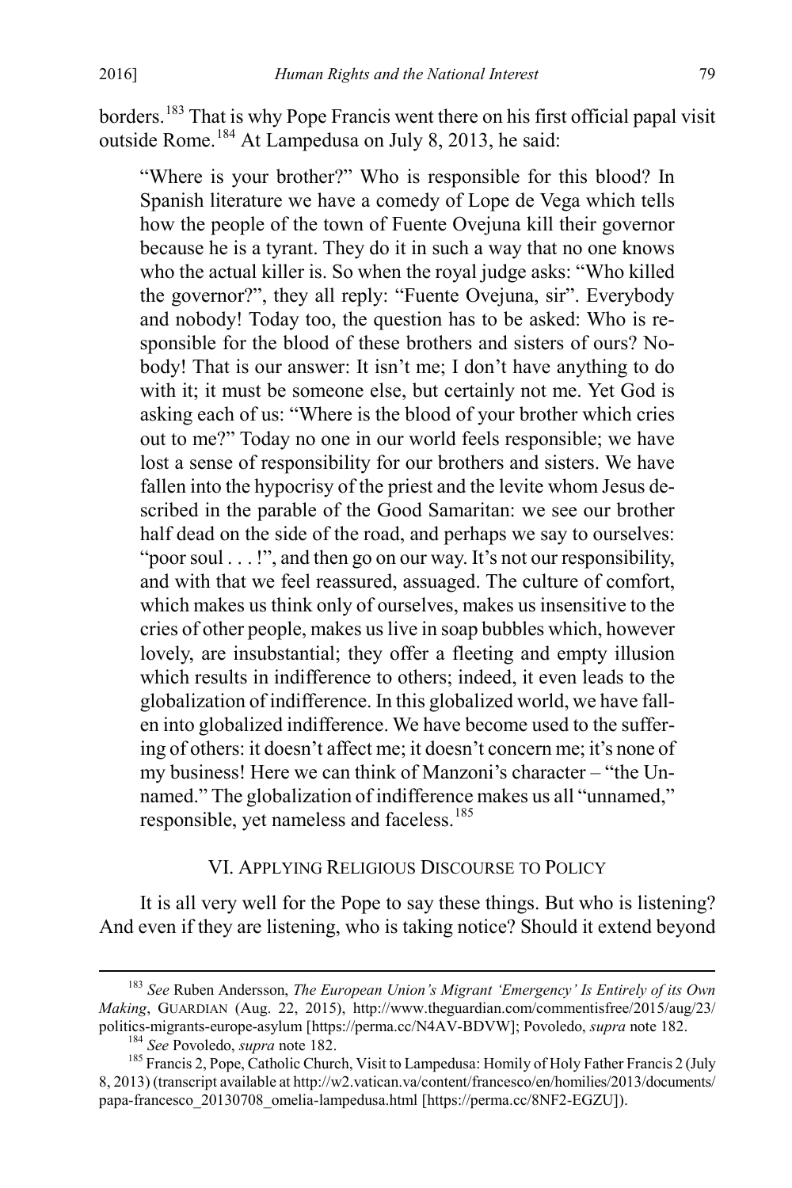borders.[183] That is why Pope Francis went there on his first official papal visit outside Rome.[184] At Lampedusa on July 8, 2013, he said:

> "Where is your brother?" Who is responsible for this blood? In Spanish literature we have a comedy of Lope de Vega which tells how the people of the town of Fuente Ovejuna kill their governor because he is a tyrant. They do it in such a way that no one knows who the actual killer is. So when the royal judge asks: "Who killed the governor?", they all reply: "Fuente Ovejuna, sir". Everybody and nobody! Today too, the question has to be asked: Who is responsible for the blood of these brothers and sisters of ours? Nobody! That is our answer: It isn't me; I don't have anything to do with it; it must be someone else, but certainly not me. Yet God is asking each of us: "Where is the blood of your brother which cries out to me?" Today no one in our world feels responsible; we have lost a sense of responsibility for our brothers and sisters. We have fallen into the hypocrisy of the priest and the levite whom Jesus described in the parable of the Good Samaritan: we see our brother half dead on the side of the road, and perhaps we say to ourselves: "poor soul . . . !", and then go on our way. It's not our responsibility, and with that we feel reassured, assuaged. The culture of comfort, which makes us think only of ourselves, makes us insensitive to the cries of other people, makes us live in soap bubbles which, however lovely, are insubstantial; they offer a fleeting and empty illusion which results in indifference to others; indeed, it even leads to the globalization of indifference. In this globalized world, we have fallen into globalized indifference. We have become used to the suffering of others: it doesn't affect me; it doesn't concern me; it's none of my business! Here we can think of Manzoni's character – "the Unnamed." The globalization of indifference makes us all "unnamed," responsible, yet nameless and faceless.[185]

## VI. Applying Religious Discourse to Policy

It is all very well for the Pope to say these things. But who is listening? And even if they are listening, who is taking notice? Should it extend beyond

---

[183] *See* Ruben Andersson, *The European Union's Migrant 'Emergency' Is Entirely of its Own Making*, GUARDIAN (Aug. 22, 2015), http://www.theguardian.com/commentisfree/2015/aug/23/politics-migrants-europe-asylum [https://perma.cc/N4AV-BDVW]; Povoledo, *supra* note 182.

[184] *See* Povoledo, *supra* note 182.

[185] Francis 2, Pope, Catholic Church, Visit to Lampedusa: Homily of Holy Father Francis 2 (July 8, 2013) (transcript available at http://w2.vatican.va/content/francesco/en/homilies/2013/documents/papa-francesco_20130708_omelia-lampedusa.html [https://perma.cc/8NF2-EGZU]).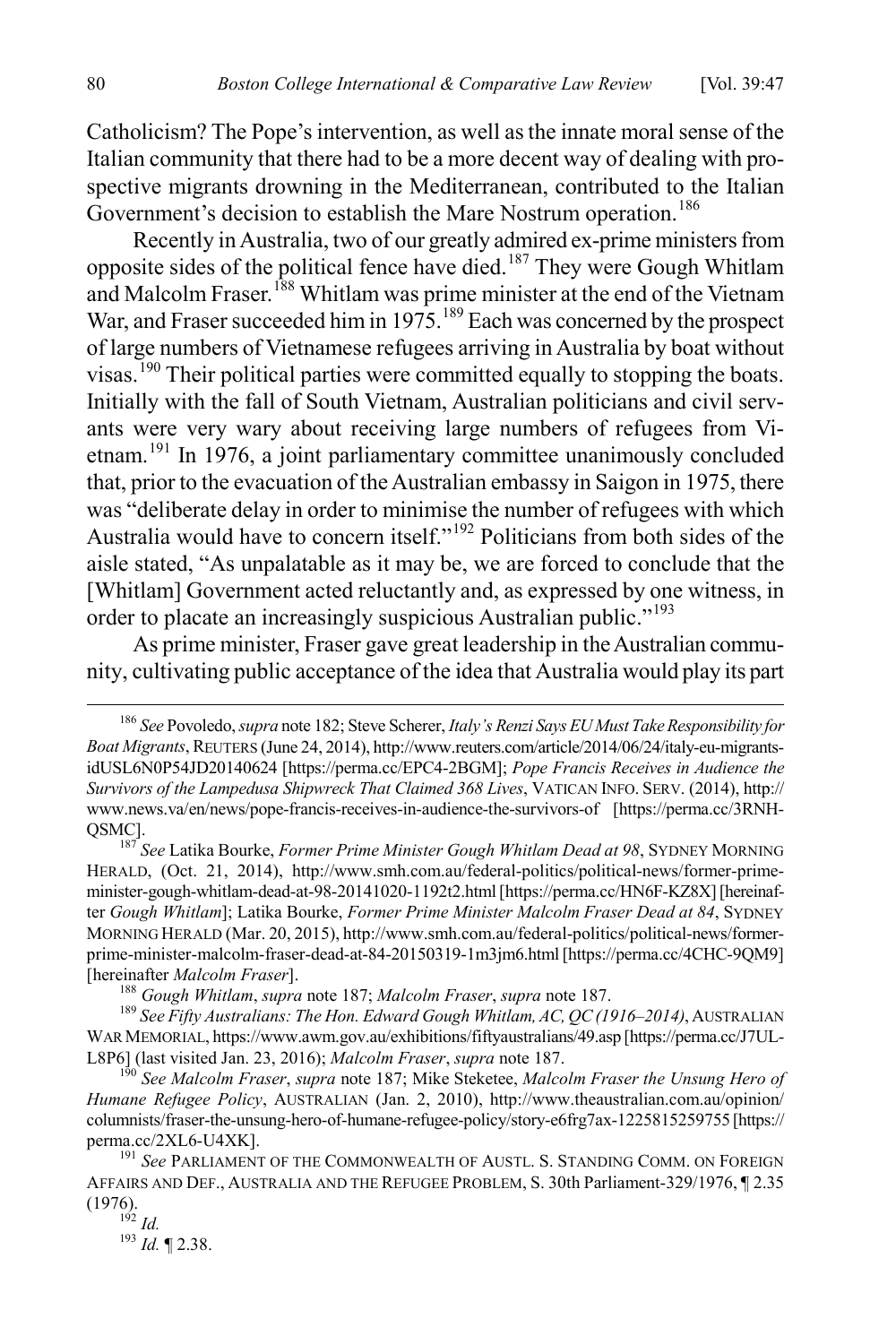Catholicism? The Pope's intervention, as well as the innate moral sense of the Italian community that there had to be a more decent way of dealing with prospective migrants drowning in the Mediterranean, contributed to the Italian Government's decision to establish the Mare Nostrum operation.[186]

Recently in Australia, two of our greatly admired ex-prime ministers from opposite sides of the political fence have died.[187] They were Gough Whitlam and Malcolm Fraser.[188] Whitlam was prime minister at the end of the Vietnam War, and Fraser succeeded him in 1975.[189] Each was concerned by the prospect of large numbers of Vietnamese refugees arriving in Australia by boat without visas.[190] Their political parties were committed equally to stopping the boats. Initially with the fall of South Vietnam, Australian politicians and civil servants were very wary about receiving large numbers of refugees from Vietnam.[191] In 1976, a joint parliamentary committee unanimously concluded that, prior to the evacuation of the Australian embassy in Saigon in 1975, there was "deliberate delay in order to minimise the number of refugees with which Australia would have to concern itself."[192] Politicians from both sides of the aisle stated, "As unpalatable as it may be, we are forced to conclude that the [Whitlam] Government acted reluctantly and, as expressed by one witness, in order to placate an increasingly suspicious Australian public."[193]

As prime minister, Fraser gave great leadership in the Australian community, cultivating public acceptance of the idea that Australia would play its part

---

[186] *See* Povoledo, *supra* note 182; Steve Scherer, *Italy's Renzi Says EU Must Take Responsibility for Boat Migrants*, REUTERS (June 24, 2014), http://www.reuters.com/article/2014/06/24/italy-eu-migrants-idUSL6N0P54JD20140624 [https://perma.cc/EPC4-2BGM]; *Pope Francis Receives in Audience the Survivors of the Lampedusa Shipwreck That Claimed 368 Lives*, VATICAN INFO. SERV. (2014), http://www.news.va/en/news/pope-francis-receives-in-audience-the-survivors-of [https://perma.cc/3RNH-QSMC].

[187] *See* Latika Bourke, *Former Prime Minister Gough Whitlam Dead at 98*, SYDNEY MORNING HERALD, (Oct. 21, 2014), http://www.smh.com.au/federal-politics/political-news/former-prime-minister-gough-whitlam-dead-at-98-20141020-1192t2.html [https://perma.cc/HN6F-KZ8X] [hereinafter *Gough Whitlam*]; Latika Bourke, *Former Prime Minister Malcolm Fraser Dead at 84*, SYDNEY MORNING HERALD (Mar. 20, 2015), http://www.smh.com.au/federal-politics/political-news/former-prime-minister-malcolm-fraser-dead-at-84-20150319-1m3jm6.html [https://perma.cc/4CHC-9QM9] [hereinafter *Malcolm Fraser*].

[188] *Gough Whitlam*, *supra* note 187; *Malcolm Fraser*, *supra* note 187.

[189] *See Fifty Australians: The Hon. Edward Gough Whitlam, AC, QC (1916–2014)*, AUSTRALIAN WAR MEMORIAL, https://www.awm.gov.au/exhibitions/fiftyaustralians/49.asp [https://perma.cc/J7UL-L8P6] (last visited Jan. 23, 2016); *Malcolm Fraser*, *supra* note 187.

[190] *See Malcolm Fraser*, *supra* note 187; Mike Steketee, *Malcolm Fraser the Unsung Hero of Humane Refugee Policy*, AUSTRALIAN (Jan. 2, 2010), http://www.theaustralian.com.au/opinion/columnists/fraser-the-unsung-hero-of-humane-refugee-policy/story-e6frg7ax-1225815259755 [https://perma.cc/2XL6-U4XK].

[191] *See* PARLIAMENT OF THE COMMONWEALTH OF AUSTL. S. STANDING COMM. ON FOREIGN AFFAIRS AND DEF., AUSTRALIA AND THE REFUGEE PROBLEM, S. 30th Parliament-329/1976, ¶ 2.35 (1976).

[192] *Id.*

[193] *Id.* ¶ 2.38.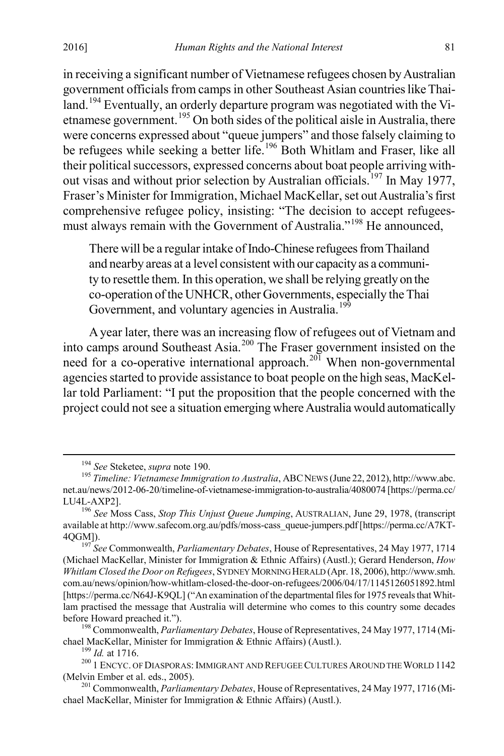in receiving a significant number of Vietnamese refugees chosen by Australian government officials from camps in other Southeast Asian countries like Thailand.[194] Eventually, an orderly departure program was negotiated with the Vietnamese government.[195] On both sides of the political aisle in Australia, there were concerns expressed about "queue jumpers" and those falsely claiming to be refugees while seeking a better life.[196] Both Whitlam and Fraser, like all their political successors, expressed concerns about boat people arriving without visas and without prior selection by Australian officials.[197] In May 1977, Fraser's Minister for Immigration, Michael MacKellar, set out Australia's first comprehensive refugee policy, insisting: "The decision to accept refugeesmust always remain with the Government of Australia."[198] He announced,

> There will be a regular intake of Indo-Chinese refugees from Thailand and nearby areas at a level consistent with our capacity as a community to resettle them. In this operation, we shall be relying greatly on the co-operation of the UNHCR, other Governments, especially the Thai Government, and voluntary agencies in Australia.[199]

A year later, there was an increasing flow of refugees out of Vietnam and into camps around Southeast Asia.[200] The Fraser government insisted on the need for a co-operative international approach.[201] When non-governmental agencies started to provide assistance to boat people on the high seas, MacKellar told Parliament: "I put the proposition that the people concerned with the project could not see a situation emerging where Australia would automatically

---

[194] *See* Steketee, *supra* note 190.

[195] *Timeline: Vietnamese Immigration to Australia*, ABC NEWS (June 22, 2012), http://www.abc.net.au/news/2012-06-20/timeline-of-vietnamese-immigration-to-australia/4080074 [https://perma.cc/LU4L-AXP2].

[196] *See* Moss Cass, *Stop This Unjust Queue Jumping*, AUSTRALIAN, June 29, 1978, (transcript available at http://www.safecom.org.au/pdfs/moss-cass_queue-jumpers.pdf [https://perma.cc/A7KT-4QGM]).

[197] *See* Commonwealth, *Parliamentary Debates*, House of Representatives, 24 May 1977, 1714 (Michael MacKellar, Minister for Immigration & Ethnic Affairs) (Austl.); Gerard Henderson, *How Whitlam Closed the Door on Refugees*, SYDNEY MORNING HERALD (Apr. 18, 2006), http://www.smh.com.au/news/opinion/how-whitlam-closed-the-door-on-refugees/2006/04/17/1145126051892.html [https://perma.cc/N64J-K9QL] ("An examination of the departmental files for 1975 reveals that Whitlam practised the message that Australia will determine who comes to this country some decades before Howard preached it.").

[198] Commonwealth, *Parliamentary Debates*, House of Representatives, 24 May 1977, 1714 (Michael MacKellar, Minister for Immigration & Ethnic Affairs) (Austl.).

[199] *Id.* at 1716.

[200] 1 ENCYC. OF DIASPORAS: IMMIGRANT AND REFUGEE CULTURES AROUND THE WORLD 1142 (Melvin Ember et al. eds., 2005).

[201] Commonwealth, *Parliamentary Debates*, House of Representatives, 24 May 1977, 1716 (Michael MacKellar, Minister for Immigration & Ethnic Affairs) (Austl.).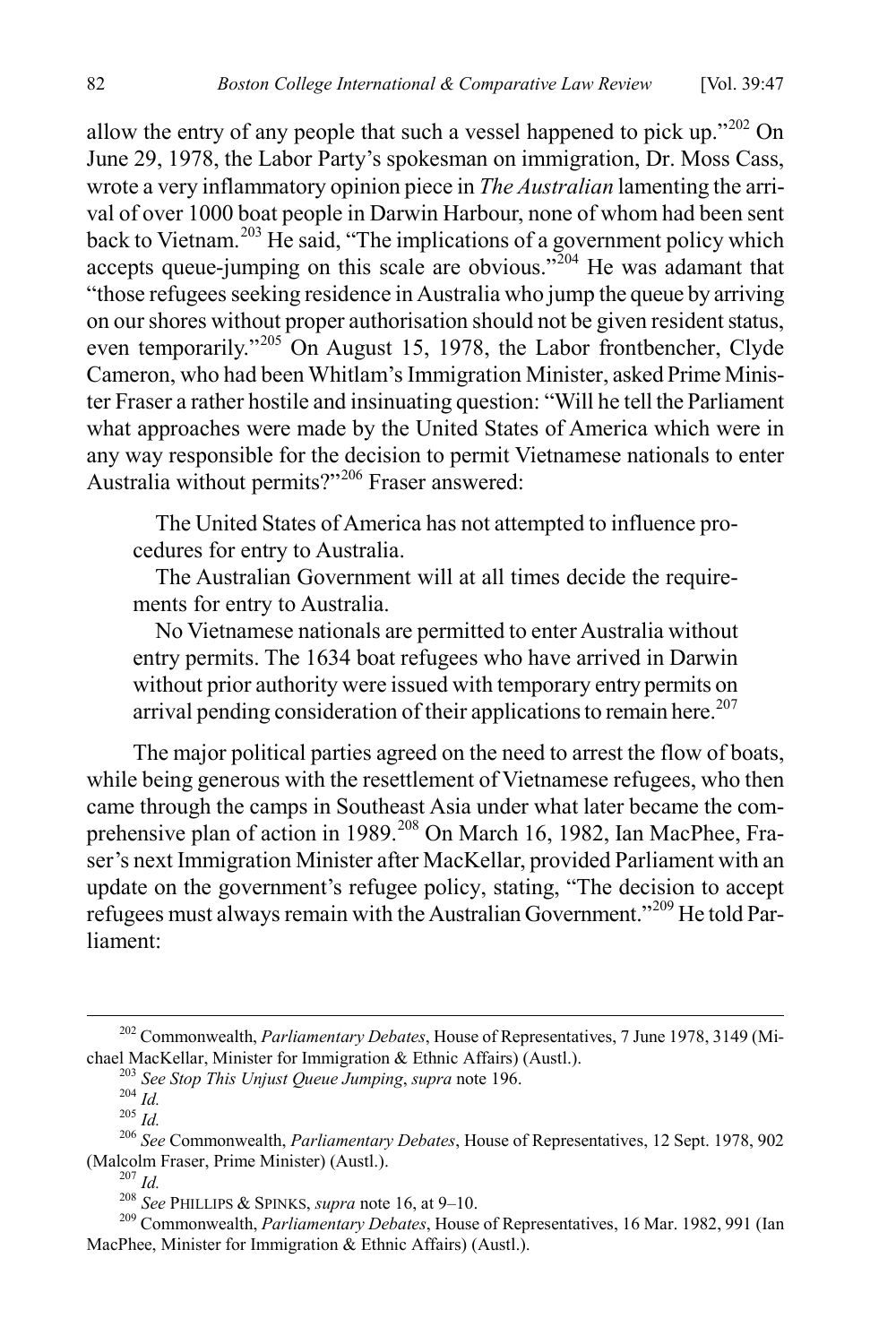allow the entry of any people that such a vessel happened to pick up."[202] On June 29, 1978, the Labor Party's spokesman on immigration, Dr. Moss Cass, wrote a very inflammatory opinion piece in *The Australian* lamenting the arrival of over 1000 boat people in Darwin Harbour, none of whom had been sent back to Vietnam.[203] He said, "The implications of a government policy which accepts queue-jumping on this scale are obvious."[204] He was adamant that "those refugees seeking residence in Australia who jump the queue by arriving on our shores without proper authorisation should not be given resident status, even temporarily."[205] On August 15, 1978, the Labor frontbencher, Clyde Cameron, who had been Whitlam's Immigration Minister, asked Prime Minister Fraser a rather hostile and insinuating question: "Will he tell the Parliament what approaches were made by the United States of America which were in any way responsible for the decision to permit Vietnamese nationals to enter Australia without permits?"[206] Fraser answered:

> The United States of America has not attempted to influence procedures for entry to Australia.
>
> The Australian Government will at all times decide the requirements for entry to Australia.
>
> No Vietnamese nationals are permitted to enter Australia without entry permits. The 1634 boat refugees who have arrived in Darwin without prior authority were issued with temporary entry permits on arrival pending consideration of their applications to remain here.[207]

The major political parties agreed on the need to arrest the flow of boats, while being generous with the resettlement of Vietnamese refugees, who then came through the camps in Southeast Asia under what later became the comprehensive plan of action in 1989.[208] On March 16, 1982, Ian MacPhee, Fraser's next Immigration Minister after MacKellar, provided Parliament with an update on the government's refugee policy, stating, "The decision to accept refugees must always remain with the Australian Government."[209] He told Parliament:

---

[202] Commonwealth, *Parliamentary Debates*, House of Representatives, 7 June 1978, 3149 (Michael MacKellar, Minister for Immigration & Ethnic Affairs) (Austl.).

[203] *See Stop This Unjust Queue Jumping*, *supra* note 196.

[204] *Id.*

[205] *Id.*

[206] *See* Commonwealth, *Parliamentary Debates*, House of Representatives, 12 Sept. 1978, 902 (Malcolm Fraser, Prime Minister) (Austl.).

[207] *Id.*

[208] *See* PHILLIPS & SPINKS, *supra* note 16, at 9–10.

[209] Commonwealth, *Parliamentary Debates*, House of Representatives, 16 Mar. 1982, 991 (Ian MacPhee, Minister for Immigration & Ethnic Affairs) (Austl.).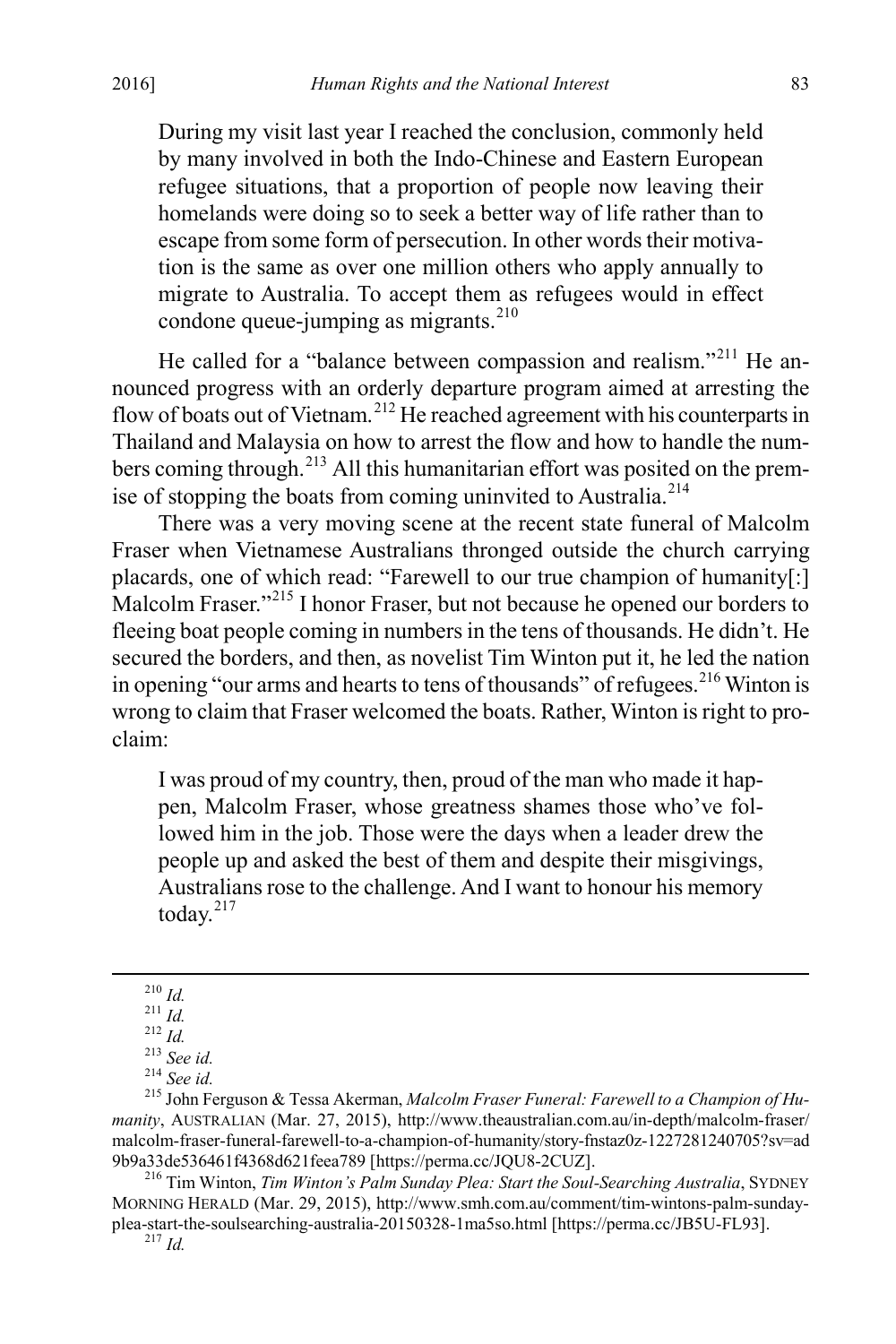> During my visit last year I reached the conclusion, commonly held by many involved in both the Indo-Chinese and Eastern European refugee situations, that a proportion of people now leaving their homelands were doing so to seek a better way of life rather than to escape from some form of persecution. In other words their motivation is the same as over one million others who apply annually to migrate to Australia. To accept them as refugees would in effect condone queue-jumping as migrants.[210]

He called for a "balance between compassion and realism."[211] He announced progress with an orderly departure program aimed at arresting the flow of boats out of Vietnam.[212] He reached agreement with his counterparts in Thailand and Malaysia on how to arrest the flow and how to handle the numbers coming through.[213] All this humanitarian effort was posited on the premise of stopping the boats from coming uninvited to Australia.[214]

There was a very moving scene at the recent state funeral of Malcolm Fraser when Vietnamese Australians thronged outside the church carrying placards, one of which read: "Farewell to our true champion of humanity[:] Malcolm Fraser."[215] I honor Fraser, but not because he opened our borders to fleeing boat people coming in numbers in the tens of thousands. He didn't. He secured the borders, and then, as novelist Tim Winton put it, he led the nation in opening "our arms and hearts to tens of thousands" of refugees.[216] Winton is wrong to claim that Fraser welcomed the boats. Rather, Winton is right to proclaim:

> I was proud of my country, then, proud of the man who made it happen, Malcolm Fraser, whose greatness shames those who've followed him in the job. Those were the days when a leader drew the people up and asked the best of them and despite their misgivings, Australians rose to the challenge. And I want to honour his memory today.[217]

---

[210] *Id.*

[211] *Id.*

[212] *Id.*

[213] *See id.*

[214] *See id.*

[215] John Ferguson & Tessa Akerman, *Malcolm Fraser Funeral: Farewell to a Champion of Humanity*, AUSTRALIAN (Mar. 27, 2015), http://www.theaustralian.com.au/in-depth/malcolm-fraser/malcolm-fraser-funeral-farewell-to-a-champion-of-humanity/story-fnstaz0z-1227281240705?sv=ad9b9a33de536461f4368d621feea789 [https://perma.cc/JQU8-2CUZ].

[216] Tim Winton, *Tim Winton's Palm Sunday Plea: Start the Soul-Searching Australia*, SYDNEY MORNING HERALD (Mar. 29, 2015), http://www.smh.com.au/comment/tim-wintons-palm-sunday-plea-start-the-soulsearching-australia-20150328-1ma5so.html [https://perma.cc/JB5U-FL93].

[217] *Id.*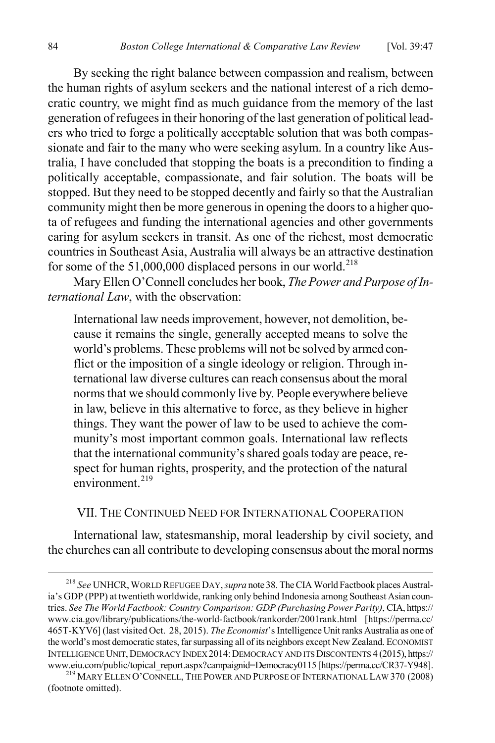By seeking the right balance between compassion and realism, between the human rights of asylum seekers and the national interest of a rich democratic country, we might find as much guidance from the memory of the last generation of refugees in their honoring of the last generation of political leaders who tried to forge a politically acceptable solution that was both compassionate and fair to the many who were seeking asylum. In a country like Australia, I have concluded that stopping the boats is a precondition to finding a politically acceptable, compassionate, and fair solution. The boats will be stopped. But they need to be stopped decently and fairly so that the Australian community might then be more generous in opening the doors to a higher quota of refugees and funding the international agencies and other governments caring for asylum seekers in transit. As one of the richest, most democratic countries in Southeast Asia, Australia will always be an attractive destination for some of the 51,000,000 displaced persons in our world.[218]

Mary Ellen O'Connell concludes her book, *The Power and Purpose of International Law*, with the observation:

> International law needs improvement, however, not demolition, because it remains the single, generally accepted means to solve the world's problems. These problems will not be solved by armed conflict or the imposition of a single ideology or religion. Through international law diverse cultures can reach consensus about the moral norms that we should commonly live by. People everywhere believe in law, believe in this alternative to force, as they believe in higher things. They want the power of law to be used to achieve the community's most important common goals. International law reflects that the international community's shared goals today are peace, respect for human rights, prosperity, and the protection of the natural environment.[219]

## VII. The Continued Need for International Cooperation

International law, statesmanship, moral leadership by civil society, and the churches can all contribute to developing consensus about the moral norms

---

[218] *See* UNHCR, World Refugee Day, *supra* note 38. The CIA World Factbook places Australia's GDP (PPP) at twentieth worldwide, ranking only behind Indonesia among Southeast Asian countries. *See The World Factbook: Country Comparison: GDP (Purchasing Power Parity)*, CIA, https://www.cia.gov/library/publications/the-world-factbook/rankorder/2001rank.html [https://perma.cc/465T-KYV6] (last visited Oct. 28, 2015). *The Economist*'s Intelligence Unit ranks Australia as one of the world's most democratic states, far surpassing all of its neighbors except New Zealand. Economist Intelligence Unit, Democracy Index 2014: Democracy and its Discontents 4 (2015), https://www.eiu.com/public/topical_report.aspx?campaignid=Democracy0115 [https://perma.cc/CR37-Y948].

[219] Mary Ellen O'Connell, The Power and Purpose of International Law 370 (2008) (footnote omitted).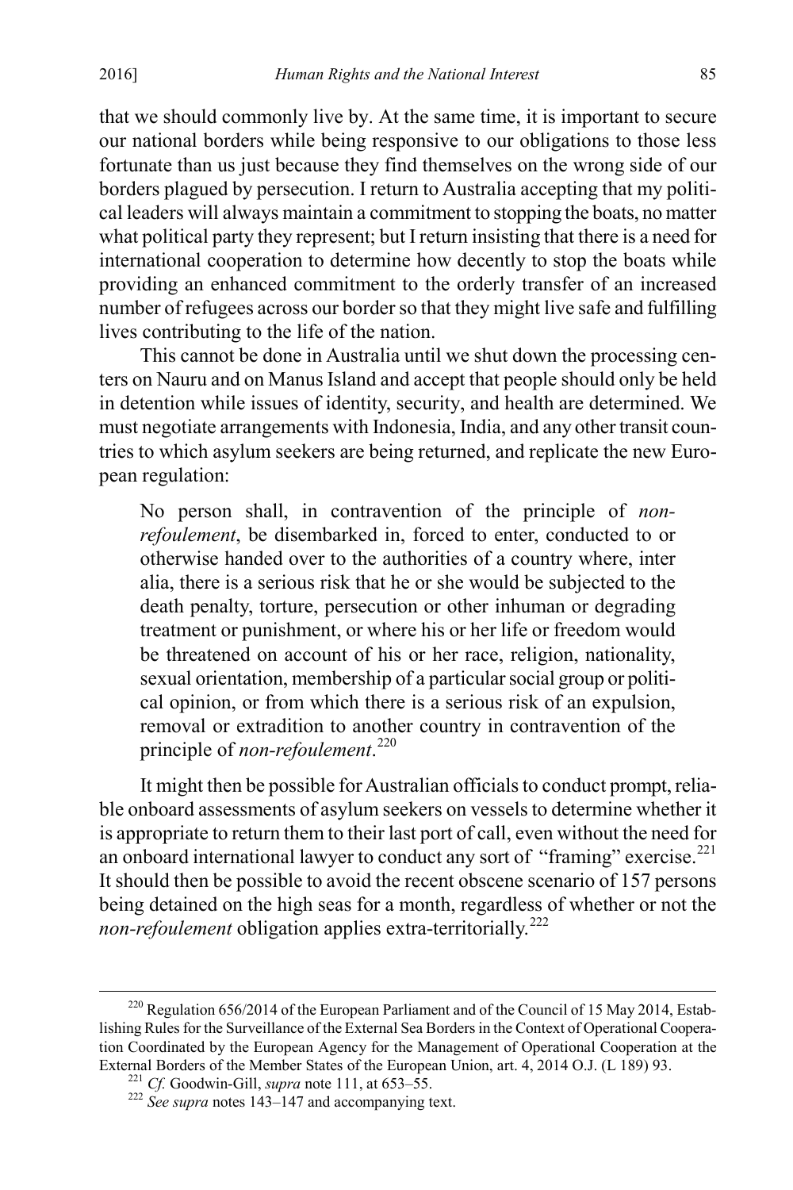that we should commonly live by. At the same time, it is important to secure our national borders while being responsive to our obligations to those less fortunate than us just because they find themselves on the wrong side of our borders plagued by persecution. I return to Australia accepting that my political leaders will always maintain a commitment to stopping the boats, no matter what political party they represent; but I return insisting that there is a need for international cooperation to determine how decently to stop the boats while providing an enhanced commitment to the orderly transfer of an increased number of refugees across our border so that they might live safe and fulfilling lives contributing to the life of the nation.

This cannot be done in Australia until we shut down the processing centers on Nauru and on Manus Island and accept that people should only be held in detention while issues of identity, security, and health are determined. We must negotiate arrangements with Indonesia, India, and any other transit countries to which asylum seekers are being returned, and replicate the new European regulation:

> No person shall, in contravention of the principle of *non-refoulement*, be disembarked in, forced to enter, conducted to or otherwise handed over to the authorities of a country where, inter alia, there is a serious risk that he or she would be subjected to the death penalty, torture, persecution or other inhuman or degrading treatment or punishment, or where his or her life or freedom would be threatened on account of his or her race, religion, nationality, sexual orientation, membership of a particular social group or political opinion, or from which there is a serious risk of an expulsion, removal or extradition to another country in contravention of the principle of *non-refoulement*.[220]

It might then be possible for Australian officials to conduct prompt, reliable onboard assessments of asylum seekers on vessels to determine whether it is appropriate to return them to their last port of call, even without the need for an onboard international lawyer to conduct any sort of "framing" exercise.[221] It should then be possible to avoid the recent obscene scenario of 157 persons being detained on the high seas for a month, regardless of whether or not the *non-refoulement* obligation applies extra-territorially.[222]

---

[220] Regulation 656/2014 of the European Parliament and of the Council of 15 May 2014, Establishing Rules for the Surveillance of the External Sea Borders in the Context of Operational Cooperation Coordinated by the European Agency for the Management of Operational Cooperation at the External Borders of the Member States of the European Union, art. 4, 2014 O.J. (L 189) 93.

[221] *Cf.* Goodwin-Gill, *supra* note 111, at 653–55.

[222] *See supra* notes 143–147 and accompanying text.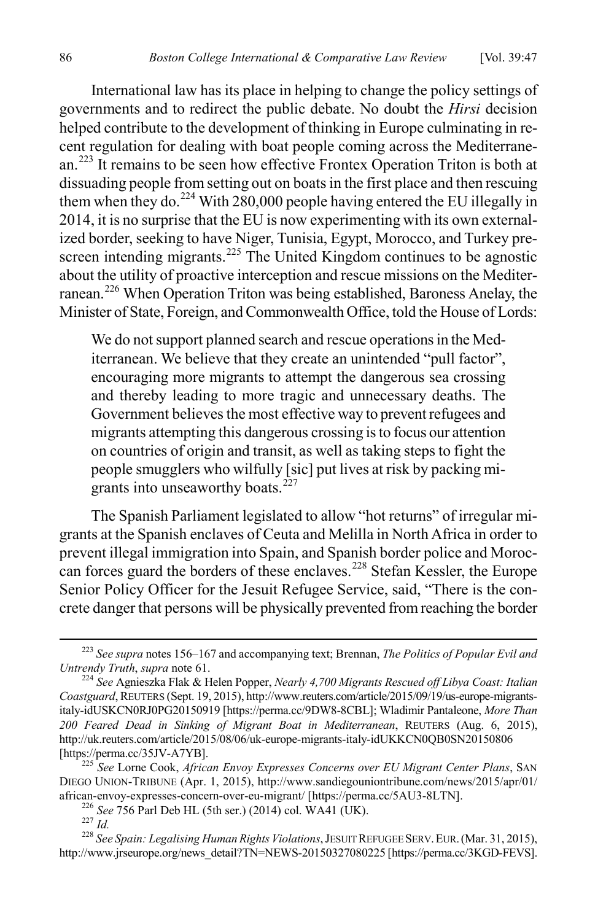International law has its place in helping to change the policy settings of governments and to redirect the public debate. No doubt the *Hirsi* decision helped contribute to the development of thinking in Europe culminating in recent regulation for dealing with boat people coming across the Mediterranean.[223] It remains to be seen how effective Frontex Operation Triton is both at dissuading people from setting out on boats in the first place and then rescuing them when they do.[224] With 280,000 people having entered the EU illegally in 2014, it is no surprise that the EU is now experimenting with its own externalized border, seeking to have Niger, Tunisia, Egypt, Morocco, and Turkey prescreen intending migrants.[225] The United Kingdom continues to be agnostic about the utility of proactive interception and rescue missions on the Mediterranean.[226] When Operation Triton was being established, Baroness Anelay, the Minister of State, Foreign, and Commonwealth Office, told the House of Lords:

> We do not support planned search and rescue operations in the Mediterranean. We believe that they create an unintended "pull factor", encouraging more migrants to attempt the dangerous sea crossing and thereby leading to more tragic and unnecessary deaths. The Government believes the most effective way to prevent refugees and migrants attempting this dangerous crossing is to focus our attention on countries of origin and transit, as well as taking steps to fight the people smugglers who wilfully [sic] put lives at risk by packing migrants into unseaworthy boats.[227]

The Spanish Parliament legislated to allow "hot returns" of irregular migrants at the Spanish enclaves of Ceuta and Melilla in North Africa in order to prevent illegal immigration into Spain, and Spanish border police and Moroccan forces guard the borders of these enclaves.[228] Stefan Kessler, the Europe Senior Policy Officer for the Jesuit Refugee Service, said, "There is the concrete danger that persons will be physically prevented from reaching the border

---

[223] *See supra* notes 156–167 and accompanying text; Brennan, *The Politics of Popular Evil and Untrendy Truth*, *supra* note 61.

[224] *See* Agnieszka Flak & Helen Popper, *Nearly 4,700 Migrants Rescued off Libya Coast: Italian Coastguard*, REUTERS (Sept. 19, 2015), http://www.reuters.com/article/2015/09/19/us-europe-migrants-italy-idUSKCN0RJ0PG20150919 [https://perma.cc/9DW8-8CBL]; Wladimir Pantaleone, *More Than 200 Feared Dead in Sinking of Migrant Boat in Mediterranean*, REUTERS (Aug. 6, 2015), http://uk.reuters.com/article/2015/08/06/uk-europe-migrants-italy-idUKKCN0QB0SN20150806 [https://perma.cc/35JV-A7YB].

[225] *See* Lorne Cook, *African Envoy Expresses Concerns over EU Migrant Center Plans*, SAN DIEGO UNION-TRIBUNE (Apr. 1, 2015), http://www.sandiegouniontribune.com/news/2015/apr/01/african-envoy-expresses-concern-over-eu-migrant/ [https://perma.cc/5AU3-8LTN].

[226] *See* 756 Parl Deb HL (5th ser.) (2014) col. WA41 (UK).

[227] *Id.*

[228] *See Spain: Legalising Human Rights Violations*, JESUIT REFUGEE SERV. EUR. (Mar. 31, 2015), http://www.jrseurope.org/news_detail?TN=NEWS-20150327080225 [https://perma.cc/3KGD-FEVS].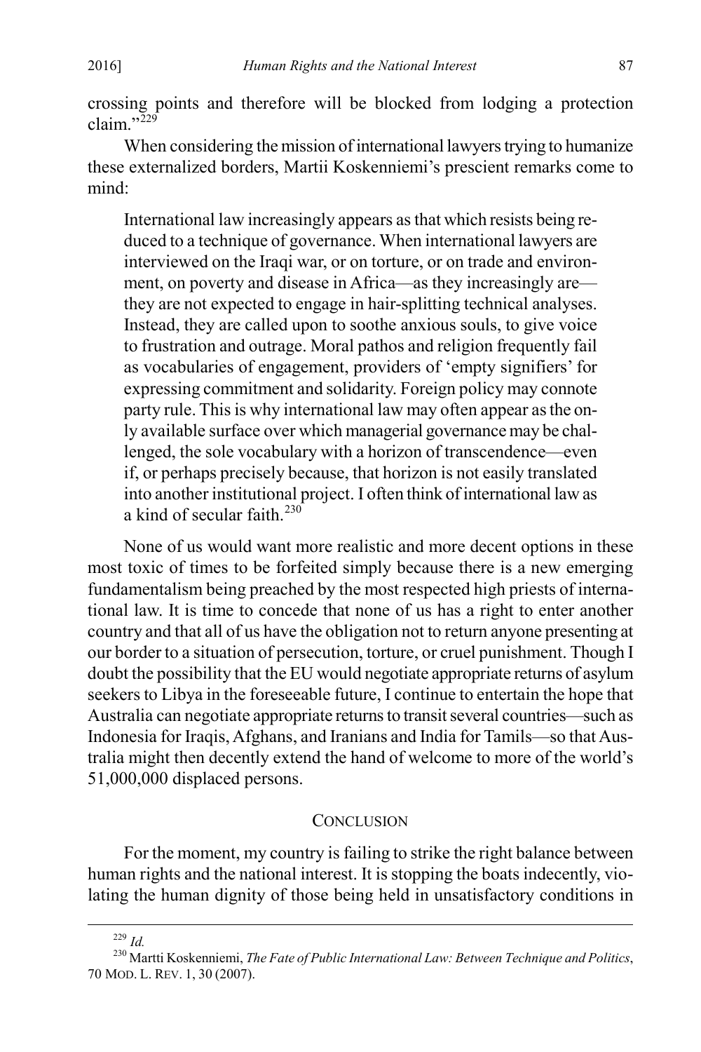crossing points and therefore will be blocked from lodging a protection claim."[229]

When considering the mission of international lawyers trying to humanize these externalized borders, Martii Koskenniemi's prescient remarks come to mind:

> International law increasingly appears as that which resists being reduced to a technique of governance. When international lawyers are interviewed on the Iraqi war, or on torture, or on trade and environment, on poverty and disease in Africa—as they increasingly are—they are not expected to engage in hair-splitting technical analyses. Instead, they are called upon to soothe anxious souls, to give voice to frustration and outrage. Moral pathos and religion frequently fail as vocabularies of engagement, providers of 'empty signifiers' for expressing commitment and solidarity. Foreign policy may connote party rule. This is why international law may often appear as the only available surface over which managerial governance may be challenged, the sole vocabulary with a horizon of transcendence—even if, or perhaps precisely because, that horizon is not easily translated into another institutional project. I often think of international law as a kind of secular faith.[230]

None of us would want more realistic and more decent options in these most toxic of times to be forfeited simply because there is a new emerging fundamentalism being preached by the most respected high priests of international law. It is time to concede that none of us has a right to enter another country and that all of us have the obligation not to return anyone presenting at our border to a situation of persecution, torture, or cruel punishment. Though I doubt the possibility that the EU would negotiate appropriate returns of asylum seekers to Libya in the foreseeable future, I continue to entertain the hope that Australia can negotiate appropriate returns to transit several countries—such as Indonesia for Iraqis, Afghans, and Iranians and India for Tamils—so that Australia might then decently extend the hand of welcome to more of the world's 51,000,000 displaced persons.

## CONCLUSION

For the moment, my country is failing to strike the right balance between human rights and the national interest. It is stopping the boats indecently, violating the human dignity of those being held in unsatisfactory conditions in

---

[229] *Id.*

[230] Martti Koskenniemi, *The Fate of Public International Law: Between Technique and Politics*, 70 MOD. L. REV. 1, 30 (2007).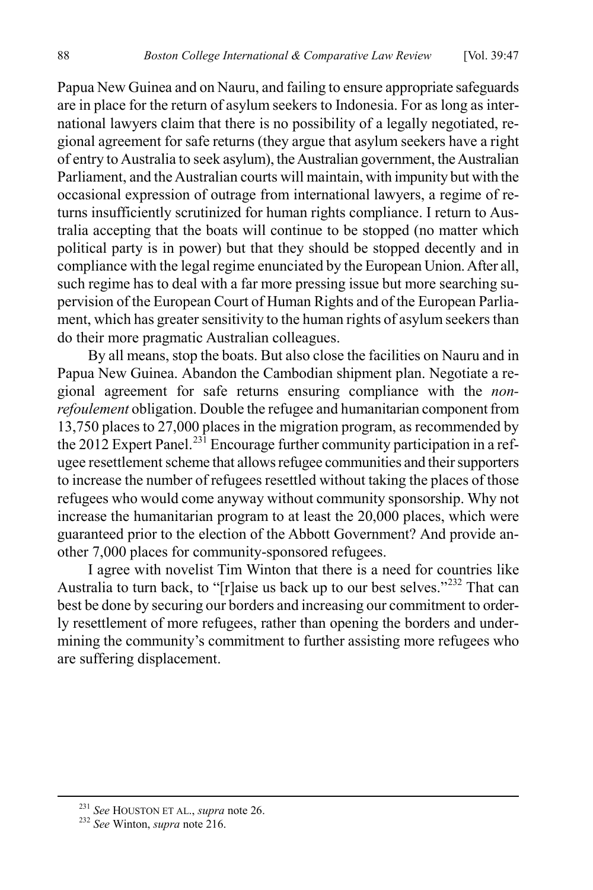Papua New Guinea and on Nauru, and failing to ensure appropriate safeguards are in place for the return of asylum seekers to Indonesia. For as long as international lawyers claim that there is no possibility of a legally negotiated, regional agreement for safe returns (they argue that asylum seekers have a right of entry to Australia to seek asylum), the Australian government, the Australian Parliament, and the Australian courts will maintain, with impunity but with the occasional expression of outrage from international lawyers, a regime of returns insufficiently scrutinized for human rights compliance. I return to Australia accepting that the boats will continue to be stopped (no matter which political party is in power) but that they should be stopped decently and in compliance with the legal regime enunciated by the European Union. After all, such regime has to deal with a far more pressing issue but more searching supervision of the European Court of Human Rights and of the European Parliament, which has greater sensitivity to the human rights of asylum seekers than do their more pragmatic Australian colleagues.

By all means, stop the boats. But also close the facilities on Nauru and in Papua New Guinea. Abandon the Cambodian shipment plan. Negotiate a regional agreement for safe returns ensuring compliance with the *non-refoulement* obligation. Double the refugee and humanitarian component from 13,750 places to 27,000 places in the migration program, as recommended by the 2012 Expert Panel.[231] Encourage further community participation in a refugee resettlement scheme that allows refugee communities and their supporters to increase the number of refugees resettled without taking the places of those refugees who would come anyway without community sponsorship. Why not increase the humanitarian program to at least the 20,000 places, which were guaranteed prior to the election of the Abbott Government? And provide another 7,000 places for community-sponsored refugees.

I agree with novelist Tim Winton that there is a need for countries like Australia to turn back, to "[r]aise us back up to our best selves."[232] That can best be done by securing our borders and increasing our commitment to orderly resettlement of more refugees, rather than opening the borders and undermining the community's commitment to further assisting more refugees who are suffering displacement.

---

[231] *See* HOUSTON ET AL., *supra* note 26.

[232] *See* Winton, *supra* note 216.